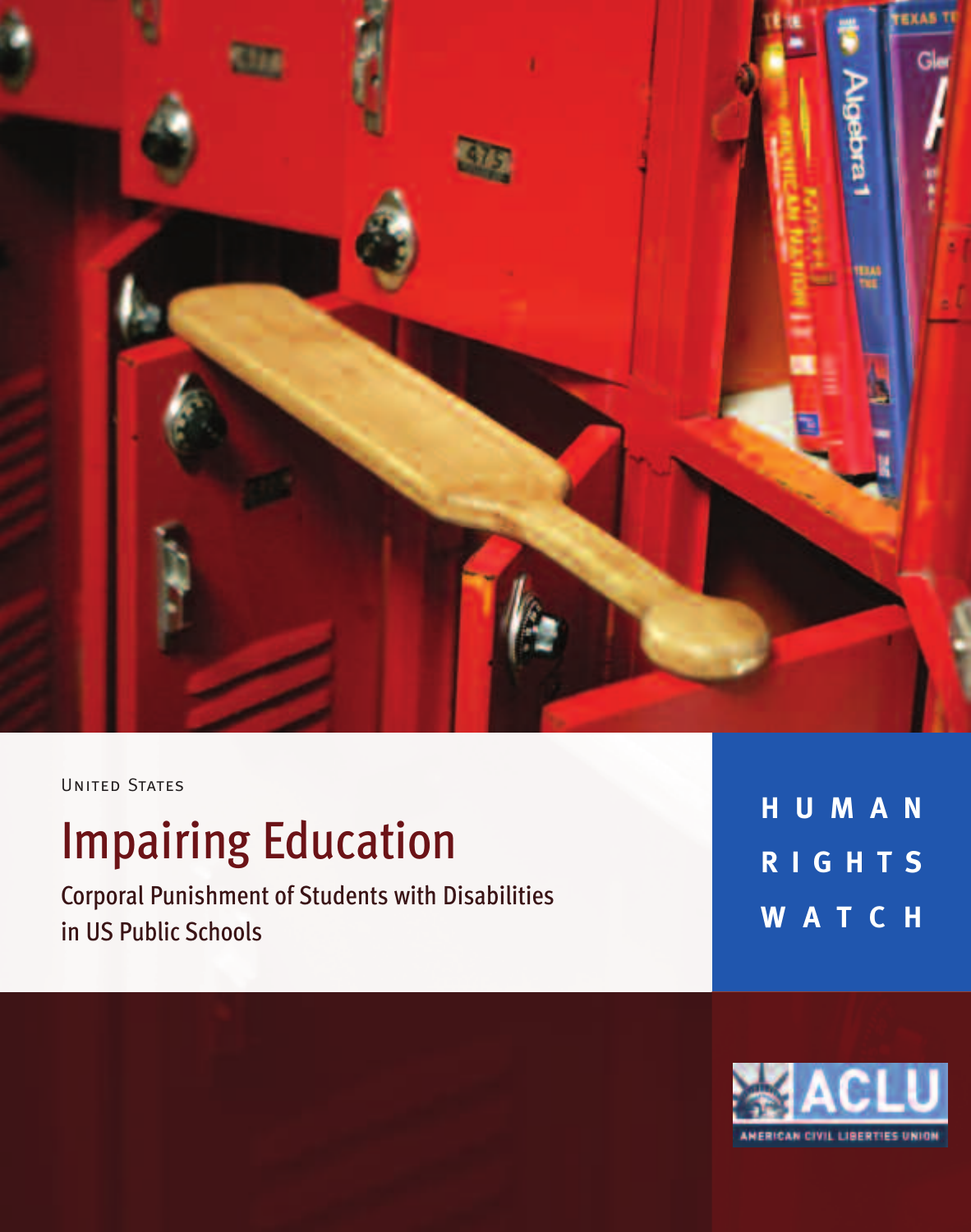United States

# Impairing Education

Corporal Punishment of Students with Disabilities in US Public Schools

HUMAN RIGHTS WATCH

ACLU

AMERICAN CIVIL LIBERTIES UNION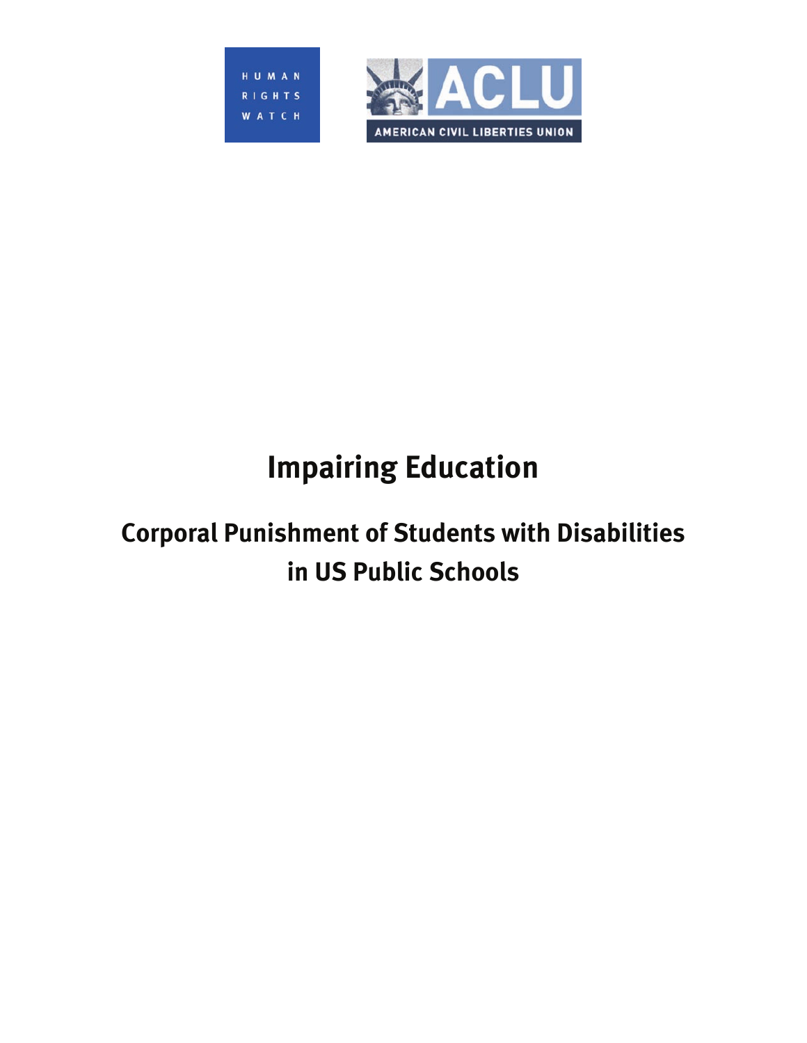HUMAN RIGHTS WATCH

ACLU AMERICAN CIVIL LIBERTIES UNION

# Impairing Education

## Corporal Punishment of Students with Disabilities in US Public Schools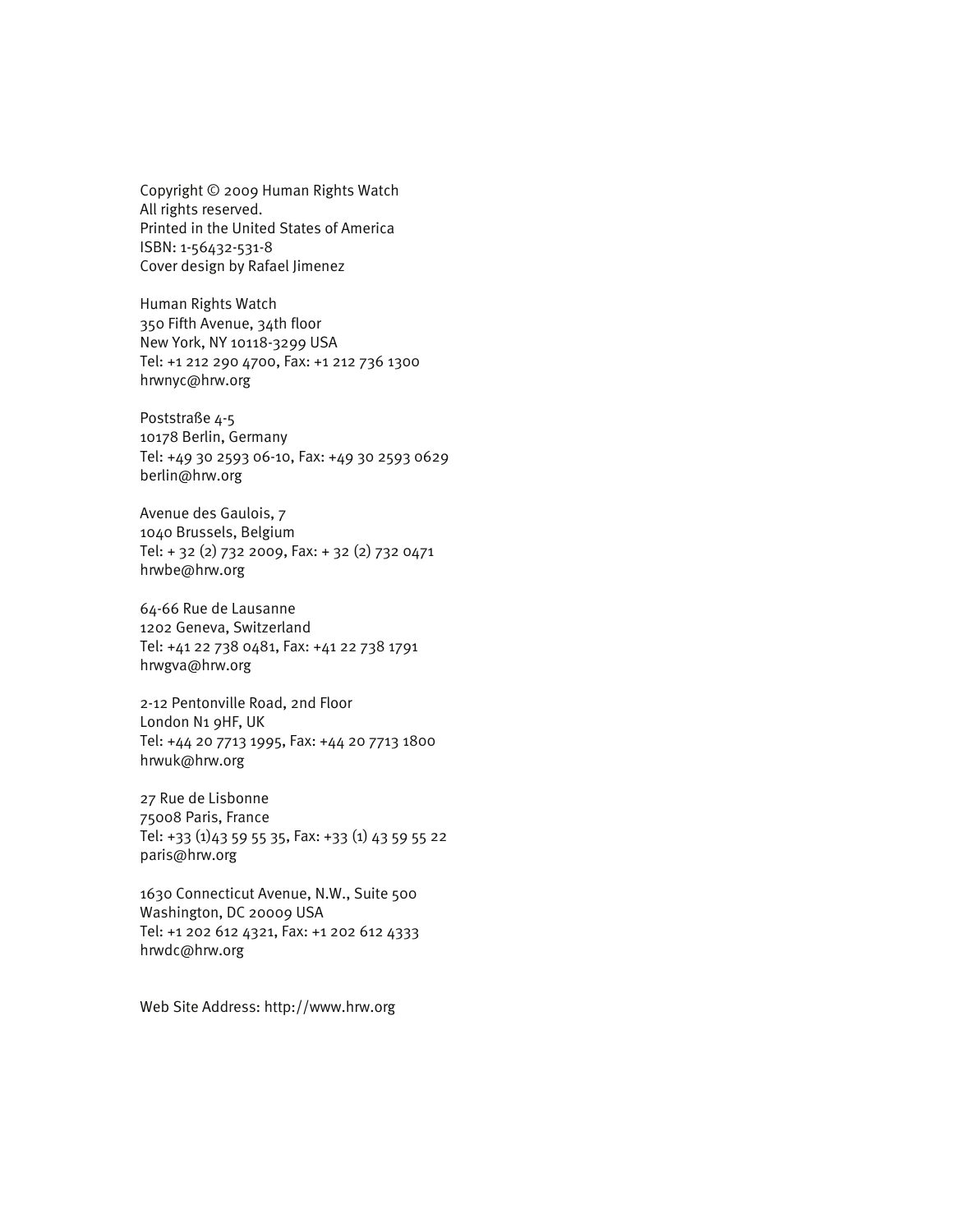Copyright © 2009 Human Rights Watch
All rights reserved.
Printed in the United States of America
ISBN: 1-56432-531-8
Cover design by Rafael Jimenez

Human Rights Watch
350 Fifth Avenue, 34th floor
New York, NY 10118-3299 USA
Tel: +1 212 290 4700, Fax: +1 212 736 1300
hrwnyc@hrw.org

Poststraße 4-5
10178 Berlin, Germany
Tel: +49 30 2593 06-10, Fax: +49 30 2593 0629
berlin@hrw.org

Avenue des Gaulois, 7
1040 Brussels, Belgium
Tel: + 32 (2) 732 2009, Fax: + 32 (2) 732 0471
hrwbe@hrw.org

64-66 Rue de Lausanne
1202 Geneva, Switzerland
Tel: +41 22 738 0481, Fax: +41 22 738 1791
hrwgva@hrw.org

2-12 Pentonville Road, 2nd Floor
London N1 9HF, UK
Tel: +44 20 7713 1995, Fax: +44 20 7713 1800
hrwuk@hrw.org

27 Rue de Lisbonne
75008 Paris, France
Tel: +33 (1)43 59 55 35, Fax: +33 (1) 43 59 55 22
paris@hrw.org

1630 Connecticut Avenue, N.W., Suite 500
Washington, DC 20009 USA
Tel: +1 202 612 4321, Fax: +1 202 612 4333
hrwdc@hrw.org

Web Site Address: http://www.hrw.org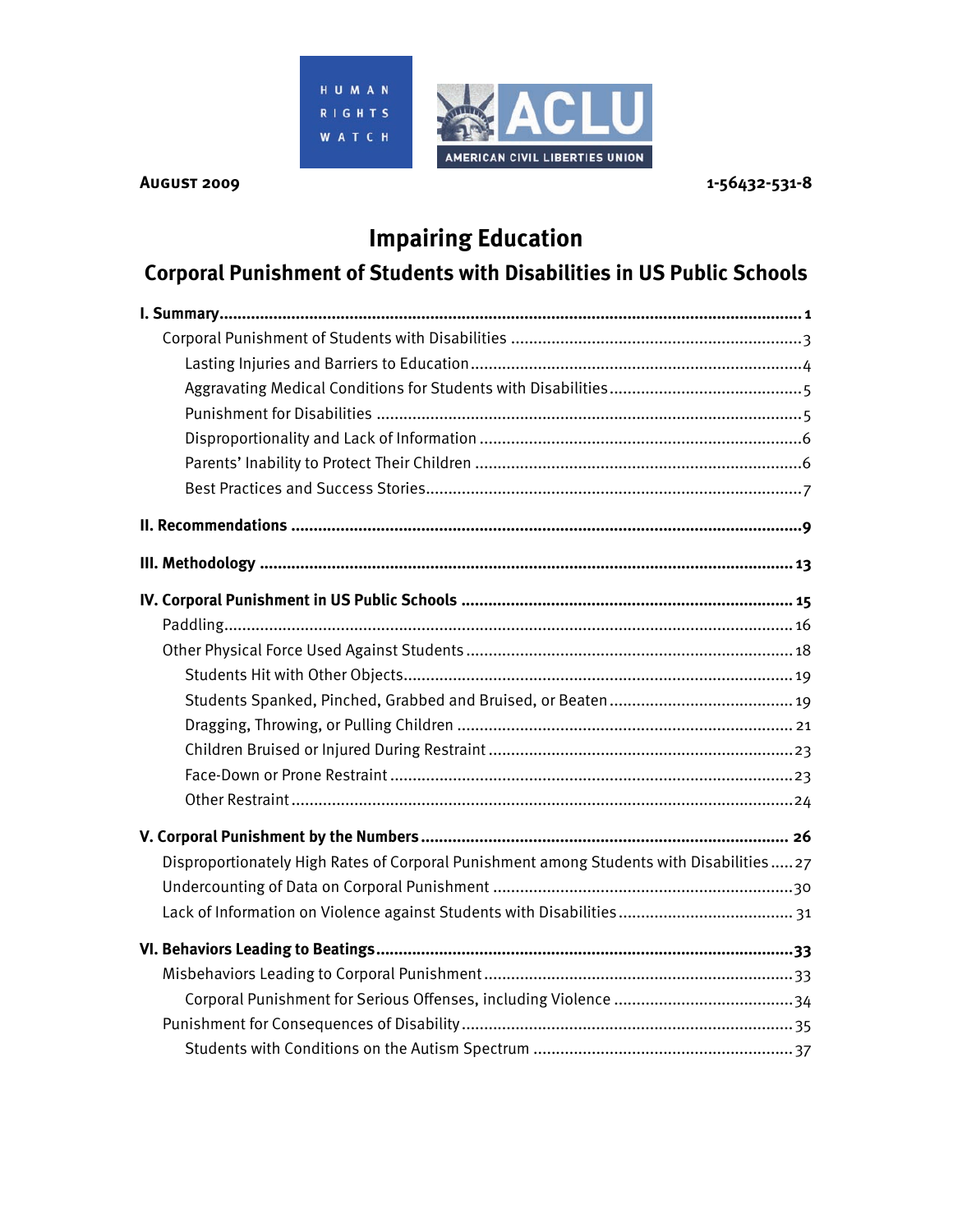HUMAN RIGHTS WATCH

ACLU AMERICAN CIVIL LIBERTIES UNION

**AUGUST 2009** **1-56432-531-8**

# Impairing Education

## Corporal Punishment of Students with Disabilities in US Public Schools

**I. Summary** .......... **1**
- Corporal Punishment of Students with Disabilities .......... 3
  - Lasting Injuries and Barriers to Education .......... 4
  - Aggravating Medical Conditions for Students with Disabilities .......... 5
  - Punishment for Disabilities .......... 5
  - Disproportionality and Lack of Information .......... 6
  - Parents' Inability to Protect Their Children .......... 6
  - Best Practices and Success Stories .......... 7

**II. Recommendations** .......... **9**

**III. Methodology** .......... **13**

**IV. Corporal Punishment in US Public Schools** .......... **15**
- Paddling .......... 16
- Other Physical Force Used Against Students .......... 18
  - Students Hit with Other Objects .......... 19
  - Students Spanked, Pinched, Grabbed and Bruised, or Beaten .......... 19
  - Dragging, Throwing, or Pulling Children .......... 21
  - Children Bruised or Injured During Restraint .......... 23
  - Face-Down or Prone Restraint .......... 23
  - Other Restraint .......... 24

**V. Corporal Punishment by the Numbers** .......... **26**
- Disproportionately High Rates of Corporal Punishment among Students with Disabilities .......... 27
- Undercounting of Data on Corporal Punishment .......... 30
- Lack of Information on Violence against Students with Disabilities .......... 31

**VI. Behaviors Leading to Beatings** .......... **33**
- Misbehaviors Leading to Corporal Punishment .......... 33
  - Corporal Punishment for Serious Offenses, including Violence .......... 34
- Punishment for Consequences of Disability .......... 35
  - Students with Conditions on the Autism Spectrum .......... 37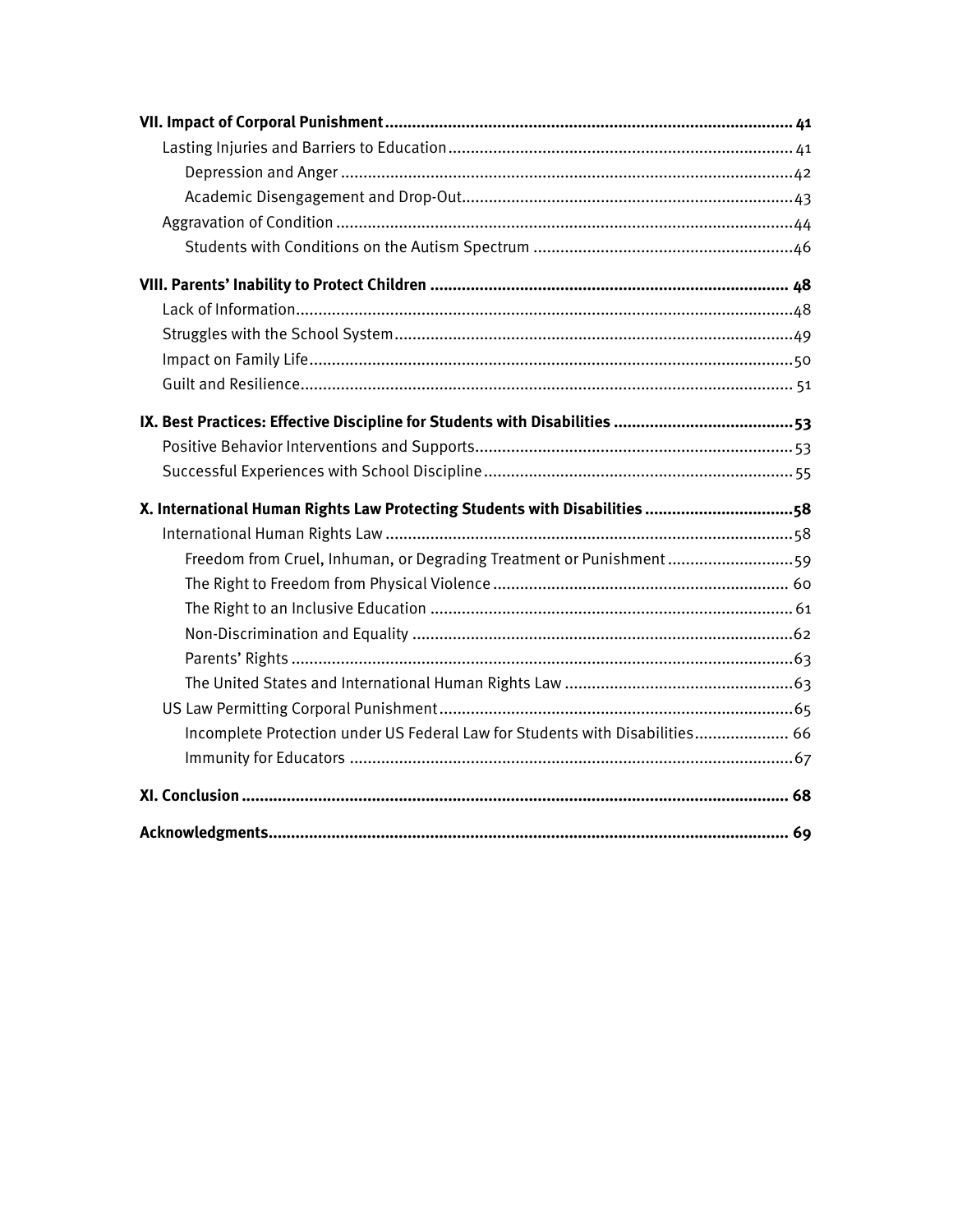**VII. Impact of Corporal Punishment** .......... **41**

- Lasting Injuries and Barriers to Education .......... 41
  - Depression and Anger .......... 42
  - Academic Disengagement and Drop-Out .......... 43
- Aggravation of Condition .......... 44
  - Students with Conditions on the Autism Spectrum .......... 46

**VIII. Parents' Inability to Protect Children** .......... **48**

- Lack of Information .......... 48
- Struggles with the School System .......... 49
- Impact on Family Life .......... 50
- Guilt and Resilience .......... 51

**IX. Best Practices: Effective Discipline for Students with Disabilities** .......... **53**

- Positive Behavior Interventions and Supports .......... 53
- Successful Experiences with School Discipline .......... 55

**X. International Human Rights Law Protecting Students with Disabilities** .......... **58**

- International Human Rights Law .......... 58
  - Freedom from Cruel, Inhuman, or Degrading Treatment or Punishment .......... 59
  - The Right to Freedom from Physical Violence .......... 60
  - The Right to an Inclusive Education .......... 61
  - Non-Discrimination and Equality .......... 62
  - Parents' Rights .......... 63
  - The United States and International Human Rights Law .......... 63
- US Law Permitting Corporal Punishment .......... 65
  - Incomplete Protection under US Federal Law for Students with Disabilities .......... 66
  - Immunity for Educators .......... 67

**XI. Conclusion** .......... **68**

**Acknowledgments** .......... **69**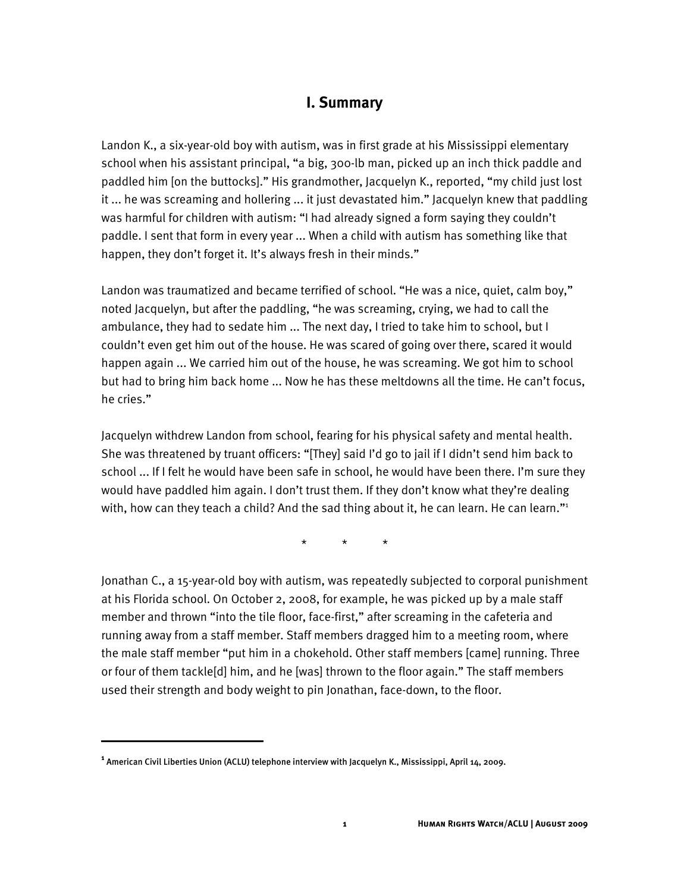## I. Summary

Landon K., a six-year-old boy with autism, was in first grade at his Mississippi elementary school when his assistant principal, "a big, 300-lb man, picked up an inch thick paddle and paddled him [on the buttocks]." His grandmother, Jacquelyn K., reported, "my child just lost it ... he was screaming and hollering ... it just devastated him." Jacquelyn knew that paddling was harmful for children with autism: "I had already signed a form saying they couldn't paddle. I sent that form in every year ... When a child with autism has something like that happen, they don't forget it. It's always fresh in their minds."

Landon was traumatized and became terrified of school. "He was a nice, quiet, calm boy," noted Jacquelyn, but after the paddling, "he was screaming, crying, we had to call the ambulance, they had to sedate him ... The next day, I tried to take him to school, but I couldn't even get him out of the house. He was scared of going over there, scared it would happen again ... We carried him out of the house, he was screaming. We got him to school but had to bring him back home ... Now he has these meltdowns all the time. He can't focus, he cries."

Jacquelyn withdrew Landon from school, fearing for his physical safety and mental health. She was threatened by truant officers: "[They] said I'd go to jail if I didn't send him back to school ... If I felt he would have been safe in school, he would have been there. I'm sure they would have paddled him again. I don't trust them. If they don't know what they're dealing with, how can they teach a child? And the sad thing about it, he can learn. He can learn."[1]

\* \* \*

Jonathan C., a 15-year-old boy with autism, was repeatedly subjected to corporal punishment at his Florida school. On October 2, 2008, for example, he was picked up by a male staff member and thrown "into the tile floor, face-first," after screaming in the cafeteria and running away from a staff member. Staff members dragged him to a meeting room, where the male staff member "put him in a chokehold. Other staff members [came] running. Three or four of them tackle[d] him, and he [was] thrown to the floor again." The staff members used their strength and body weight to pin Jonathan, face-down, to the floor.

---

[1] American Civil Liberties Union (ACLU) telephone interview with Jacquelyn K., Mississippi, April 14, 2009.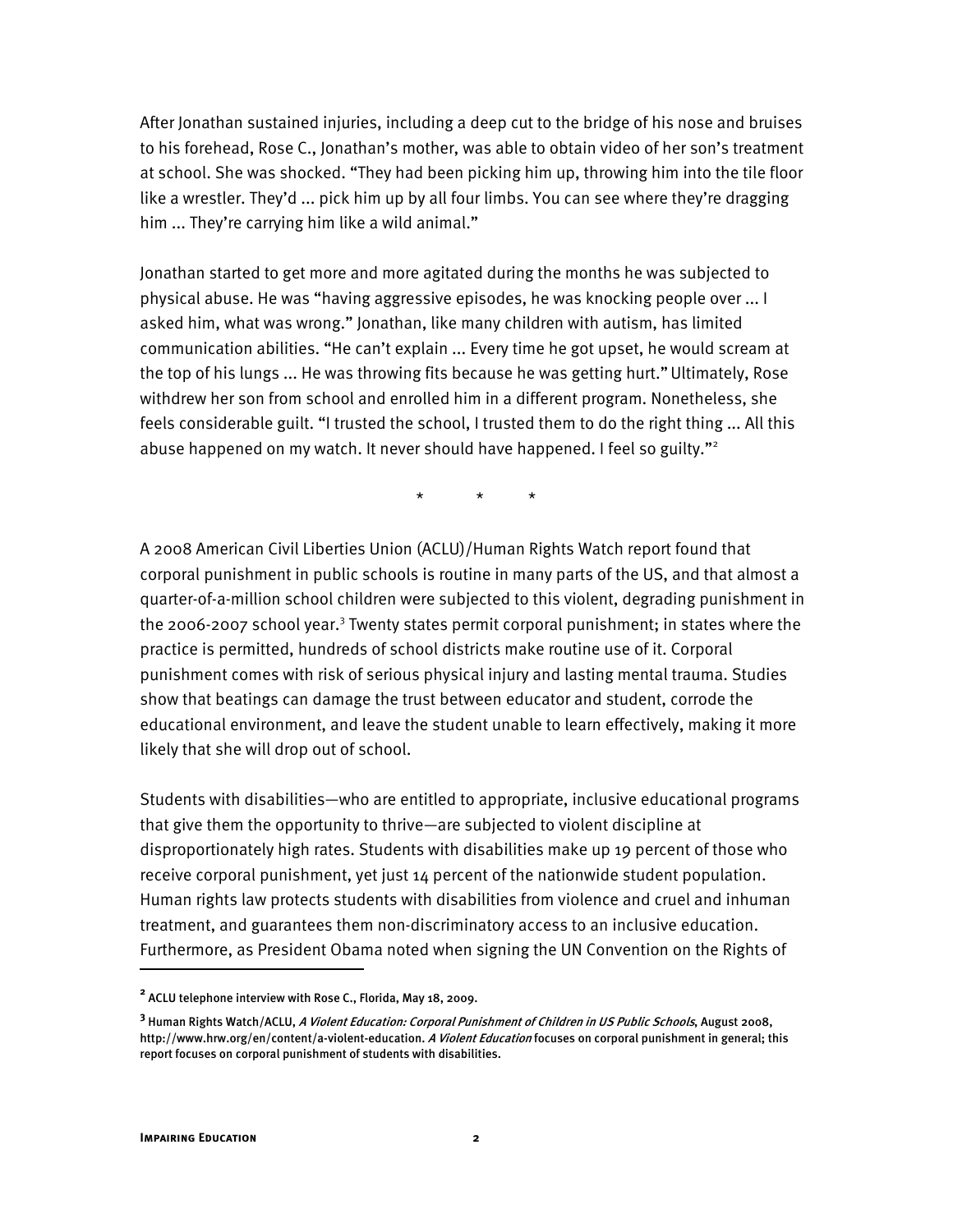After Jonathan sustained injuries, including a deep cut to the bridge of his nose and bruises to his forehead, Rose C., Jonathan's mother, was able to obtain video of her son's treatment at school. She was shocked. "They had been picking him up, throwing him into the tile floor like a wrestler. They'd ... pick him up by all four limbs. You can see where they're dragging him ... They're carrying him like a wild animal."

Jonathan started to get more and more agitated during the months he was subjected to physical abuse. He was "having aggressive episodes, he was knocking people over ... I asked him, what was wrong." Jonathan, like many children with autism, has limited communication abilities. "He can't explain ... Every time he got upset, he would scream at the top of his lungs ... He was throwing fits because he was getting hurt." Ultimately, Rose withdrew her son from school and enrolled him in a different program. Nonetheless, she feels considerable guilt. "I trusted the school, I trusted them to do the right thing ... All this abuse happened on my watch. It never should have happened. I feel so guilty."[2]

\* \* \*

A 2008 American Civil Liberties Union (ACLU)/Human Rights Watch report found that corporal punishment in public schools is routine in many parts of the US, and that almost a quarter-of-a-million school children were subjected to this violent, degrading punishment in the 2006-2007 school year.[3] Twenty states permit corporal punishment; in states where the practice is permitted, hundreds of school districts make routine use of it. Corporal punishment comes with risk of serious physical injury and lasting mental trauma. Studies show that beatings can damage the trust between educator and student, corrode the educational environment, and leave the student unable to learn effectively, making it more likely that she will drop out of school.

Students with disabilities—who are entitled to appropriate, inclusive educational programs that give them the opportunity to thrive—are subjected to violent discipline at disproportionately high rates. Students with disabilities make up 19 percent of those who receive corporal punishment, yet just 14 percent of the nationwide student population. Human rights law protects students with disabilities from violence and cruel and inhuman treatment, and guarantees them non-discriminatory access to an inclusive education. Furthermore, as President Obama noted when signing the UN Convention on the Rights of

---

[2] ACLU telephone interview with Rose C., Florida, May 18, 2009.

[3] Human Rights Watch/ACLU, *A Violent Education: Corporal Punishment of Children in US Public Schools*, August 2008, http://www.hrw.org/en/content/a-violent-education. *A Violent Education* focuses on corporal punishment in general; this report focuses on corporal punishment of students with disabilities.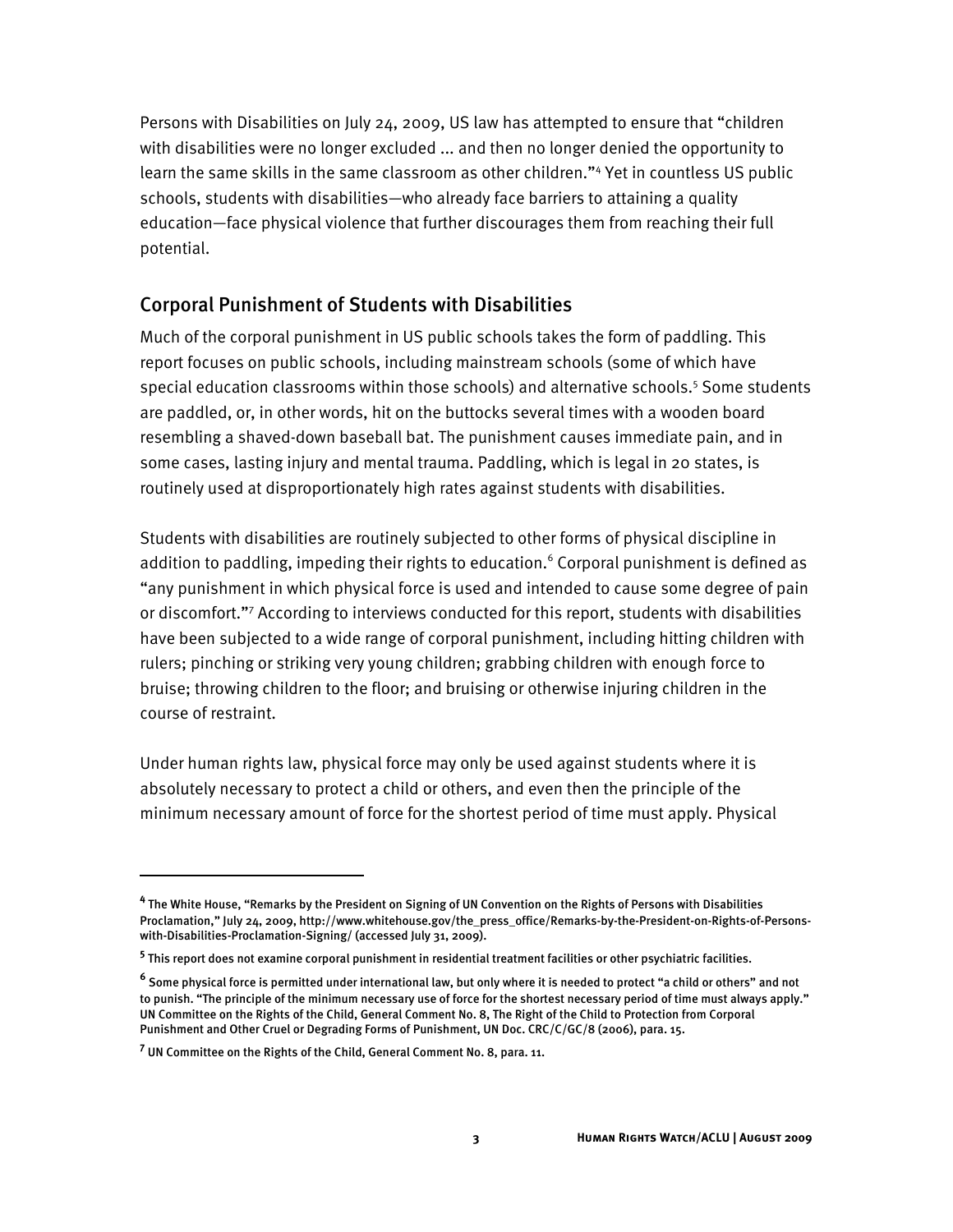Persons with Disabilities on July 24, 2009, US law has attempted to ensure that "children with disabilities were no longer excluded ... and then no longer denied the opportunity to learn the same skills in the same classroom as other children."[4] Yet in countless US public schools, students with disabilities—who already face barriers to attaining a quality education—face physical violence that further discourages them from reaching their full potential.

## Corporal Punishment of Students with Disabilities

Much of the corporal punishment in US public schools takes the form of paddling. This report focuses on public schools, including mainstream schools (some of which have special education classrooms within those schools) and alternative schools.[5] Some students are paddled, or, in other words, hit on the buttocks several times with a wooden board resembling a shaved-down baseball bat. The punishment causes immediate pain, and in some cases, lasting injury and mental trauma. Paddling, which is legal in 20 states, is routinely used at disproportionately high rates against students with disabilities.

Students with disabilities are routinely subjected to other forms of physical discipline in addition to paddling, impeding their rights to education.[6] Corporal punishment is defined as "any punishment in which physical force is used and intended to cause some degree of pain or discomfort."[7] According to interviews conducted for this report, students with disabilities have been subjected to a wide range of corporal punishment, including hitting children with rulers; pinching or striking very young children; grabbing children with enough force to bruise; throwing children to the floor; and bruising or otherwise injuring children in the course of restraint.

Under human rights law, physical force may only be used against students where it is absolutely necessary to protect a child or others, and even then the principle of the minimum necessary amount of force for the shortest period of time must apply. Physical

---

[4] The White House, "Remarks by the President on Signing of UN Convention on the Rights of Persons with Disabilities Proclamation," July 24, 2009, http://www.whitehouse.gov/the_press_office/Remarks-by-the-President-on-Rights-of-Persons-with-Disabilities-Proclamation-Signing/ (accessed July 31, 2009).

[5] This report does not examine corporal punishment in residential treatment facilities or other psychiatric facilities.

[6] Some physical force is permitted under international law, but only where it is needed to protect "a child or others" and not to punish. "The principle of the minimum necessary use of force for the shortest necessary period of time must always apply." UN Committee on the Rights of the Child, General Comment No. 8, The Right of the Child to Protection from Corporal Punishment and Other Cruel or Degrading Forms of Punishment, UN Doc. CRC/C/GC/8 (2006), para. 15.

[7] UN Committee on the Rights of the Child, General Comment No. 8, para. 11.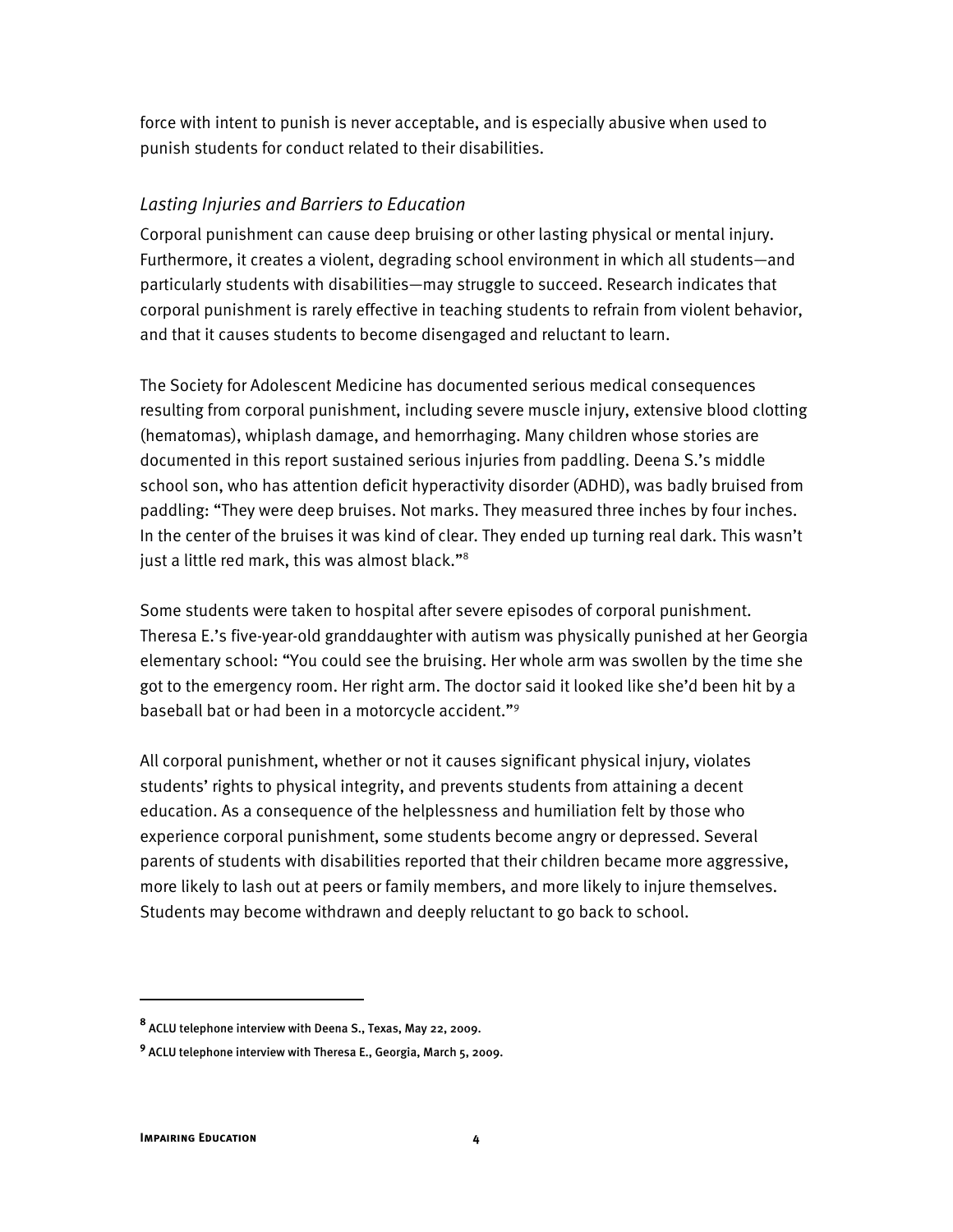force with intent to punish is never acceptable, and is especially abusive when used to punish students for conduct related to their disabilities.

### *Lasting Injuries and Barriers to Education*

Corporal punishment can cause deep bruising or other lasting physical or mental injury. Furthermore, it creates a violent, degrading school environment in which all students—and particularly students with disabilities—may struggle to succeed. Research indicates that corporal punishment is rarely effective in teaching students to refrain from violent behavior, and that it causes students to become disengaged and reluctant to learn.

The Society for Adolescent Medicine has documented serious medical consequences resulting from corporal punishment, including severe muscle injury, extensive blood clotting (hematomas), whiplash damage, and hemorrhaging. Many children whose stories are documented in this report sustained serious injuries from paddling. Deena S.'s middle school son, who has attention deficit hyperactivity disorder (ADHD), was badly bruised from paddling: "They were deep bruises. Not marks. They measured three inches by four inches. In the center of the bruises it was kind of clear. They ended up turning real dark. This wasn't just a little red mark, this was almost black."[8]

Some students were taken to hospital after severe episodes of corporal punishment. Theresa E.'s five-year-old granddaughter with autism was physically punished at her Georgia elementary school: "You could see the bruising. Her whole arm was swollen by the time she got to the emergency room. Her right arm. The doctor said it looked like she'd been hit by a baseball bat or had been in a motorcycle accident."[9]

All corporal punishment, whether or not it causes significant physical injury, violates students' rights to physical integrity, and prevents students from attaining a decent education. As a consequence of the helplessness and humiliation felt by those who experience corporal punishment, some students become angry or depressed. Several parents of students with disabilities reported that their children became more aggressive, more likely to lash out at peers or family members, and more likely to injure themselves. Students may become withdrawn and deeply reluctant to go back to school.

---

[8] ACLU telephone interview with Deena S., Texas, May 22, 2009.

[9] ACLU telephone interview with Theresa E., Georgia, March 5, 2009.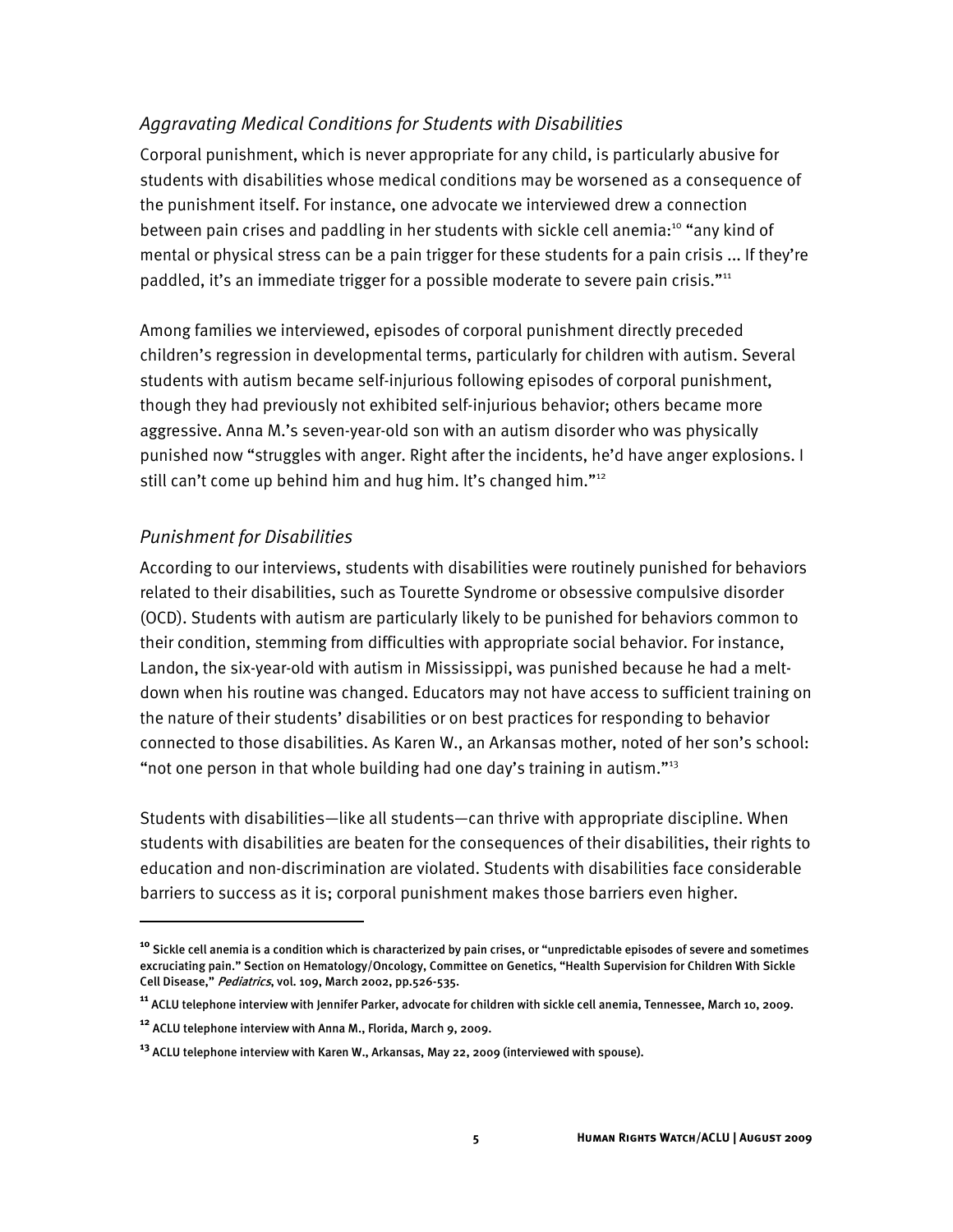### *Aggravating Medical Conditions for Students with Disabilities*

Corporal punishment, which is never appropriate for any child, is particularly abusive for students with disabilities whose medical conditions may be worsened as a consequence of the punishment itself. For instance, one advocate we interviewed drew a connection between pain crises and paddling in her students with sickle cell anemia:[10] "any kind of mental or physical stress can be a pain trigger for these students for a pain crisis ... If they're paddled, it's an immediate trigger for a possible moderate to severe pain crisis."[11]

Among families we interviewed, episodes of corporal punishment directly preceded children's regression in developmental terms, particularly for children with autism. Several students with autism became self-injurious following episodes of corporal punishment, though they had previously not exhibited self-injurious behavior; others became more aggressive. Anna M.'s seven-year-old son with an autism disorder who was physically punished now "struggles with anger. Right after the incidents, he'd have anger explosions. I still can't come up behind him and hug him. It's changed him."[12]

### *Punishment for Disabilities*

According to our interviews, students with disabilities were routinely punished for behaviors related to their disabilities, such as Tourette Syndrome or obsessive compulsive disorder (OCD). Students with autism are particularly likely to be punished for behaviors common to their condition, stemming from difficulties with appropriate social behavior. For instance, Landon, the six-year-old with autism in Mississippi, was punished because he had a melt-down when his routine was changed. Educators may not have access to sufficient training on the nature of their students' disabilities or on best practices for responding to behavior connected to those disabilities. As Karen W., an Arkansas mother, noted of her son's school: "not one person in that whole building had one day's training in autism."[13]

Students with disabilities—like all students—can thrive with appropriate discipline. When students with disabilities are beaten for the consequences of their disabilities, their rights to education and non-discrimination are violated. Students with disabilities face considerable barriers to success as it is; corporal punishment makes those barriers even higher.

---

[10] Sickle cell anemia is a condition which is characterized by pain crises, or "unpredictable episodes of severe and sometimes excruciating pain." Section on Hematology/Oncology, Committee on Genetics, "Health Supervision for Children With Sickle Cell Disease," *Pediatrics*, vol. 109, March 2002, pp.526-535.

[11] ACLU telephone interview with Jennifer Parker, advocate for children with sickle cell anemia, Tennessee, March 10, 2009.

[12] ACLU telephone interview with Anna M., Florida, March 9, 2009.

[13] ACLU telephone interview with Karen W., Arkansas, May 22, 2009 (interviewed with spouse).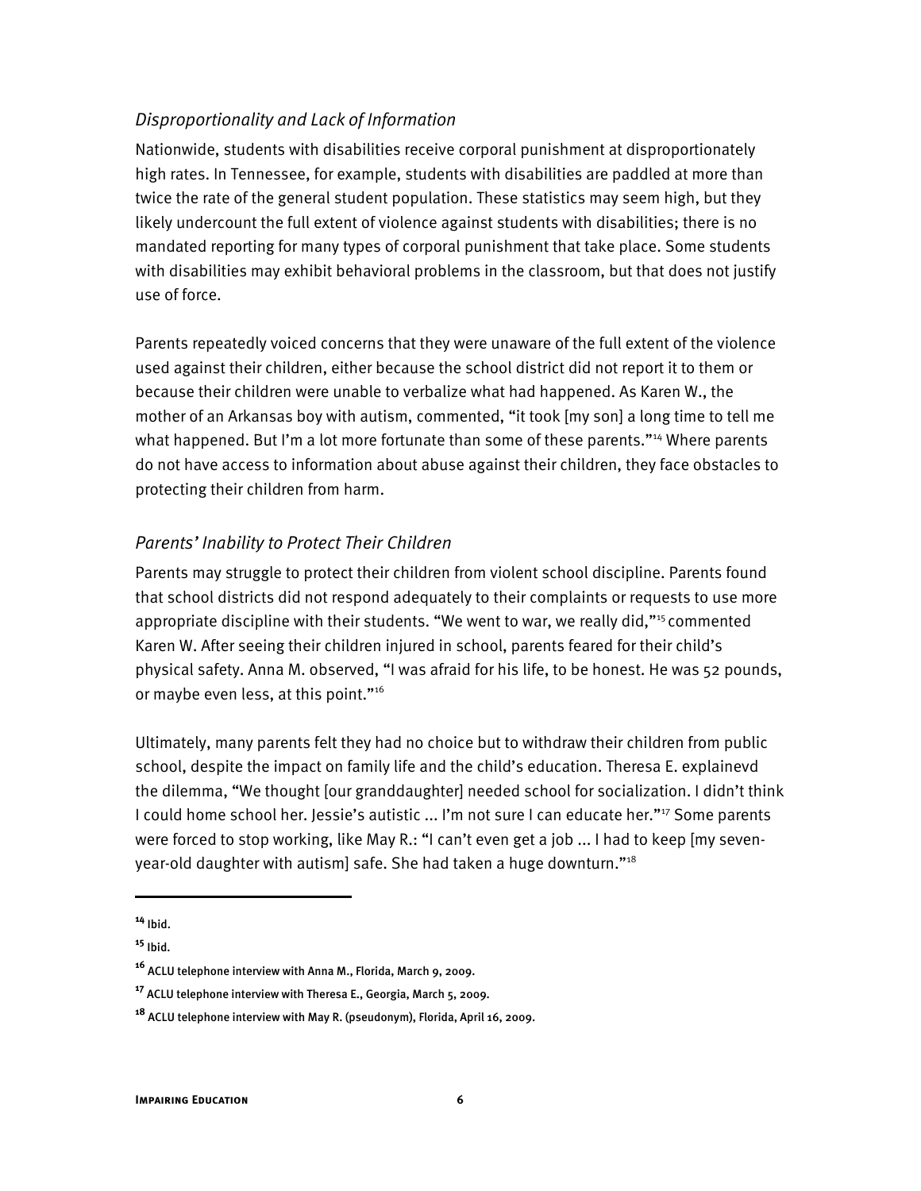### *Disproportionality and Lack of Information*

Nationwide, students with disabilities receive corporal punishment at disproportionately high rates. In Tennessee, for example, students with disabilities are paddled at more than twice the rate of the general student population. These statistics may seem high, but they likely undercount the full extent of violence against students with disabilities; there is no mandated reporting for many types of corporal punishment that take place. Some students with disabilities may exhibit behavioral problems in the classroom, but that does not justify use of force.

Parents repeatedly voiced concerns that they were unaware of the full extent of the violence used against their children, either because the school district did not report it to them or because their children were unable to verbalize what had happened. As Karen W., the mother of an Arkansas boy with autism, commented, "it took [my son] a long time to tell me what happened. But I'm a lot more fortunate than some of these parents."[14] Where parents do not have access to information about abuse against their children, they face obstacles to protecting their children from harm.

### *Parents' Inability to Protect Their Children*

Parents may struggle to protect their children from violent school discipline. Parents found that school districts did not respond adequately to their complaints or requests to use more appropriate discipline with their students. "We went to war, we really did,"[15] commented Karen W. After seeing their children injured in school, parents feared for their child's physical safety. Anna M. observed, "I was afraid for his life, to be honest. He was 52 pounds, or maybe even less, at this point."[16]

Ultimately, many parents felt they had no choice but to withdraw their children from public school, despite the impact on family life and the child's education. Theresa E. explainevd the dilemma, "We thought [our granddaughter] needed school for socialization. I didn't think I could home school her. Jessie's autistic ... I'm not sure I can educate her."[17] Some parents were forced to stop working, like May R.: "I can't even get a job ... I had to keep [my seven-year-old daughter with autism] safe. She had taken a huge downturn."[18]

---

[14] Ibid.

[15] Ibid.

[16] ACLU telephone interview with Anna M., Florida, March 9, 2009.

[17] ACLU telephone interview with Theresa E., Georgia, March 5, 2009.

[18] ACLU telephone interview with May R. (pseudonym), Florida, April 16, 2009.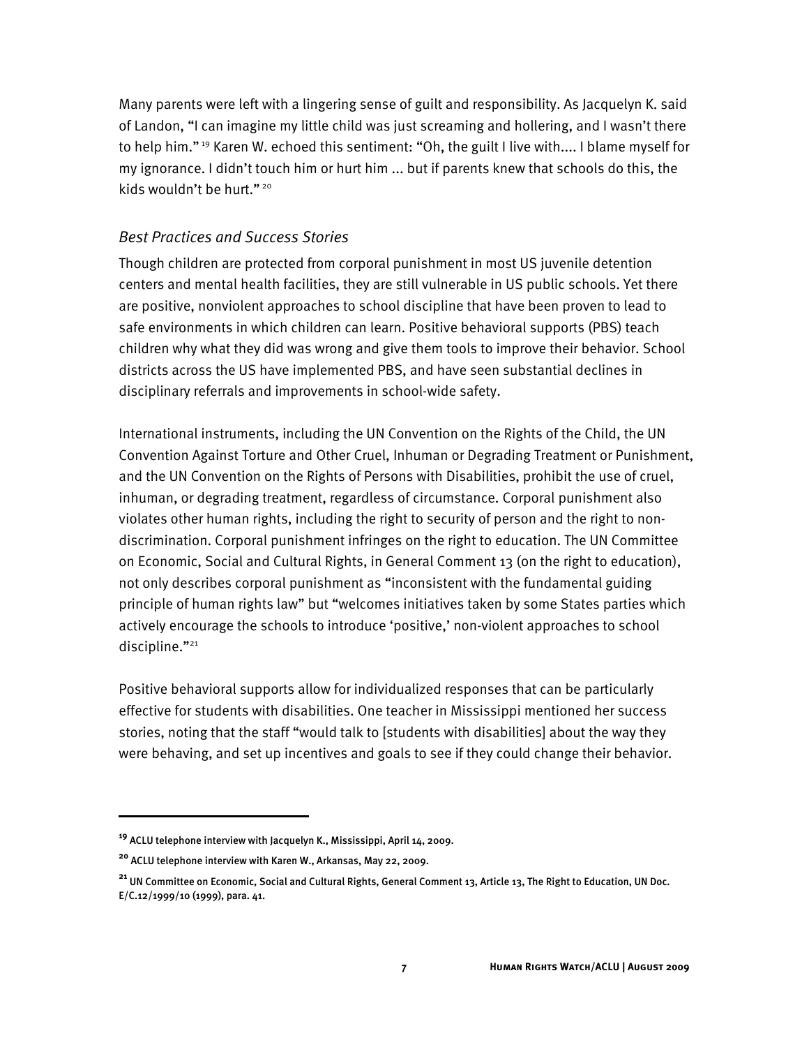Many parents were left with a lingering sense of guilt and responsibility. As Jacquelyn K. said of Landon, "I can imagine my little child was just screaming and hollering, and I wasn't there to help him."[19] Karen W. echoed this sentiment: "Oh, the guilt I live with.... I blame myself for my ignorance. I didn't touch him or hurt him ... but if parents knew that schools do this, the kids wouldn't be hurt."[20]

### *Best Practices and Success Stories*

Though children are protected from corporal punishment in most US juvenile detention centers and mental health facilities, they are still vulnerable in US public schools. Yet there are positive, nonviolent approaches to school discipline that have been proven to lead to safe environments in which children can learn. Positive behavioral supports (PBS) teach children why what they did was wrong and give them tools to improve their behavior. School districts across the US have implemented PBS, and have seen substantial declines in disciplinary referrals and improvements in school-wide safety.

International instruments, including the UN Convention on the Rights of the Child, the UN Convention Against Torture and Other Cruel, Inhuman or Degrading Treatment or Punishment, and the UN Convention on the Rights of Persons with Disabilities, prohibit the use of cruel, inhuman, or degrading treatment, regardless of circumstance. Corporal punishment also violates other human rights, including the right to security of person and the right to non-discrimination. Corporal punishment infringes on the right to education. The UN Committee on Economic, Social and Cultural Rights, in General Comment 13 (on the right to education), not only describes corporal punishment as "inconsistent with the fundamental guiding principle of human rights law" but "welcomes initiatives taken by some States parties which actively encourage the schools to introduce 'positive,' non-violent approaches to school discipline."[21]

Positive behavioral supports allow for individualized responses that can be particularly effective for students with disabilities. One teacher in Mississippi mentioned her success stories, noting that the staff "would talk to [students with disabilities] about the way they were behaving, and set up incentives and goals to see if they could change their behavior.

---

[19] ACLU telephone interview with Jacquelyn K., Mississippi, April 14, 2009.

[20] ACLU telephone interview with Karen W., Arkansas, May 22, 2009.

[21] UN Committee on Economic, Social and Cultural Rights, General Comment 13, Article 13, The Right to Education, UN Doc. E/C.12/1999/10 (1999), para. 41.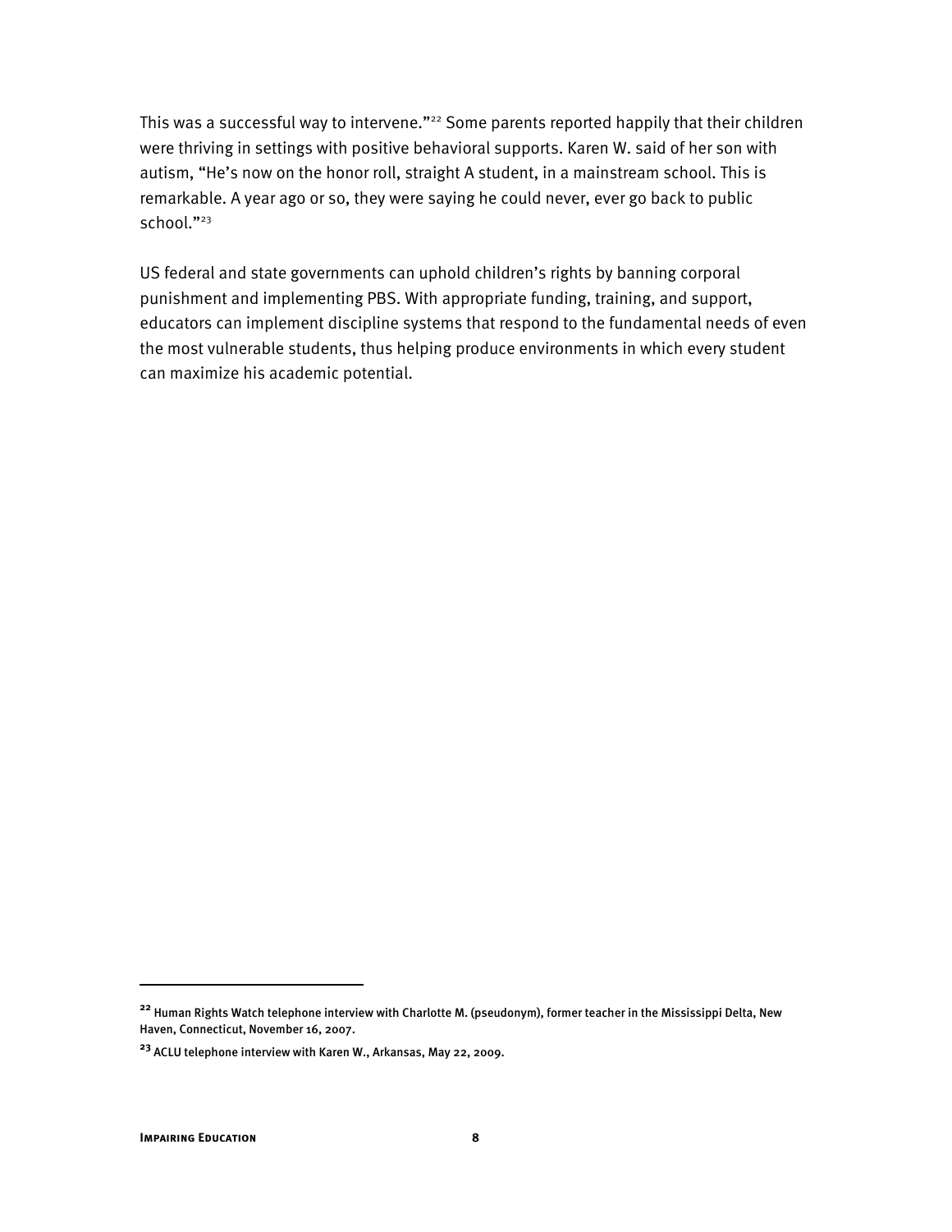This was a successful way to intervene."[22] Some parents reported happily that their children were thriving in settings with positive behavioral supports. Karen W. said of her son with autism, "He's now on the honor roll, straight A student, in a mainstream school. This is remarkable. A year ago or so, they were saying he could never, ever go back to public school."[23]

US federal and state governments can uphold children's rights by banning corporal punishment and implementing PBS. With appropriate funding, training, and support, educators can implement discipline systems that respond to the fundamental needs of even the most vulnerable students, thus helping produce environments in which every student can maximize his academic potential.

---

[22] Human Rights Watch telephone interview with Charlotte M. (pseudonym), former teacher in the Mississippi Delta, New Haven, Connecticut, November 16, 2007.

[23] ACLU telephone interview with Karen W., Arkansas, May 22, 2009.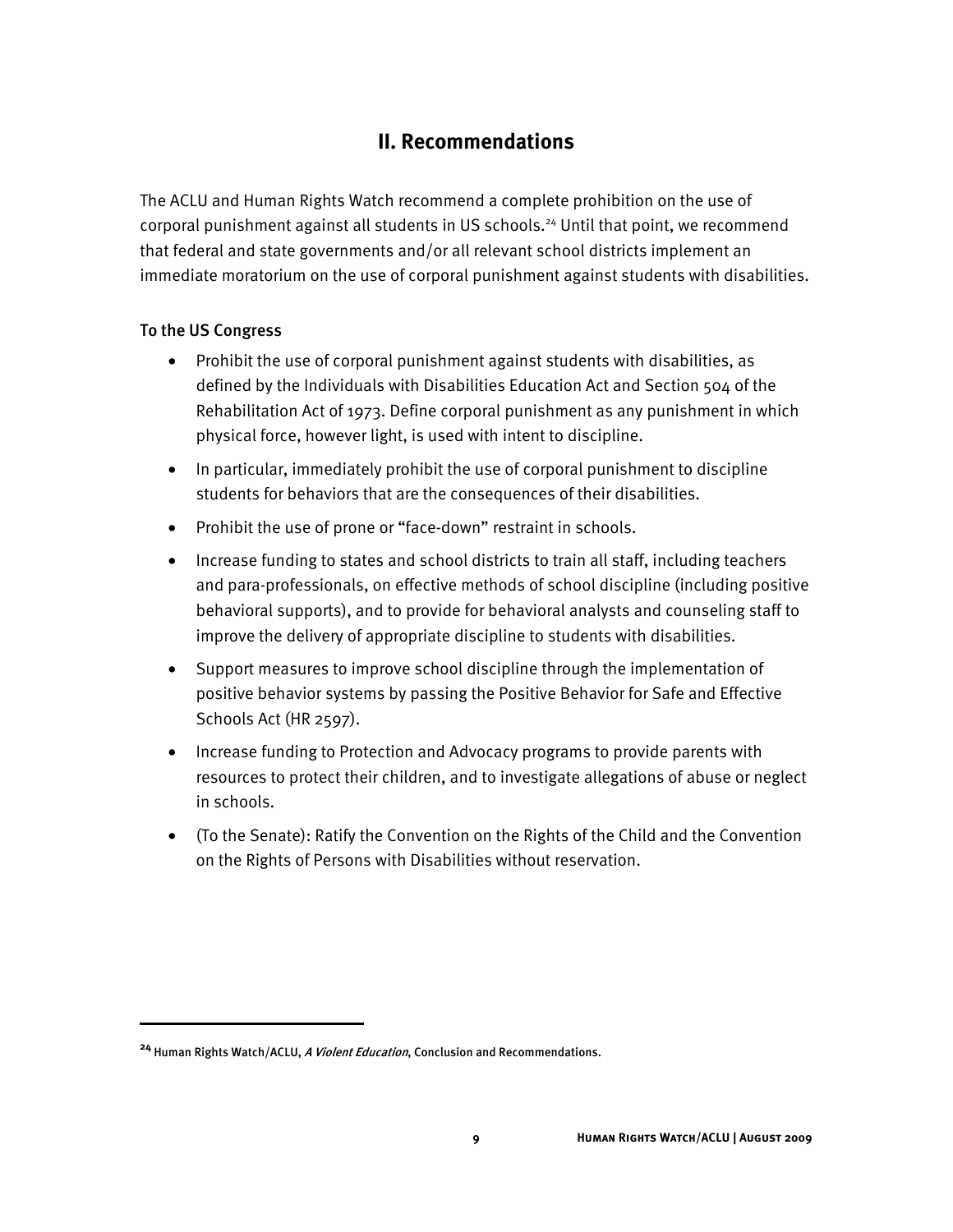## II. Recommendations

The ACLU and Human Rights Watch recommend a complete prohibition on the use of corporal punishment against all students in US schools.[24] Until that point, we recommend that federal and state governments and/or all relevant school districts implement an immediate moratorium on the use of corporal punishment against students with disabilities.

### To the US Congress

- Prohibit the use of corporal punishment against students with disabilities, as defined by the Individuals with Disabilities Education Act and Section 504 of the Rehabilitation Act of 1973. Define corporal punishment as any punishment in which physical force, however light, is used with intent to discipline.
- In particular, immediately prohibit the use of corporal punishment to discipline students for behaviors that are the consequences of their disabilities.
- Prohibit the use of prone or "face-down" restraint in schools.
- Increase funding to states and school districts to train all staff, including teachers and para-professionals, on effective methods of school discipline (including positive behavioral supports), and to provide for behavioral analysts and counseling staff to improve the delivery of appropriate discipline to students with disabilities.
- Support measures to improve school discipline through the implementation of positive behavior systems by passing the Positive Behavior for Safe and Effective Schools Act (HR 2597).
- Increase funding to Protection and Advocacy programs to provide parents with resources to protect their children, and to investigate allegations of abuse or neglect in schools.
- (To the Senate): Ratify the Convention on the Rights of the Child and the Convention on the Rights of Persons with Disabilities without reservation.

---

[24] Human Rights Watch/ACLU, *A Violent Education*, Conclusion and Recommendations.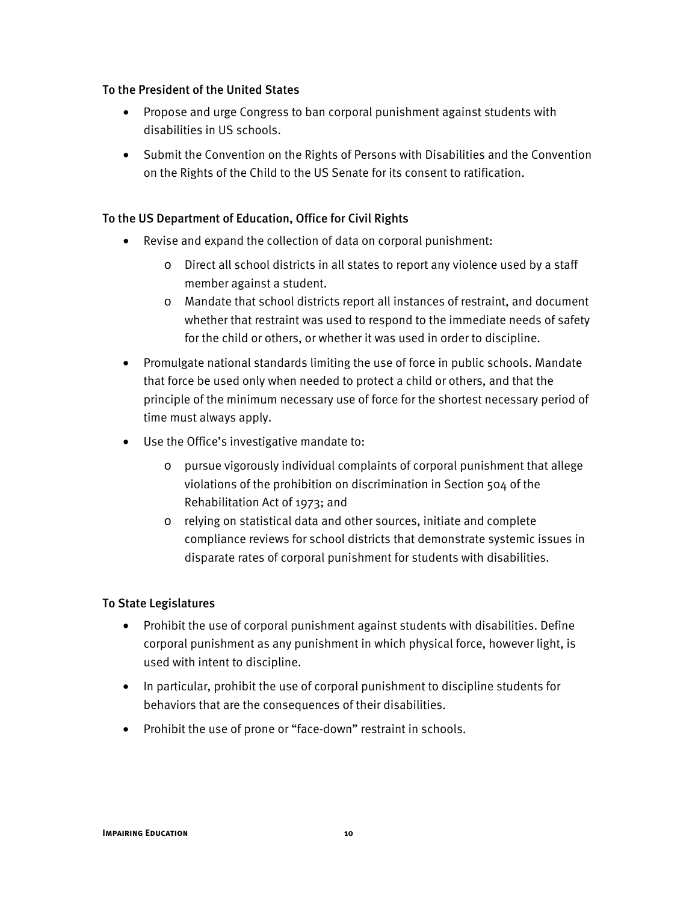### To the President of the United States

- Propose and urge Congress to ban corporal punishment against students with disabilities in US schools.
- Submit the Convention on the Rights of Persons with Disabilities and the Convention on the Rights of the Child to the US Senate for its consent to ratification.

### To the US Department of Education, Office for Civil Rights

- Revise and expand the collection of data on corporal punishment:
    - Direct all school districts in all states to report any violence used by a staff member against a student.
    - Mandate that school districts report all instances of restraint, and document whether that restraint was used to respond to the immediate needs of safety for the child or others, or whether it was used in order to discipline.
- Promulgate national standards limiting the use of force in public schools. Mandate that force be used only when needed to protect a child or others, and that the principle of the minimum necessary use of force for the shortest necessary period of time must always apply.
- Use the Office's investigative mandate to:
    - pursue vigorously individual complaints of corporal punishment that allege violations of the prohibition on discrimination in Section 504 of the Rehabilitation Act of 1973; and
    - relying on statistical data and other sources, initiate and complete compliance reviews for school districts that demonstrate systemic issues in disparate rates of corporal punishment for students with disabilities.

### To State Legislatures

- Prohibit the use of corporal punishment against students with disabilities. Define corporal punishment as any punishment in which physical force, however light, is used with intent to discipline.
- In particular, prohibit the use of corporal punishment to discipline students for behaviors that are the consequences of their disabilities.
- Prohibit the use of prone or "face-down" restraint in schools.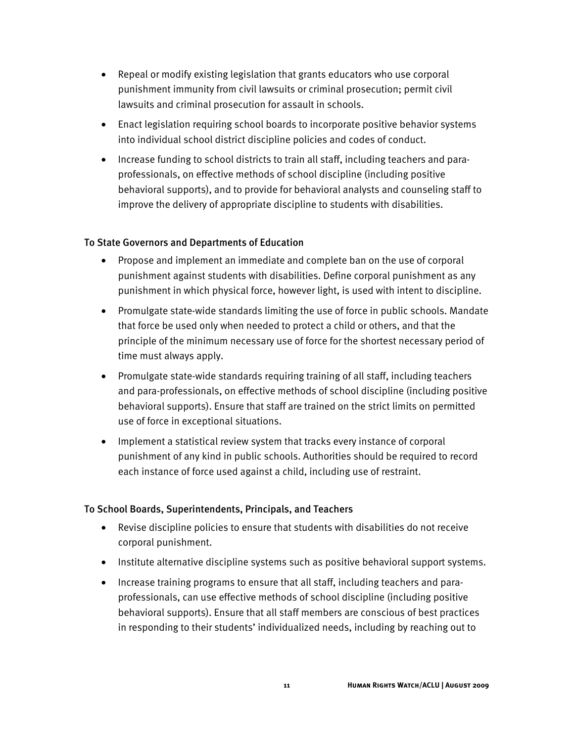- Repeal or modify existing legislation that grants educators who use corporal punishment immunity from civil lawsuits or criminal prosecution; permit civil lawsuits and criminal prosecution for assault in schools.
- Enact legislation requiring school boards to incorporate positive behavior systems into individual school district discipline policies and codes of conduct.
- Increase funding to school districts to train all staff, including teachers and para-professionals, on effective methods of school discipline (including positive behavioral supports), and to provide for behavioral analysts and counseling staff to improve the delivery of appropriate discipline to students with disabilities.

### To State Governors and Departments of Education

- Propose and implement an immediate and complete ban on the use of corporal punishment against students with disabilities. Define corporal punishment as any punishment in which physical force, however light, is used with intent to discipline.
- Promulgate state-wide standards limiting the use of force in public schools. Mandate that force be used only when needed to protect a child or others, and that the principle of the minimum necessary use of force for the shortest necessary period of time must always apply.
- Promulgate state-wide standards requiring training of all staff, including teachers and para-professionals, on effective methods of school discipline (including positive behavioral supports). Ensure that staff are trained on the strict limits on permitted use of force in exceptional situations.
- Implement a statistical review system that tracks every instance of corporal punishment of any kind in public schools. Authorities should be required to record each instance of force used against a child, including use of restraint.

### To School Boards, Superintendents, Principals, and Teachers

- Revise discipline policies to ensure that students with disabilities do not receive corporal punishment.
- Institute alternative discipline systems such as positive behavioral support systems.
- Increase training programs to ensure that all staff, including teachers and para-professionals, can use effective methods of school discipline (including positive behavioral supports). Ensure that all staff members are conscious of best practices in responding to their students' individualized needs, including by reaching out to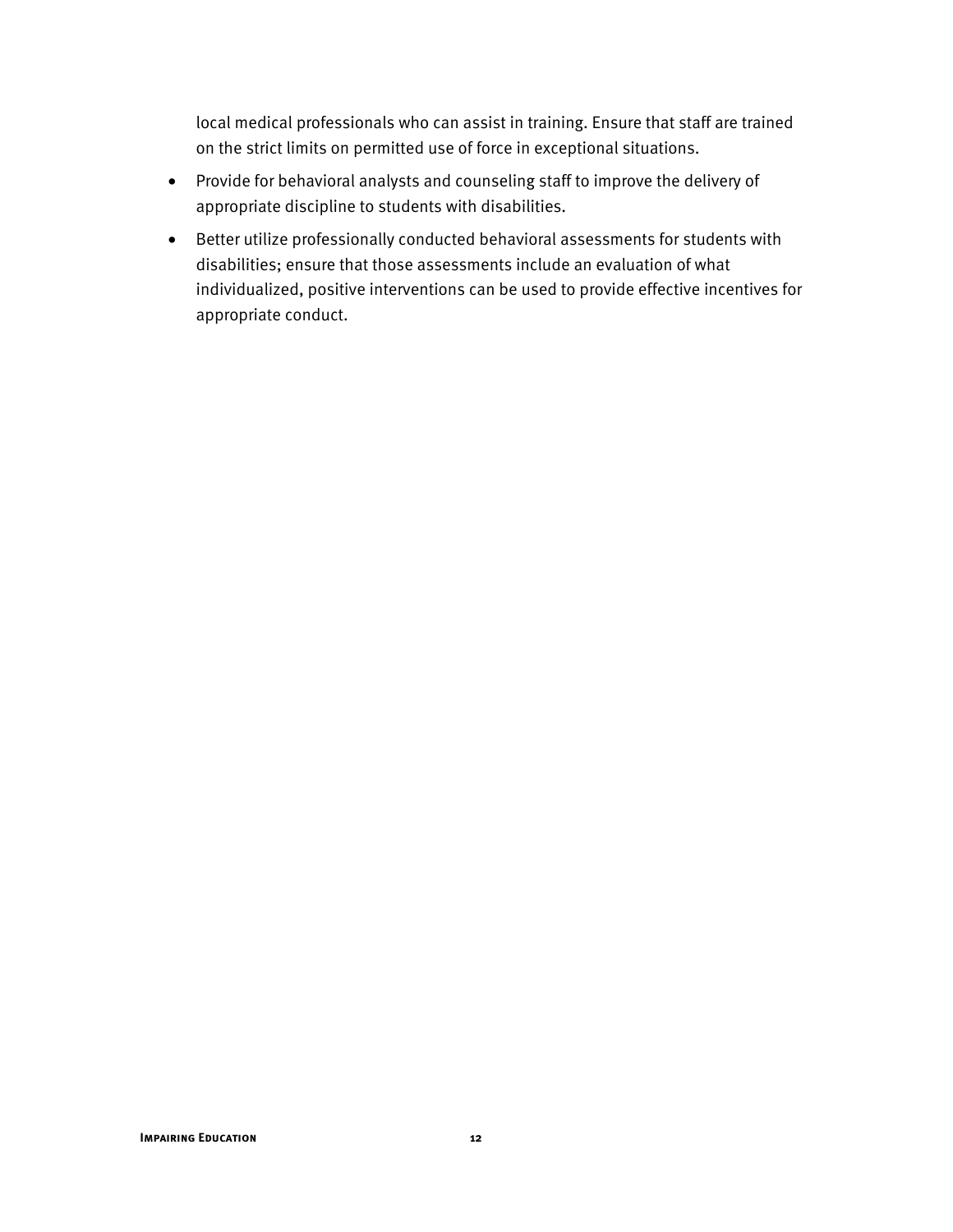local medical professionals who can assist in training. Ensure that staff are trained on the strict limits on permitted use of force in exceptional situations.

- Provide for behavioral analysts and counseling staff to improve the delivery of appropriate discipline to students with disabilities.
- Better utilize professionally conducted behavioral assessments for students with disabilities; ensure that those assessments include an evaluation of what individualized, positive interventions can be used to provide effective incentives for appropriate conduct.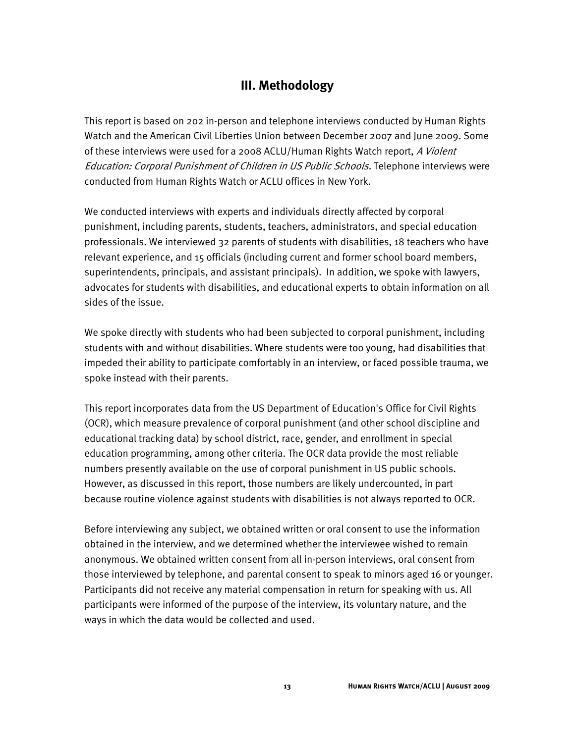## III. Methodology

This report is based on 202 in-person and telephone interviews conducted by Human Rights Watch and the American Civil Liberties Union between December 2007 and June 2009. Some of these interviews were used for a 2008 ACLU/Human Rights Watch report, *A Violent Education: Corporal Punishment of Children in US Public Schools.* Telephone interviews were conducted from Human Rights Watch or ACLU offices in New York.

We conducted interviews with experts and individuals directly affected by corporal punishment, including parents, students, teachers, administrators, and special education professionals. We interviewed 32 parents of students with disabilities, 18 teachers who have relevant experience, and 15 officials (including current and former school board members, superintendents, principals, and assistant principals). In addition, we spoke with lawyers, advocates for students with disabilities, and educational experts to obtain information on all sides of the issue.

We spoke directly with students who had been subjected to corporal punishment, including students with and without disabilities. Where students were too young, had disabilities that impeded their ability to participate comfortably in an interview, or faced possible trauma, we spoke instead with their parents.

This report incorporates data from the US Department of Education's Office for Civil Rights (OCR), which measure prevalence of corporal punishment (and other school discipline and educational tracking data) by school district, race, gender, and enrollment in special education programming, among other criteria. The OCR data provide the most reliable numbers presently available on the use of corporal punishment in US public schools. However, as discussed in this report, those numbers are likely undercounted, in part because routine violence against students with disabilities is not always reported to OCR.

Before interviewing any subject, we obtained written or oral consent to use the information obtained in the interview, and we determined whether the interviewee wished to remain anonymous. We obtained written consent from all in-person interviews, oral consent from those interviewed by telephone, and parental consent to speak to minors aged 16 or younger. Participants did not receive any material compensation in return for speaking with us. All participants were informed of the purpose of the interview, its voluntary nature, and the ways in which the data would be collected and used.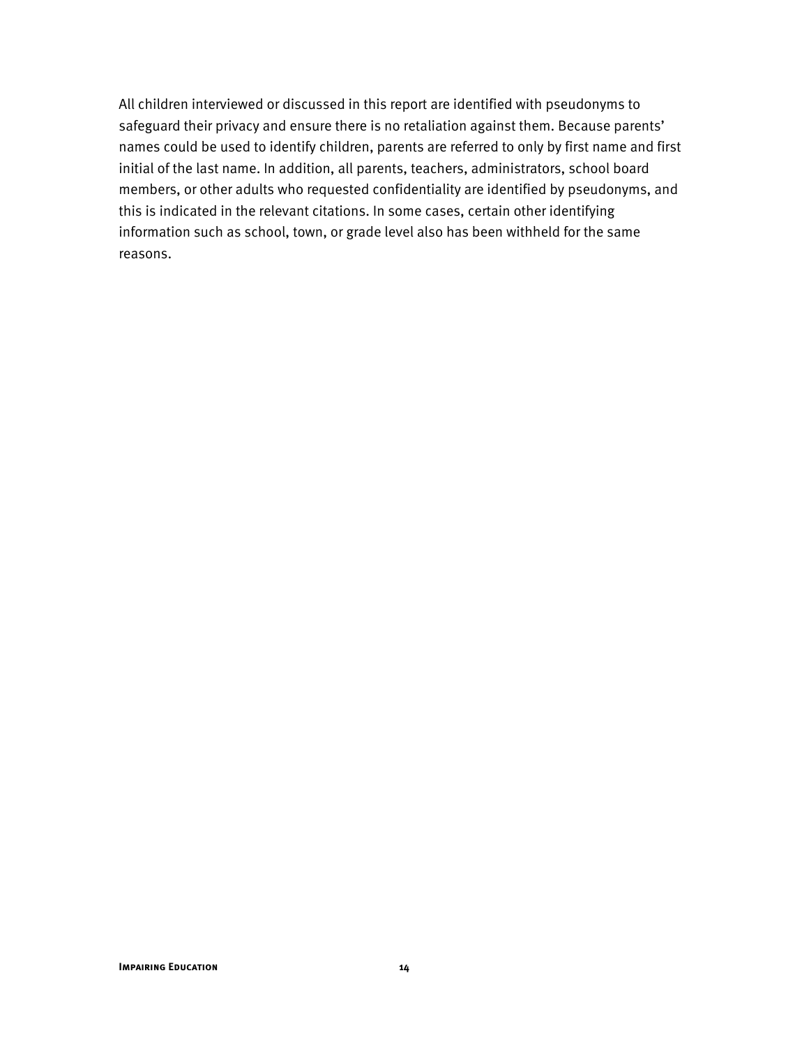All children interviewed or discussed in this report are identified with pseudonyms to safeguard their privacy and ensure there is no retaliation against them. Because parents' names could be used to identify children, parents are referred to only by first name and first initial of the last name. In addition, all parents, teachers, administrators, school board members, or other adults who requested confidentiality are identified by pseudonyms, and this is indicated in the relevant citations. In some cases, certain other identifying information such as school, town, or grade level also has been withheld for the same reasons.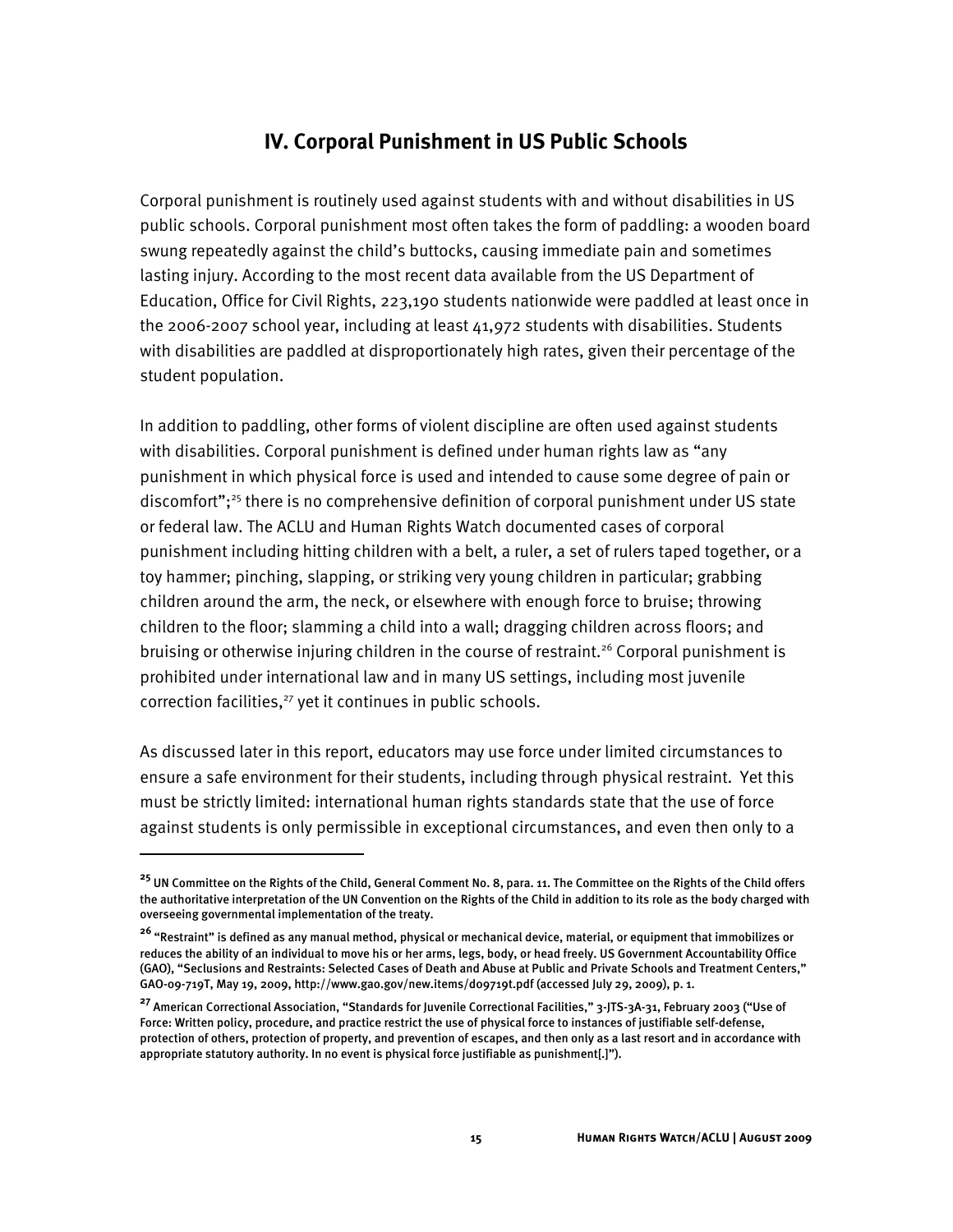## IV. Corporal Punishment in US Public Schools

Corporal punishment is routinely used against students with and without disabilities in US public schools. Corporal punishment most often takes the form of paddling: a wooden board swung repeatedly against the child's buttocks, causing immediate pain and sometimes lasting injury. According to the most recent data available from the US Department of Education, Office for Civil Rights, 223,190 students nationwide were paddled at least once in the 2006-2007 school year, including at least 41,972 students with disabilities. Students with disabilities are paddled at disproportionately high rates, given their percentage of the student population.

In addition to paddling, other forms of violent discipline are often used against students with disabilities. Corporal punishment is defined under human rights law as "any punishment in which physical force is used and intended to cause some degree of pain or discomfort";[25] there is no comprehensive definition of corporal punishment under US state or federal law. The ACLU and Human Rights Watch documented cases of corporal punishment including hitting children with a belt, a ruler, a set of rulers taped together, or a toy hammer; pinching, slapping, or striking very young children in particular; grabbing children around the arm, the neck, or elsewhere with enough force to bruise; throwing children to the floor; slamming a child into a wall; dragging children across floors; and bruising or otherwise injuring children in the course of restraint.[26] Corporal punishment is prohibited under international law and in many US settings, including most juvenile correction facilities,[27] yet it continues in public schools.

As discussed later in this report, educators may use force under limited circumstances to ensure a safe environment for their students, including through physical restraint. Yet this must be strictly limited: international human rights standards state that the use of force against students is only permissible in exceptional circumstances, and even then only to a

---

[25] UN Committee on the Rights of the Child, General Comment No. 8, para. 11. The Committee on the Rights of the Child offers the authoritative interpretation of the UN Convention on the Rights of the Child in addition to its role as the body charged with overseeing governmental implementation of the treaty.

[26] "Restraint" is defined as any manual method, physical or mechanical device, material, or equipment that immobilizes or reduces the ability of an individual to move his or her arms, legs, body, or head freely. US Government Accountability Office (GAO), "Seclusions and Restraints: Selected Cases of Death and Abuse at Public and Private Schools and Treatment Centers," GAO-09-719T, May 19, 2009, http://www.gao.gov/new.items/d09719t.pdf (accessed July 29, 2009), p. 1.

[27] American Correctional Association, "Standards for Juvenile Correctional Facilities," 3-JTS-3A-31, February 2003 ("Use of Force: Written policy, procedure, and practice restrict the use of physical force to instances of justifiable self-defense, protection of others, protection of property, and prevention of escapes, and then only as a last resort and in accordance with appropriate statutory authority. In no event is physical force justifiable as punishment[.]").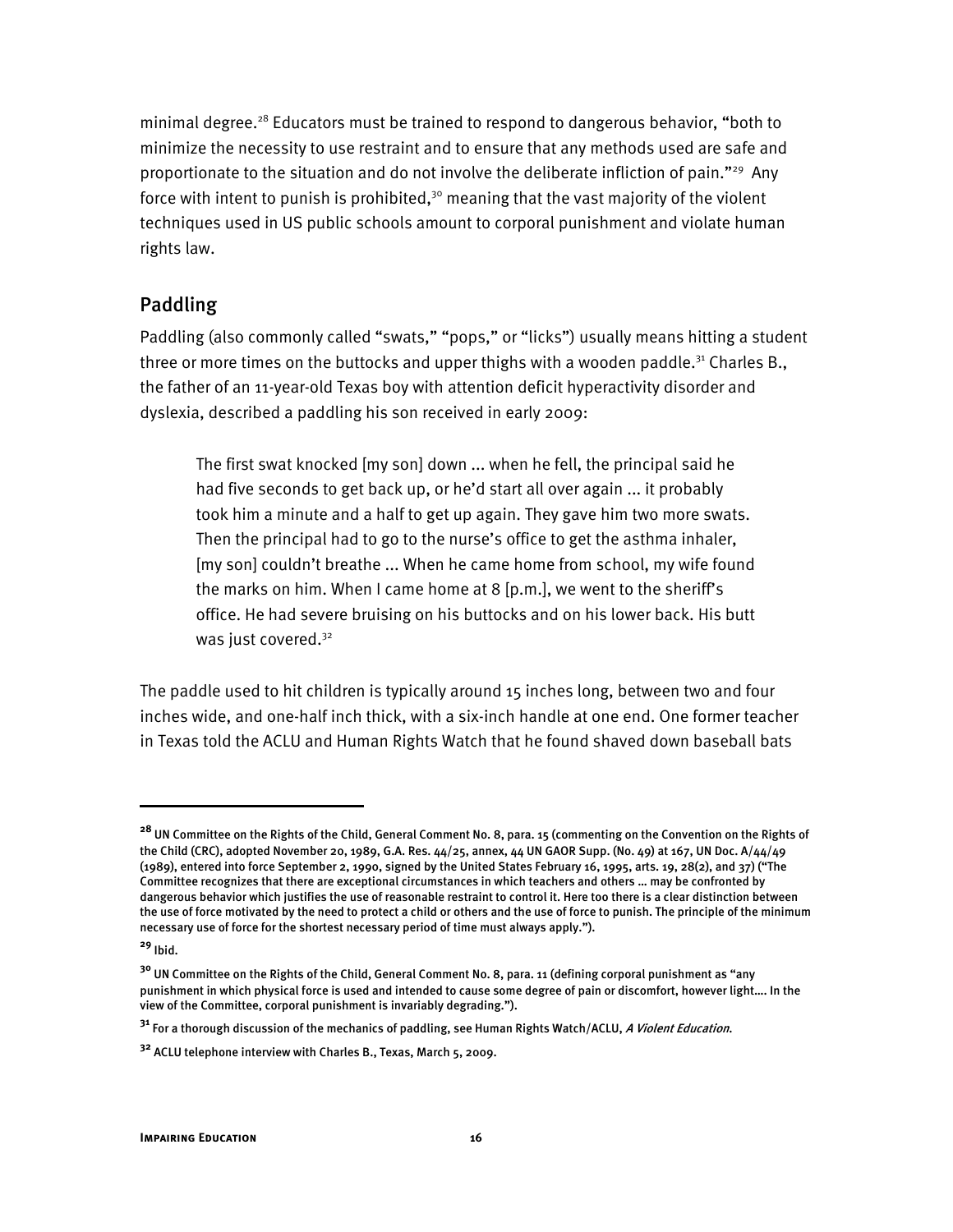minimal degree.[28] Educators must be trained to respond to dangerous behavior, "both to minimize the necessity to use restraint and to ensure that any methods used are safe and proportionate to the situation and do not involve the deliberate infliction of pain."[29] Any force with intent to punish is prohibited,[30] meaning that the vast majority of the violent techniques used in US public schools amount to corporal punishment and violate human rights law.

## Paddling

Paddling (also commonly called "swats," "pops," or "licks") usually means hitting a student three or more times on the buttocks and upper thighs with a wooden paddle.[31] Charles B., the father of an 11-year-old Texas boy with attention deficit hyperactivity disorder and dyslexia, described a paddling his son received in early 2009:

> The first swat knocked [my son] down ... when he fell, the principal said he had five seconds to get back up, or he'd start all over again ... it probably took him a minute and a half to get up again. They gave him two more swats. Then the principal had to go to the nurse's office to get the asthma inhaler, [my son] couldn't breathe ... When he came home from school, my wife found the marks on him. When I came home at 8 [p.m.], we went to the sheriff's office. He had severe bruising on his buttocks and on his lower back. His butt was just covered.[32]

The paddle used to hit children is typically around 15 inches long, between two and four inches wide, and one-half inch thick, with a six-inch handle at one end. One former teacher in Texas told the ACLU and Human Rights Watch that he found shaved down baseball bats

---

**28** UN Committee on the Rights of the Child, General Comment No. 8, para. 15 (commenting on the Convention on the Rights of the Child (CRC), adopted November 20, 1989, G.A. Res. 44/25, annex, 44 UN GAOR Supp. (No. 49) at 167, UN Doc. A/44/49 (1989), entered into force September 2, 1990, signed by the United States February 16, 1995, arts. 19, 28(2), and 37) ("The Committee recognizes that there are exceptional circumstances in which teachers and others … may be confronted by dangerous behavior which justifies the use of reasonable restraint to control it. Here too there is a clear distinction between the use of force motivated by the need to protect a child or others and the use of force to punish. The principle of the minimum necessary use of force for the shortest necessary period of time must always apply.").

**29** Ibid.

**30** UN Committee on the Rights of the Child, General Comment No. 8, para. 11 (defining corporal punishment as "any punishment in which physical force is used and intended to cause some degree of pain or discomfort, however light…. In the view of the Committee, corporal punishment is invariably degrading.").

**31** For a thorough discussion of the mechanics of paddling, see Human Rights Watch/ACLU, *A Violent Education*.

**32** ACLU telephone interview with Charles B., Texas, March 5, 2009.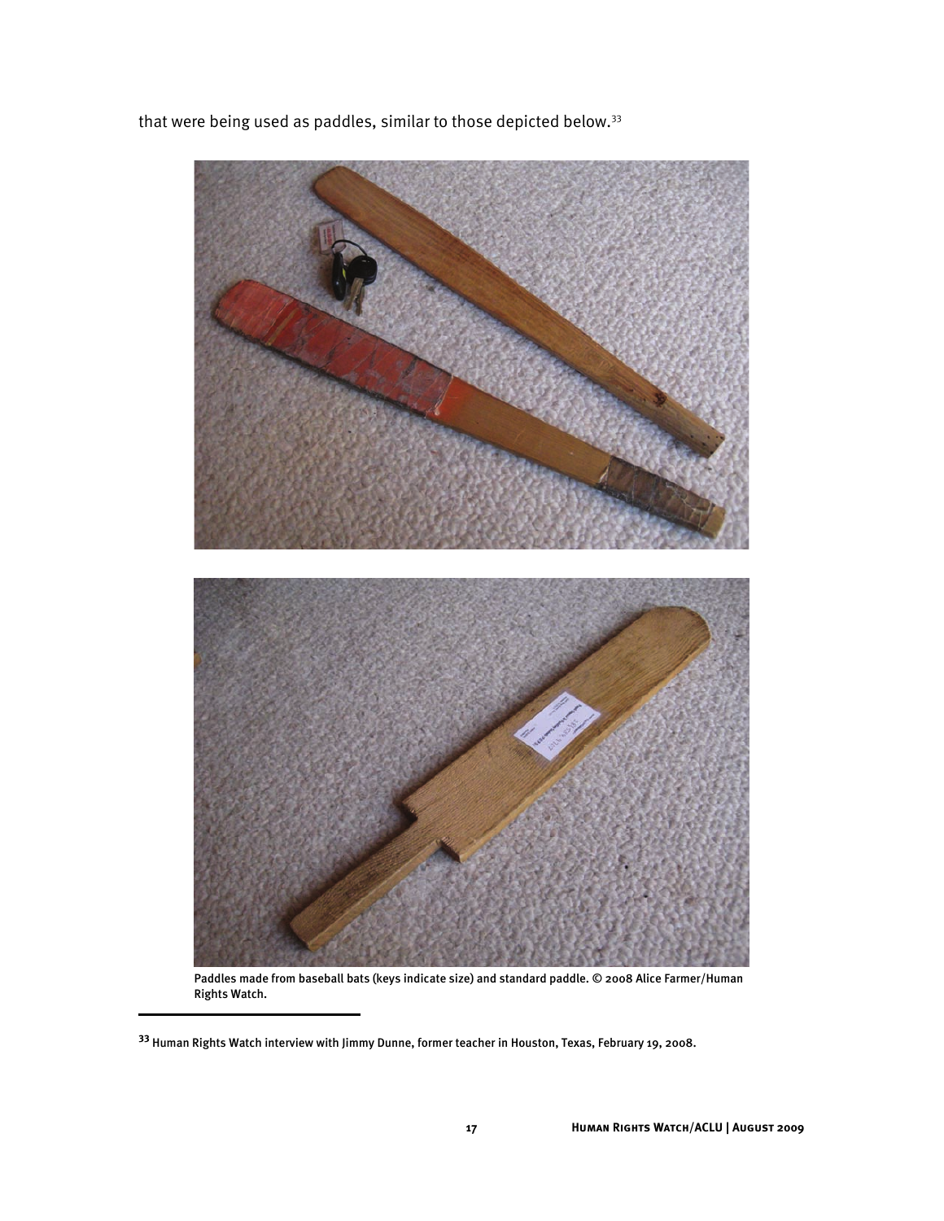that were being used as paddles, similar to those depicted below.[33]

Paddles made from baseball bats (keys indicate size) and standard paddle. © 2008 Alice Farmer/Human Rights Watch.

[33] Human Rights Watch interview with Jimmy Dunne, former teacher in Houston, Texas, February 19, 2008.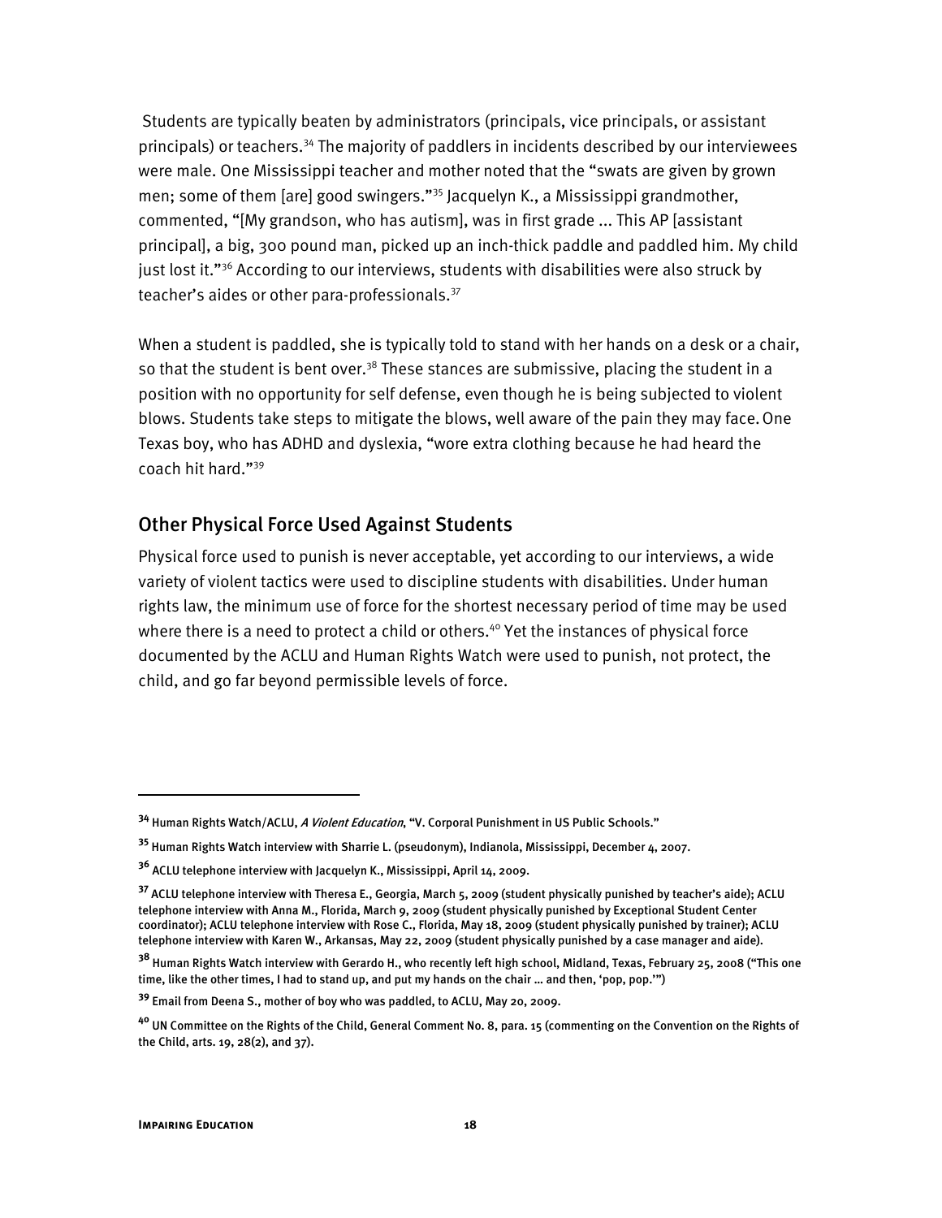Students are typically beaten by administrators (principals, vice principals, or assistant principals) or teachers.[34] The majority of paddlers in incidents described by our interviewees were male. One Mississippi teacher and mother noted that the "swats are given by grown men; some of them [are] good swingers."[35] Jacquelyn K., a Mississippi grandmother, commented, "[My grandson, who has autism], was in first grade ... This AP [assistant principal], a big, 300 pound man, picked up an inch-thick paddle and paddled him. My child just lost it."[36] According to our interviews, students with disabilities were also struck by teacher's aides or other para-professionals.[37]

When a student is paddled, she is typically told to stand with her hands on a desk or a chair, so that the student is bent over.[38] These stances are submissive, placing the student in a position with no opportunity for self defense, even though he is being subjected to violent blows. Students take steps to mitigate the blows, well aware of the pain they may face. One Texas boy, who has ADHD and dyslexia, "wore extra clothing because he had heard the coach hit hard."[39]

## Other Physical Force Used Against Students

Physical force used to punish is never acceptable, yet according to our interviews, a wide variety of violent tactics were used to discipline students with disabilities. Under human rights law, the minimum use of force for the shortest necessary period of time may be used where there is a need to protect a child or others.[40] Yet the instances of physical force documented by the ACLU and Human Rights Watch were used to punish, not protect, the child, and go far beyond permissible levels of force.

---

[34] Human Rights Watch/ACLU, *A Violent Education*, "V. Corporal Punishment in US Public Schools."

[35] Human Rights Watch interview with Sharrie L. (pseudonym), Indianola, Mississippi, December 4, 2007.

[36] ACLU telephone interview with Jacquelyn K., Mississippi, April 14, 2009.

[37] ACLU telephone interview with Theresa E., Georgia, March 5, 2009 (student physically punished by teacher's aide); ACLU telephone interview with Anna M., Florida, March 9, 2009 (student physically punished by Exceptional Student Center coordinator); ACLU telephone interview with Rose C., Florida, May 18, 2009 (student physically punished by trainer); ACLU telephone interview with Karen W., Arkansas, May 22, 2009 (student physically punished by a case manager and aide).

[38] Human Rights Watch interview with Gerardo H., who recently left high school, Midland, Texas, February 25, 2008 ("This one time, like the other times, I had to stand up, and put my hands on the chair ... and then, 'pop, pop.'")

[39] Email from Deena S., mother of boy who was paddled, to ACLU, May 20, 2009.

[40] UN Committee on the Rights of the Child, General Comment No. 8, para. 15 (commenting on the Convention on the Rights of the Child, arts. 19, 28(2), and 37).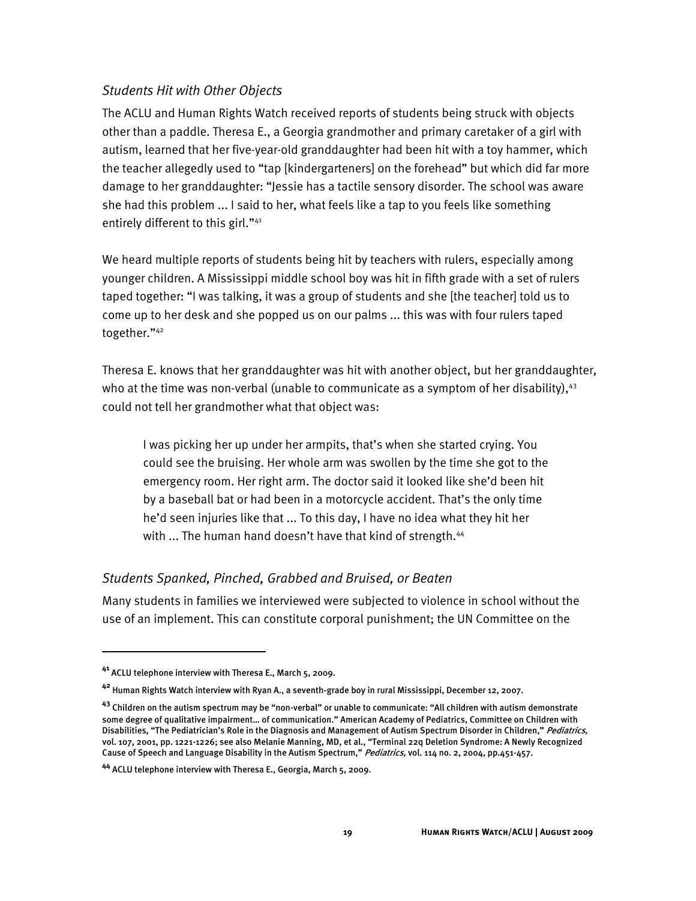### *Students Hit with Other Objects*

The ACLU and Human Rights Watch received reports of students being struck with objects other than a paddle. Theresa E., a Georgia grandmother and primary caretaker of a girl with autism, learned that her five-year-old granddaughter had been hit with a toy hammer, which the teacher allegedly used to "tap [kindergarteners] on the forehead" but which did far more damage to her granddaughter: "Jessie has a tactile sensory disorder. The school was aware she had this problem ... I said to her, what feels like a tap to you feels like something entirely different to this girl."[41]

We heard multiple reports of students being hit by teachers with rulers, especially among younger children. A Mississippi middle school boy was hit in fifth grade with a set of rulers taped together: "I was talking, it was a group of students and she [the teacher] told us to come up to her desk and she popped us on our palms ... this was with four rulers taped together."[42]

Theresa E. knows that her granddaughter was hit with another object, but her granddaughter, who at the time was non-verbal (unable to communicate as a symptom of her disability),[43] could not tell her grandmother what that object was:

> I was picking her up under her armpits, that's when she started crying. You could see the bruising. Her whole arm was swollen by the time she got to the emergency room. Her right arm. The doctor said it looked like she'd been hit by a baseball bat or had been in a motorcycle accident. That's the only time he'd seen injuries like that ... To this day, I have no idea what they hit her with ... The human hand doesn't have that kind of strength.[44]

### *Students Spanked, Pinched, Grabbed and Bruised, or Beaten*

Many students in families we interviewed were subjected to violence in school without the use of an implement. This can constitute corporal punishment; the UN Committee on the

---

[41] ACLU telephone interview with Theresa E., March 5, 2009.

[42] Human Rights Watch interview with Ryan A., a seventh-grade boy in rural Mississippi, December 12, 2007.

[43] Children on the autism spectrum may be "non-verbal" or unable to communicate: "All children with autism demonstrate some degree of qualitative impairment... of communication." American Academy of Pediatrics, Committee on Children with Disabilities, "The Pediatrician's Role in the Diagnosis and Management of Autism Spectrum Disorder in Children," *Pediatrics,* vol. 107, 2001, pp. 1221-1226; see also Melanie Manning, MD, et al., "Terminal 22q Deletion Syndrome: A Newly Recognized Cause of Speech and Language Disability in the Autism Spectrum," *Pediatrics,* vol. 114 no. 2, 2004, pp.451-457.

[44] ACLU telephone interview with Theresa E., Georgia, March 5, 2009.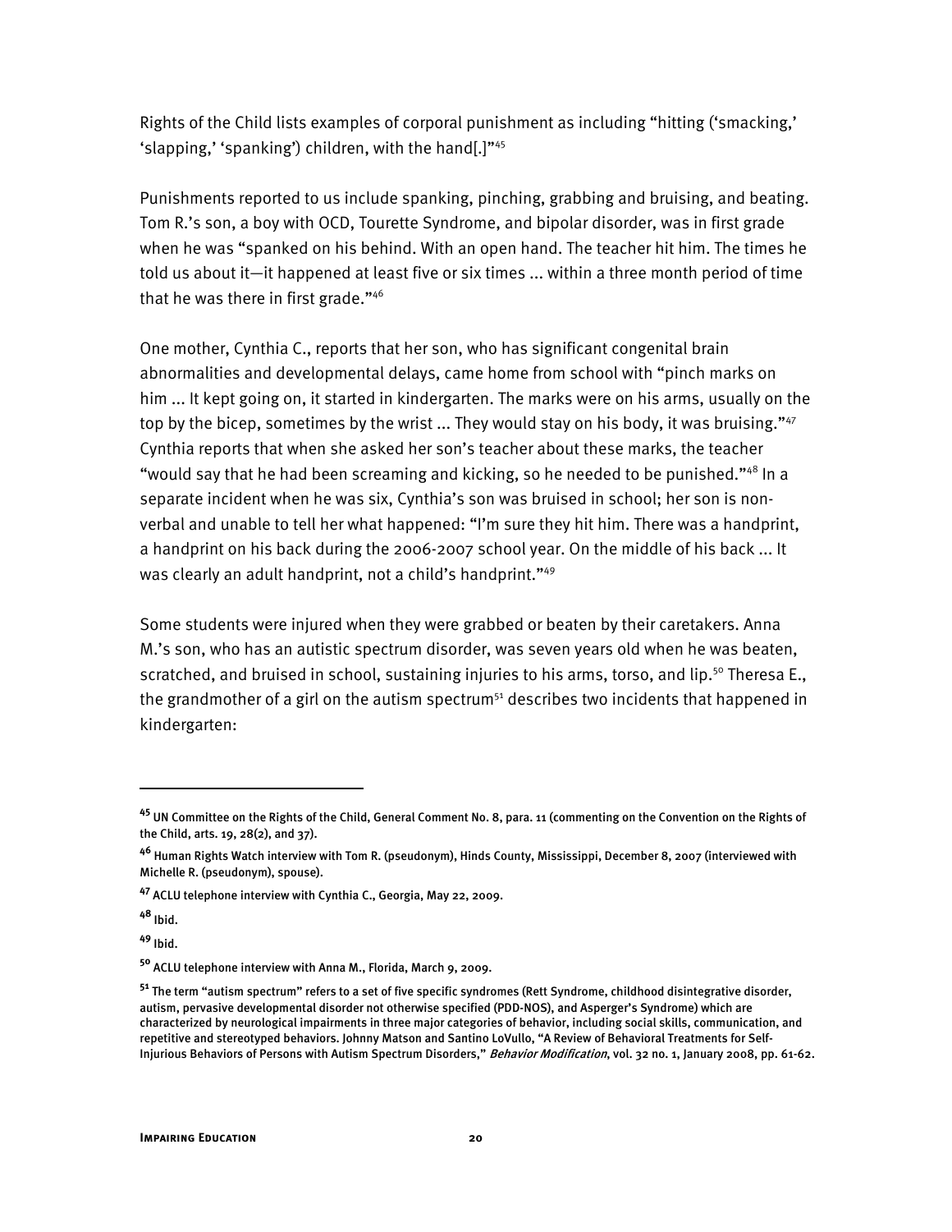Rights of the Child lists examples of corporal punishment as including "hitting ('smacking,' 'slapping,' 'spanking') children, with the hand[.]"[45]

Punishments reported to us include spanking, pinching, grabbing and bruising, and beating. Tom R.'s son, a boy with OCD, Tourette Syndrome, and bipolar disorder, was in first grade when he was "spanked on his behind. With an open hand. The teacher hit him. The times he told us about it—it happened at least five or six times ... within a three month period of time that he was there in first grade."[46]

One mother, Cynthia C., reports that her son, who has significant congenital brain abnormalities and developmental delays, came home from school with "pinch marks on him ... It kept going on, it started in kindergarten. The marks were on his arms, usually on the top by the bicep, sometimes by the wrist ... They would stay on his body, it was bruising."[47] Cynthia reports that when she asked her son's teacher about these marks, the teacher "would say that he had been screaming and kicking, so he needed to be punished."[48] In a separate incident when he was six, Cynthia's son was bruised in school; her son is non-verbal and unable to tell her what happened: "I'm sure they hit him. There was a handprint, a handprint on his back during the 2006-2007 school year. On the middle of his back ... It was clearly an adult handprint, not a child's handprint."[49]

Some students were injured when they were grabbed or beaten by their caretakers. Anna M.'s son, who has an autistic spectrum disorder, was seven years old when he was beaten, scratched, and bruised in school, sustaining injuries to his arms, torso, and lip.[50] Theresa E., the grandmother of a girl on the autism spectrum[51] describes two incidents that happened in kindergarten:

---

[45] UN Committee on the Rights of the Child, General Comment No. 8, para. 11 (commenting on the Convention on the Rights of the Child, arts. 19, 28(2), and 37).

[46] Human Rights Watch interview with Tom R. (pseudonym), Hinds County, Mississippi, December 8, 2007 (interviewed with Michelle R. (pseudonym), spouse).

[47] ACLU telephone interview with Cynthia C., Georgia, May 22, 2009.

[48] Ibid.

[49] Ibid.

[50] ACLU telephone interview with Anna M., Florida, March 9, 2009.

[51] The term "autism spectrum" refers to a set of five specific syndromes (Rett Syndrome, childhood disintegrative disorder, autism, pervasive developmental disorder not otherwise specified (PDD-NOS), and Asperger's Syndrome) which are characterized by neurological impairments in three major categories of behavior, including social skills, communication, and repetitive and stereotyped behaviors. Johnny Matson and Santino LoVullo, "A Review of Behavioral Treatments for Self-Injurious Behaviors of Persons with Autism Spectrum Disorders," *Behavior Modification*, vol. 32 no. 1, January 2008, pp. 61-62.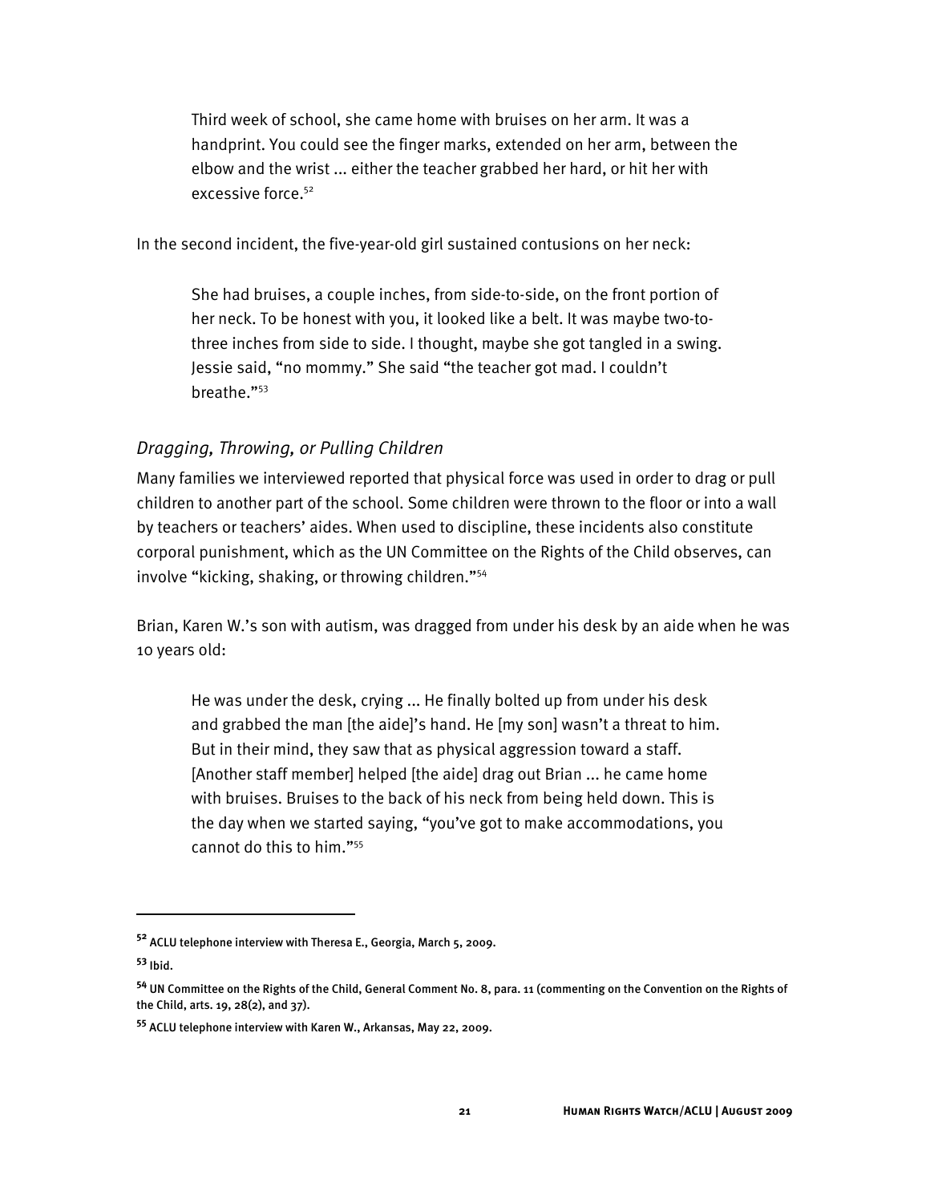> Third week of school, she came home with bruises on her arm. It was a handprint. You could see the finger marks, extended on her arm, between the elbow and the wrist ... either the teacher grabbed her hard, or hit her with excessive force.[52]

In the second incident, the five-year-old girl sustained contusions on her neck:

> She had bruises, a couple inches, from side-to-side, on the front portion of her neck. To be honest with you, it looked like a belt. It was maybe two-to-three inches from side to side. I thought, maybe she got tangled in a swing. Jessie said, "no mommy." She said "the teacher got mad. I couldn't breathe."[53]

### *Dragging, Throwing, or Pulling Children*

Many families we interviewed reported that physical force was used in order to drag or pull children to another part of the school. Some children were thrown to the floor or into a wall by teachers or teachers' aides. When used to discipline, these incidents also constitute corporal punishment, which as the UN Committee on the Rights of the Child observes, can involve "kicking, shaking, or throwing children."[54]

Brian, Karen W.'s son with autism, was dragged from under his desk by an aide when he was 10 years old:

> He was under the desk, crying ... He finally bolted up from under his desk and grabbed the man [the aide]'s hand. He [my son] wasn't a threat to him. But in their mind, they saw that as physical aggression toward a staff. [Another staff member] helped [the aide] drag out Brian ... he came home with bruises. Bruises to the back of his neck from being held down. This is the day when we started saying, "you've got to make accommodations, you cannot do this to him."[55]

---

[52] ACLU telephone interview with Theresa E., Georgia, March 5, 2009.

[53] Ibid.

[54] UN Committee on the Rights of the Child, General Comment No. 8, para. 11 (commenting on the Convention on the Rights of the Child, arts. 19, 28(2), and 37).

[55] ACLU telephone interview with Karen W., Arkansas, May 22, 2009.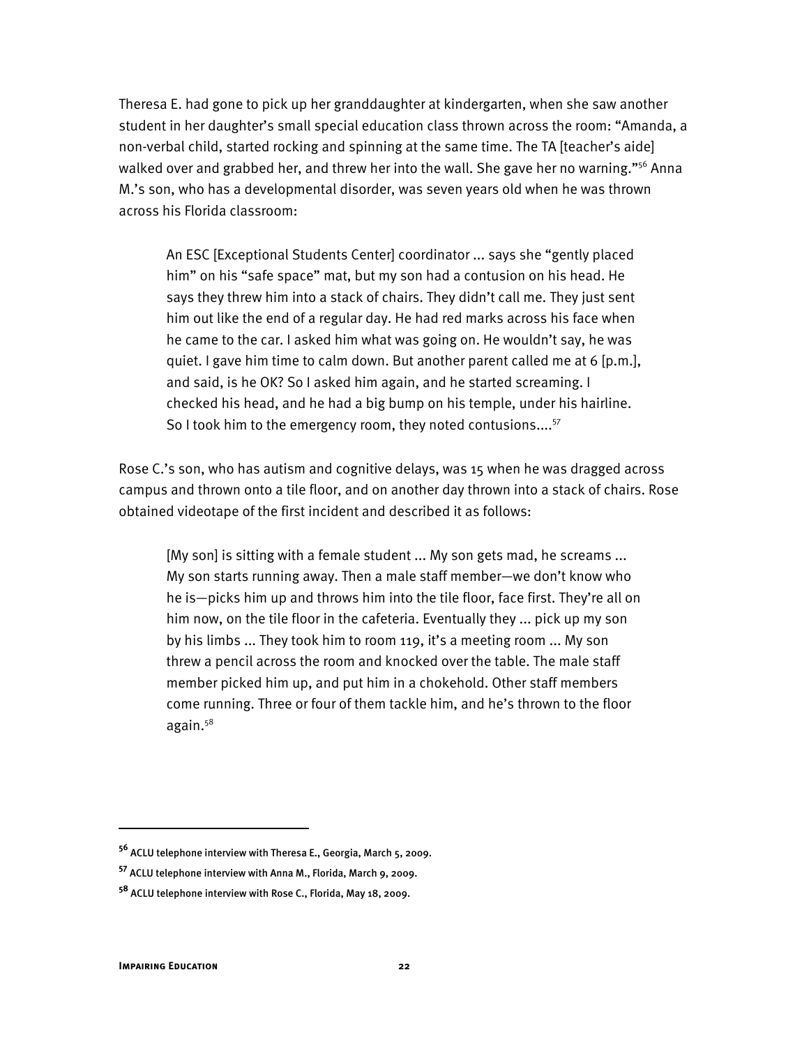Theresa E. had gone to pick up her granddaughter at kindergarten, when she saw another student in her daughter's small special education class thrown across the room: "Amanda, a non-verbal child, started rocking and spinning at the same time. The TA [teacher's aide] walked over and grabbed her, and threw her into the wall. She gave her no warning."[56] Anna M.'s son, who has a developmental disorder, was seven years old when he was thrown across his Florida classroom:

> An ESC [Exceptional Students Center] coordinator ... says she "gently placed him" on his "safe space" mat, but my son had a contusion on his head. He says they threw him into a stack of chairs. They didn't call me. They just sent him out like the end of a regular day. He had red marks across his face when he came to the car. I asked him what was going on. He wouldn't say, he was quiet. I gave him time to calm down. But another parent called me at 6 [p.m.], and said, is he OK? So I asked him again, and he started screaming. I checked his head, and he had a big bump on his temple, under his hairline. So I took him to the emergency room, they noted contusions....[57]

Rose C.'s son, who has autism and cognitive delays, was 15 when he was dragged across campus and thrown onto a tile floor, and on another day thrown into a stack of chairs. Rose obtained videotape of the first incident and described it as follows:

> [My son] is sitting with a female student ... My son gets mad, he screams ... My son starts running away. Then a male staff member—we don't know who he is—picks him up and throws him into the tile floor, face first. They're all on him now, on the tile floor in the cafeteria. Eventually they ... pick up my son by his limbs ... They took him to room 119, it's a meeting room ... My son threw a pencil across the room and knocked over the table. The male staff member picked him up, and put him in a chokehold. Other staff members come running. Three or four of them tackle him, and he's thrown to the floor again.[58]

---

[56] ACLU telephone interview with Theresa E., Georgia, March 5, 2009.

[57] ACLU telephone interview with Anna M., Florida, March 9, 2009.

[58] ACLU telephone interview with Rose C., Florida, May 18, 2009.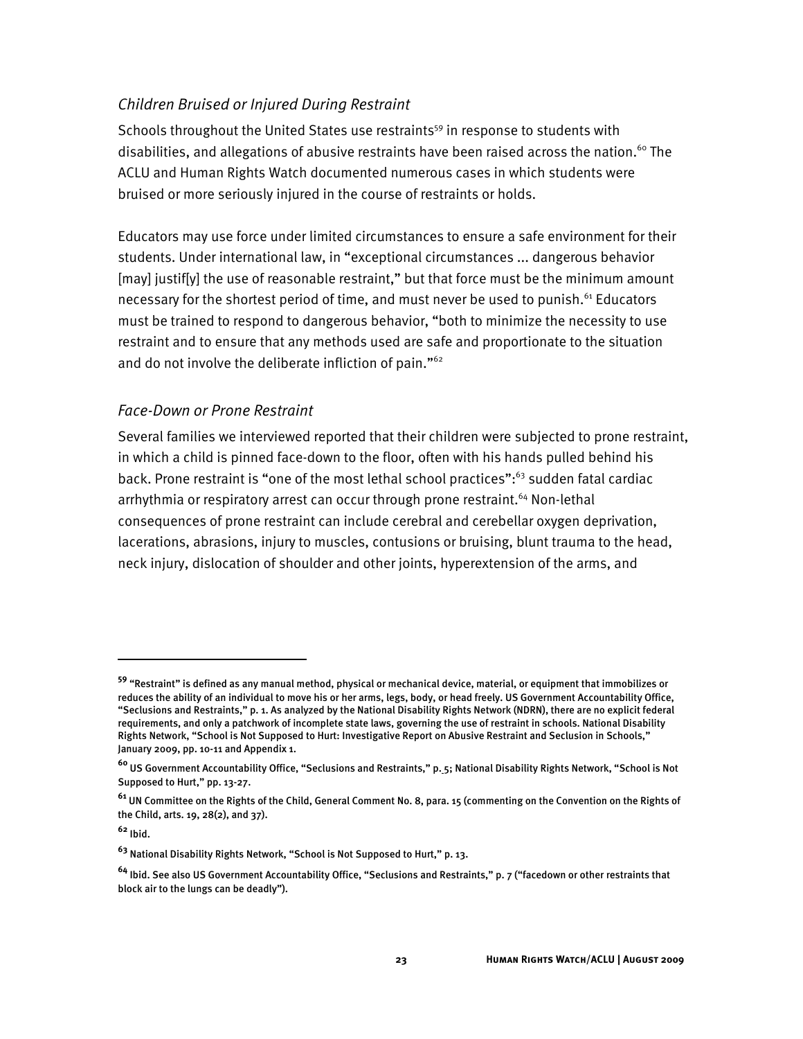### *Children Bruised or Injured During Restraint*

Schools throughout the United States use restraints[59] in response to students with disabilities, and allegations of abusive restraints have been raised across the nation.[60] The ACLU and Human Rights Watch documented numerous cases in which students were bruised or more seriously injured in the course of restraints or holds.

Educators may use force under limited circumstances to ensure a safe environment for their students. Under international law, in "exceptional circumstances ... dangerous behavior [may] justif[y] the use of reasonable restraint," but that force must be the minimum amount necessary for the shortest period of time, and must never be used to punish.[61] Educators must be trained to respond to dangerous behavior, "both to minimize the necessity to use restraint and to ensure that any methods used are safe and proportionate to the situation and do not involve the deliberate infliction of pain."[62]

### *Face-Down or Prone Restraint*

Several families we interviewed reported that their children were subjected to prone restraint, in which a child is pinned face-down to the floor, often with his hands pulled behind his back. Prone restraint is "one of the most lethal school practices":[63] sudden fatal cardiac arrhythmia or respiratory arrest can occur through prone restraint.[64] Non-lethal consequences of prone restraint can include cerebral and cerebellar oxygen deprivation, lacerations, abrasions, injury to muscles, contusions or bruising, blunt trauma to the head, neck injury, dislocation of shoulder and other joints, hyperextension of the arms, and

---

[59] "Restraint" is defined as any manual method, physical or mechanical device, material, or equipment that immobilizes or reduces the ability of an individual to move his or her arms, legs, body, or head freely. US Government Accountability Office, "Seclusions and Restraints," p. 1. As analyzed by the National Disability Rights Network (NDRN), there are no explicit federal requirements, and only a patchwork of incomplete state laws, governing the use of restraint in schools. National Disability Rights Network, "School is Not Supposed to Hurt: Investigative Report on Abusive Restraint and Seclusion in Schools," January 2009, pp. 10-11 and Appendix 1.

[60] US Government Accountability Office, "Seclusions and Restraints," p. 5; National Disability Rights Network, "School is Not Supposed to Hurt," pp. 13-27.

[61] UN Committee on the Rights of the Child, General Comment No. 8, para. 15 (commenting on the Convention on the Rights of the Child, arts. 19, 28(2), and 37).

[62] Ibid.

[63] National Disability Rights Network, "School is Not Supposed to Hurt," p. 13.

[64] Ibid. See also US Government Accountability Office, "Seclusions and Restraints," p. 7 ("facedown or other restraints that block air to the lungs can be deadly").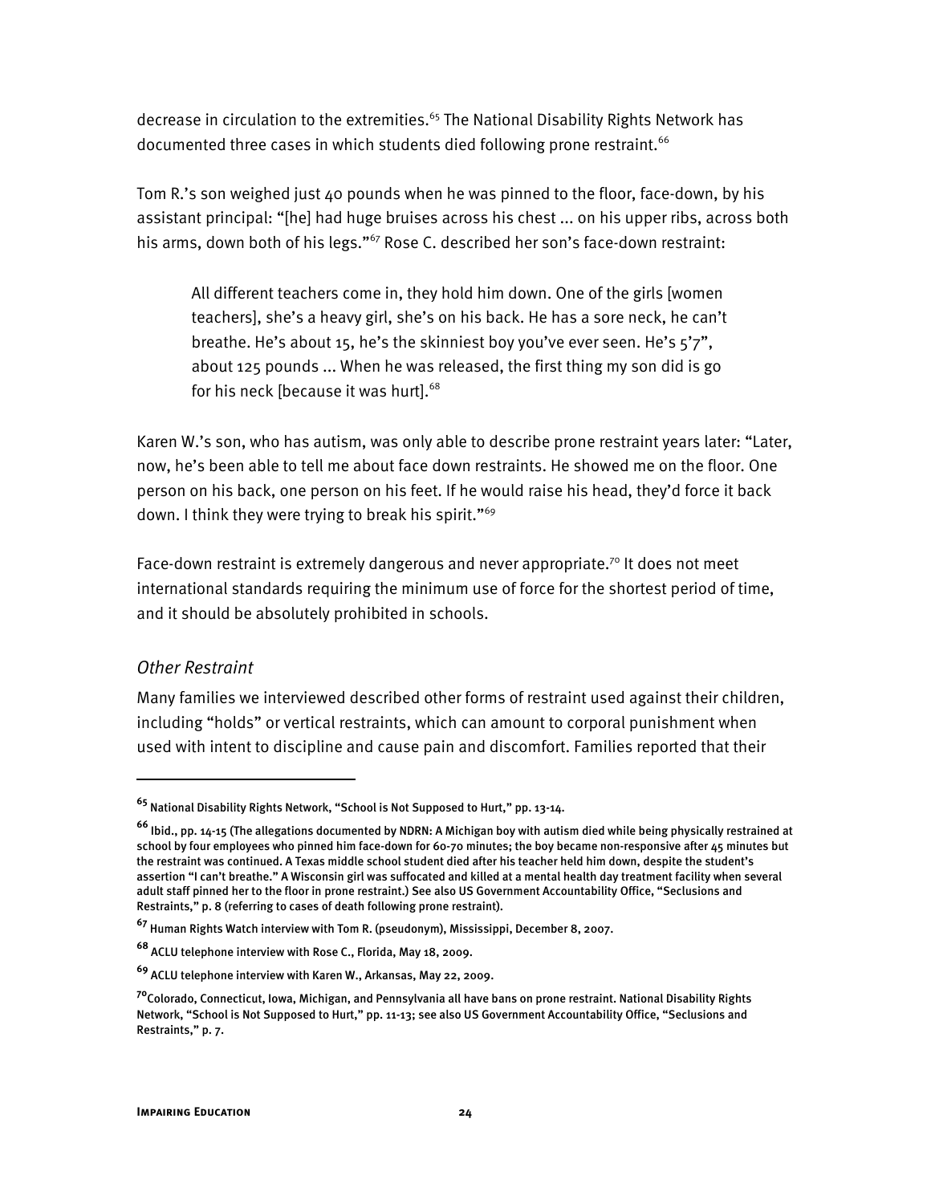decrease in circulation to the extremities.[65] The National Disability Rights Network has documented three cases in which students died following prone restraint.[66]

Tom R.'s son weighed just 40 pounds when he was pinned to the floor, face-down, by his assistant principal: "[he] had huge bruises across his chest ... on his upper ribs, across both his arms, down both of his legs."[67] Rose C. described her son's face-down restraint:

> All different teachers come in, they hold him down. One of the girls [women teachers], she's a heavy girl, she's on his back. He has a sore neck, he can't breathe. He's about 15, he's the skinniest boy you've ever seen. He's 5'7", about 125 pounds ... When he was released, the first thing my son did is go for his neck [because it was hurt].[68]

Karen W.'s son, who has autism, was only able to describe prone restraint years later: "Later, now, he's been able to tell me about face down restraints. He showed me on the floor. One person on his back, one person on his feet. If he would raise his head, they'd force it back down. I think they were trying to break his spirit."[69]

Face-down restraint is extremely dangerous and never appropriate.[70] It does not meet international standards requiring the minimum use of force for the shortest period of time, and it should be absolutely prohibited in schools.

### *Other Restraint*

Many families we interviewed described other forms of restraint used against their children, including "holds" or vertical restraints, which can amount to corporal punishment when used with intent to discipline and cause pain and discomfort. Families reported that their

---

[65] National Disability Rights Network, "School is Not Supposed to Hurt," pp. 13-14.

[66] Ibid., pp. 14-15 (The allegations documented by NDRN: A Michigan boy with autism died while being physically restrained at school by four employees who pinned him face-down for 60-70 minutes; the boy became non-responsive after 45 minutes but the restraint was continued. A Texas middle school student died after his teacher held him down, despite the student's assertion "I can't breathe." A Wisconsin girl was suffocated and killed at a mental health day treatment facility when several adult staff pinned her to the floor in prone restraint.) See also US Government Accountability Office, "Seclusions and Restraints," p. 8 (referring to cases of death following prone restraint).

[67] Human Rights Watch interview with Tom R. (pseudonym), Mississippi, December 8, 2007.

[68] ACLU telephone interview with Rose C., Florida, May 18, 2009.

[69] ACLU telephone interview with Karen W., Arkansas, May 22, 2009.

[70] Colorado, Connecticut, Iowa, Michigan, and Pennsylvania all have bans on prone restraint. National Disability Rights Network, "School is Not Supposed to Hurt," pp. 11-13; see also US Government Accountability Office, "Seclusions and Restraints," p. 7.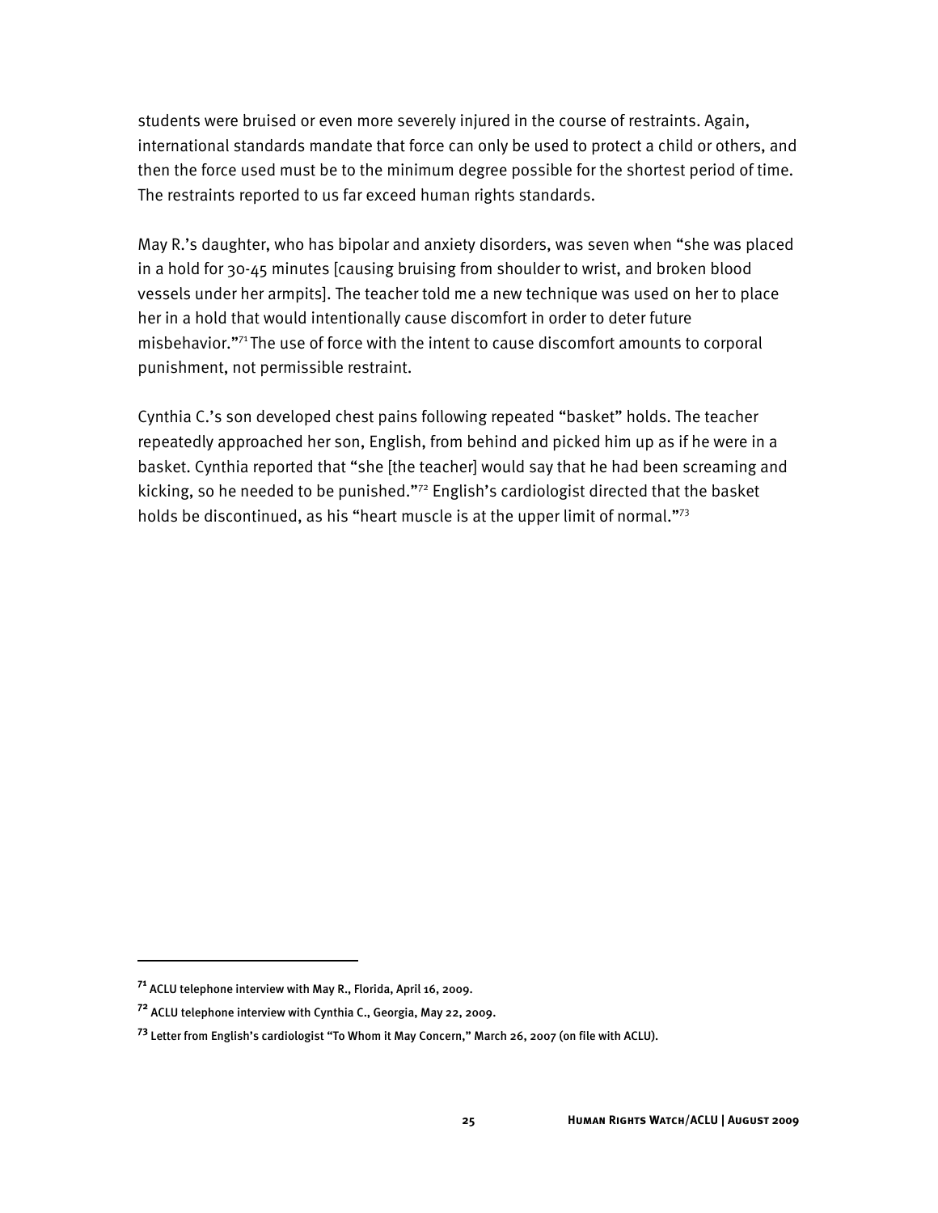students were bruised or even more severely injured in the course of restraints. Again, international standards mandate that force can only be used to protect a child or others, and then the force used must be to the minimum degree possible for the shortest period of time. The restraints reported to us far exceed human rights standards.

May R.'s daughter, who has bipolar and anxiety disorders, was seven when "she was placed in a hold for 30-45 minutes [causing bruising from shoulder to wrist, and broken blood vessels under her armpits]. The teacher told me a new technique was used on her to place her in a hold that would intentionally cause discomfort in order to deter future misbehavior."[71] The use of force with the intent to cause discomfort amounts to corporal punishment, not permissible restraint.

Cynthia C.'s son developed chest pains following repeated "basket" holds. The teacher repeatedly approached her son, English, from behind and picked him up as if he were in a basket. Cynthia reported that "she [the teacher] would say that he had been screaming and kicking, so he needed to be punished."[72] English's cardiologist directed that the basket holds be discontinued, as his "heart muscle is at the upper limit of normal."[73]

---

[71] ACLU telephone interview with May R., Florida, April 16, 2009.

[72] ACLU telephone interview with Cynthia C., Georgia, May 22, 2009.

[73] Letter from English's cardiologist "To Whom it May Concern," March 26, 2007 (on file with ACLU).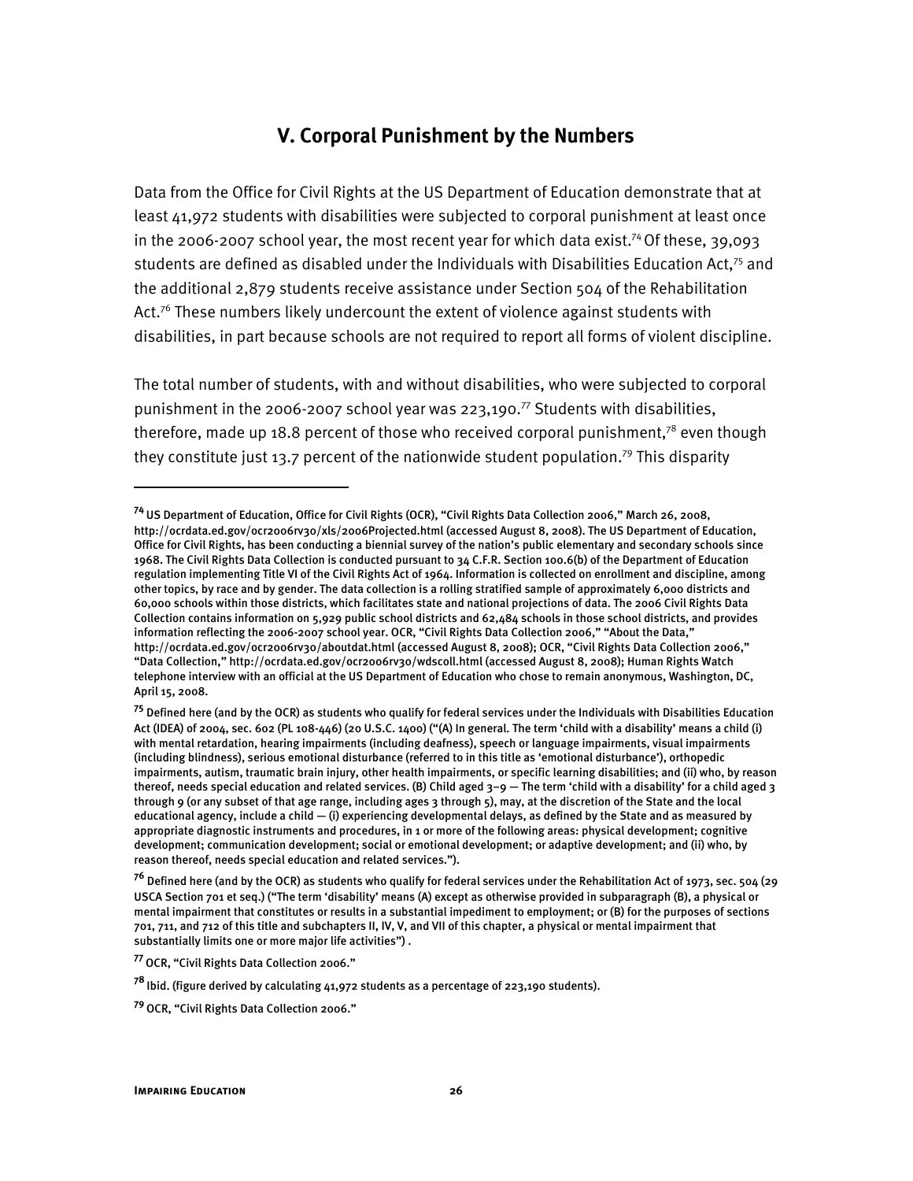## V. Corporal Punishment by the Numbers

Data from the Office for Civil Rights at the US Department of Education demonstrate that at least 41,972 students with disabilities were subjected to corporal punishment at least once in the 2006-2007 school year, the most recent year for which data exist.[74] Of these, 39,093 students are defined as disabled under the Individuals with Disabilities Education Act,[75] and the additional 2,879 students receive assistance under Section 504 of the Rehabilitation Act.[76] These numbers likely undercount the extent of violence against students with disabilities, in part because schools are not required to report all forms of violent discipline.

The total number of students, with and without disabilities, who were subjected to corporal punishment in the 2006-2007 school year was 223,190.[77] Students with disabilities, therefore, made up 18.8 percent of those who received corporal punishment,[78] even though they constitute just 13.7 percent of the nationwide student population.[79] This disparity

---

[74] US Department of Education, Office for Civil Rights (OCR), "Civil Rights Data Collection 2006," March 26, 2008, http://ocrdata.ed.gov/ocr2006rv30/xls/2006Projected.html (accessed August 8, 2008). The US Department of Education, Office for Civil Rights, has been conducting a biennial survey of the nation's public elementary and secondary schools since 1968. The Civil Rights Data Collection is conducted pursuant to 34 C.F.R. Section 100.6(b) of the Department of Education regulation implementing Title VI of the Civil Rights Act of 1964. Information is collected on enrollment and discipline, among other topics, by race and by gender. The data collection is a rolling stratified sample of approximately 6,000 districts and 60,000 schools within those districts, which facilitates state and national projections of data. The 2006 Civil Rights Data Collection contains information on 5,929 public school districts and 62,484 schools in those school districts, and provides information reflecting the 2006-2007 school year. OCR, "Civil Rights Data Collection 2006," "About the Data," http://ocrdata.ed.gov/ocr2006rv30/aboutdat.html (accessed August 8, 2008); OCR, "Civil Rights Data Collection 2006," "Data Collection," http://ocrdata.ed.gov/ocr2006rv30/wdscoll.html (accessed August 8, 2008); Human Rights Watch telephone interview with an official at the US Department of Education who chose to remain anonymous, Washington, DC, April 15, 2008.

[75] Defined here (and by the OCR) as students who qualify for federal services under the Individuals with Disabilities Education Act (IDEA) of 2004, sec. 602 (PL 108-446) (20 U.S.C. 1400) ("(A) In general. The term 'child with a disability' means a child (i) with mental retardation, hearing impairments (including deafness), speech or language impairments, visual impairments (including blindness), serious emotional disturbance (referred to in this title as 'emotional disturbance'), orthopedic impairments, autism, traumatic brain injury, other health impairments, or specific learning disabilities; and (ii) who, by reason thereof, needs special education and related services. (B) Child aged 3–9 — The term 'child with a disability' for a child aged 3 through 9 (or any subset of that age range, including ages 3 through 5), may, at the discretion of the State and the local educational agency, include a child — (i) experiencing developmental delays, as defined by the State and as measured by appropriate diagnostic instruments and procedures, in 1 or more of the following areas: physical development; cognitive development; communication development; social or emotional development; or adaptive development; and (ii) who, by reason thereof, needs special education and related services.").

[76] Defined here (and by the OCR) as students who qualify for federal services under the Rehabilitation Act of 1973, sec. 504 (29 USCA Section 701 et seq.) ("The term 'disability' means (A) except as otherwise provided in subparagraph (B), a physical or mental impairment that constitutes or results in a substantial impediment to employment; or (B) for the purposes of sections 701, 711, and 712 of this title and subchapters II, IV, V, and VII of this chapter, a physical or mental impairment that substantially limits one or more major life activities") .

[77] OCR, "Civil Rights Data Collection 2006."

[78] Ibid. (figure derived by calculating 41,972 students as a percentage of 223,190 students).

[79] OCR, "Civil Rights Data Collection 2006."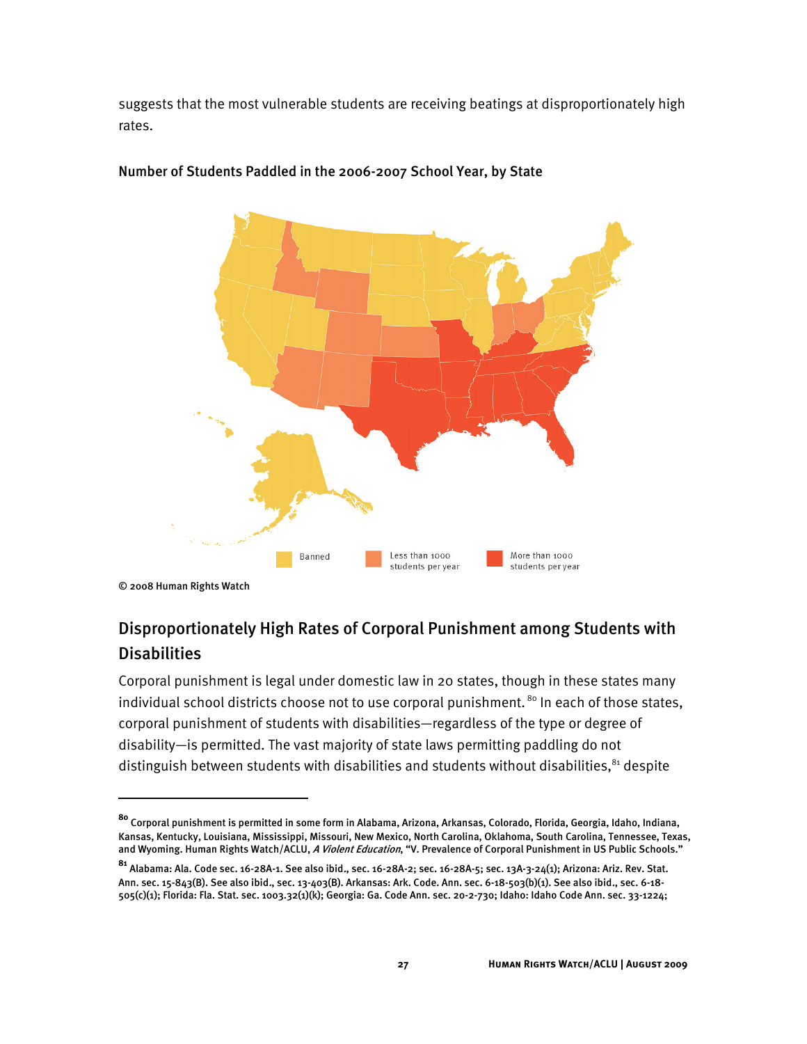suggests that the most vulnerable students are receiving beatings at disproportionately high rates.

**Number of Students Paddled in the 2006-2007 School Year, by State**

Banned    Less than 1000 students per year    More than 1000 students per year

© 2008 Human Rights Watch

## Disproportionately High Rates of Corporal Punishment among Students with Disabilities

Corporal punishment is legal under domestic law in 20 states, though in these states many individual school districts choose not to use corporal punishment.[80] In each of those states, corporal punishment of students with disabilities—regardless of the type or degree of disability—is permitted. The vast majority of state laws permitting paddling do not distinguish between students with disabilities and students without disabilities,[81] despite

---

[80] Corporal punishment is permitted in some form in Alabama, Arizona, Arkansas, Colorado, Florida, Georgia, Idaho, Indiana, Kansas, Kentucky, Louisiana, Mississippi, Missouri, New Mexico, North Carolina, Oklahoma, South Carolina, Tennessee, Texas, and Wyoming. Human Rights Watch/ACLU, *A Violent Education*, "V. Prevalence of Corporal Punishment in US Public Schools."

[81] Alabama: Ala. Code sec. 16-28A-1. See also ibid., sec. 16-28A-2; sec. 16-28A-5; sec. 13A-3-24(1); Arizona: Ariz. Rev. Stat. Ann. sec. 15-843(B). See also ibid., sec. 13-403(B). Arkansas: Ark. Code. Ann. sec. 6-18-503(b)(1). See also ibid., sec. 6-18-505(c)(1); Florida: Fla. Stat. sec. 1003.32(1)(k); Georgia: Ga. Code Ann. sec. 20-2-730; Idaho: Idaho Code Ann. sec. 33-1224;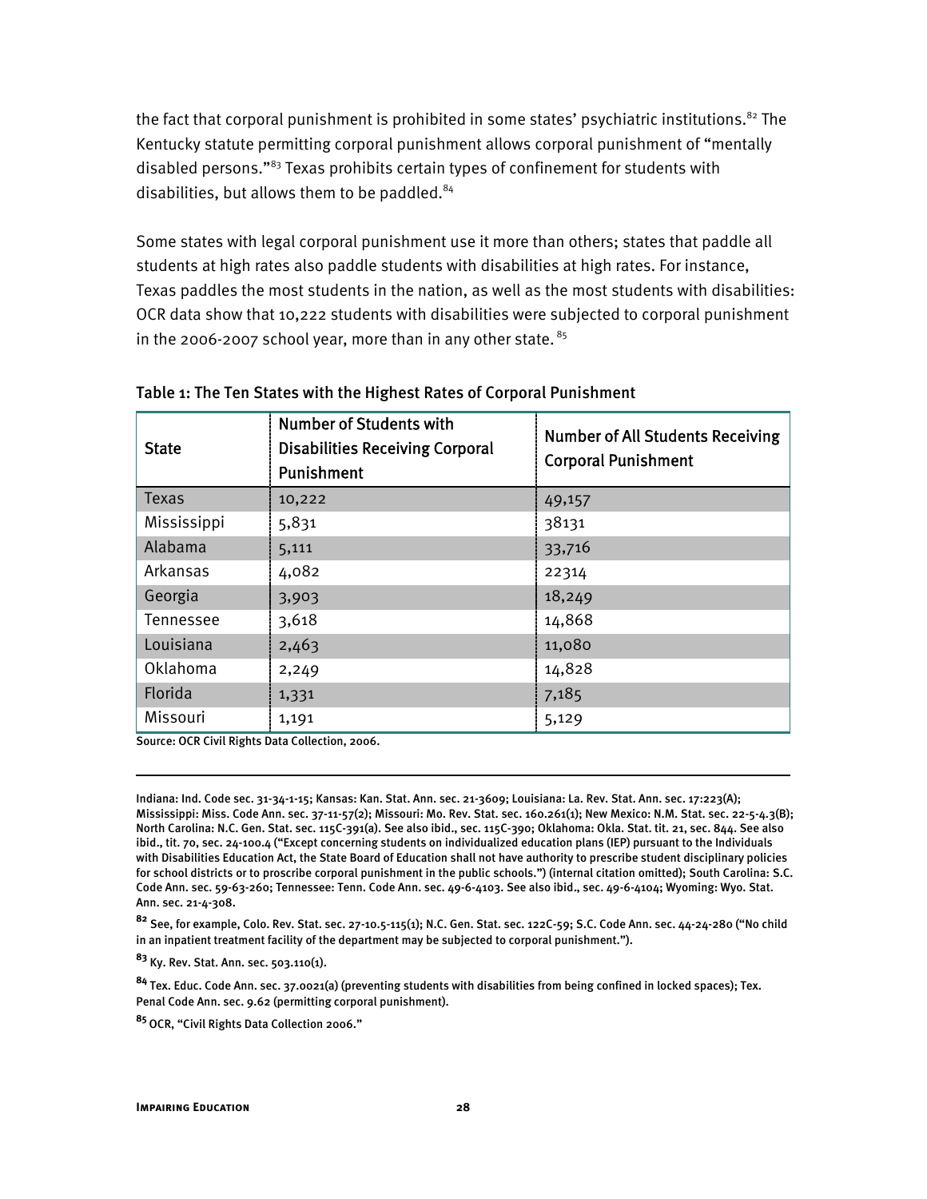the fact that corporal punishment is prohibited in some states' psychiatric institutions.[82] The Kentucky statute permitting corporal punishment allows corporal punishment of "mentally disabled persons."[83] Texas prohibits certain types of confinement for students with disabilities, but allows them to be paddled.[84]

Some states with legal corporal punishment use it more than others; states that paddle all students at high rates also paddle students with disabilities at high rates. For instance, Texas paddles the most students in the nation, as well as the most students with disabilities: OCR data show that 10,222 students with disabilities were subjected to corporal punishment in the 2006-2007 school year, more than in any other state. [85]

**Table 1: The Ten States with the Highest Rates of Corporal Punishment**

| State | Number of Students with Disabilities Receiving Corporal Punishment | Number of All Students Receiving Corporal Punishment |
|---|---|---|
| Texas | 10,222 | 49,157 |
| Mississippi | 5,831 | 38131 |
| Alabama | 5,111 | 33,716 |
| Arkansas | 4,082 | 22314 |
| Georgia | 3,903 | 18,249 |
| Tennessee | 3,618 | 14,868 |
| Louisiana | 2,463 | 11,080 |
| Oklahoma | 2,249 | 14,828 |
| Florida | 1,331 | 7,185 |
| Missouri | 1,191 | 5,129 |

Source: OCR Civil Rights Data Collection, 2006.

---

Indiana: Ind. Code sec. 31-34-1-15; Kansas: Kan. Stat. Ann. sec. 21-3609; Louisiana: La. Rev. Stat. Ann. sec. 17:223(A); Mississippi: Miss. Code Ann. sec. 37-11-57(2); Missouri: Mo. Rev. Stat. sec. 160.261(1); New Mexico: N.M. Stat. sec. 22-5-4.3(B); North Carolina: N.C. Gen. Stat. sec. 115C-391(a). See also ibid., sec. 115C-390; Oklahoma: Okla. Stat. tit. 21, sec. 844. See also ibid., tit. 70, sec. 24-100.4 ("Except concerning students on individualized education plans (IEP) pursuant to the Individuals with Disabilities Education Act, the State Board of Education shall not have authority to prescribe student disciplinary policies for school districts or to proscribe corporal punishment in the public schools.") (internal citation omitted); South Carolina: S.C. Code Ann. sec. 59-63-260; Tennessee: Tenn. Code Ann. sec. 49-6-4103. See also ibid., sec. 49-6-4104; Wyoming: Wyo. Stat. Ann. sec. 21-4-308.

[82] See, for example, Colo. Rev. Stat. sec. 27-10.5-115(1); N.C. Gen. Stat. sec. 122C-59; S.C. Code Ann. sec. 44-24-280 ("No child in an inpatient treatment facility of the department may be subjected to corporal punishment.").

[83] Ky. Rev. Stat. Ann. sec. 503.110(1).

[84] Tex. Educ. Code Ann. sec. 37.0021(a) (preventing students with disabilities from being confined in locked spaces); Tex. Penal Code Ann. sec. 9.62 (permitting corporal punishment).

[85] OCR, "Civil Rights Data Collection 2006."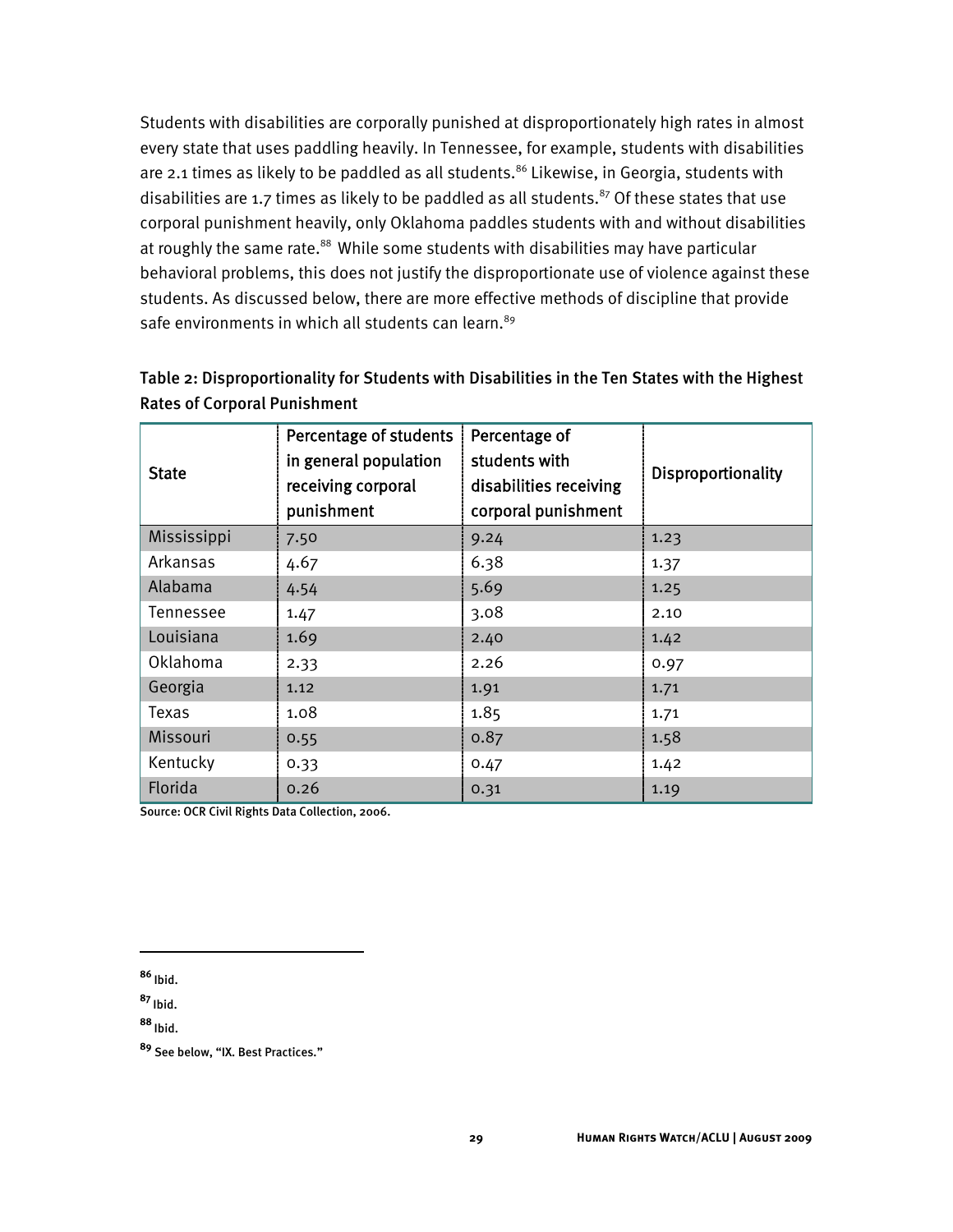Students with disabilities are corporally punished at disproportionately high rates in almost every state that uses paddling heavily. In Tennessee, for example, students with disabilities are 2.1 times as likely to be paddled as all students.[86] Likewise, in Georgia, students with disabilities are 1.7 times as likely to be paddled as all students.[87] Of these states that use corporal punishment heavily, only Oklahoma paddles students with and without disabilities at roughly the same rate.[88] While some students with disabilities may have particular behavioral problems, this does not justify the disproportionate use of violence against these students. As discussed below, there are more effective methods of discipline that provide safe environments in which all students can learn.[89]

**Table 2: Disproportionality for Students with Disabilities in the Ten States with the Highest Rates of Corporal Punishment**

| State | Percentage of students in general population receiving corporal punishment | Percentage of students with disabilities receiving corporal punishment | Disproportionality |
|---|---|---|---|
| Mississippi | 7.50 | 9.24 | 1.23 |
| Arkansas | 4.67 | 6.38 | 1.37 |
| Alabama | 4.54 | 5.69 | 1.25 |
| Tennessee | 1.47 | 3.08 | 2.10 |
| Louisiana | 1.69 | 2.40 | 1.42 |
| Oklahoma | 2.33 | 2.26 | 0.97 |
| Georgia | 1.12 | 1.91 | 1.71 |
| Texas | 1.08 | 1.85 | 1.71 |
| Missouri | 0.55 | 0.87 | 1.58 |
| Kentucky | 0.33 | 0.47 | 1.42 |
| Florida | 0.26 | 0.31 | 1.19 |

Source: OCR Civil Rights Data Collection, 2006.

---

[86] Ibid.

[87] Ibid.

[88] Ibid.

[89] See below, "IX. Best Practices."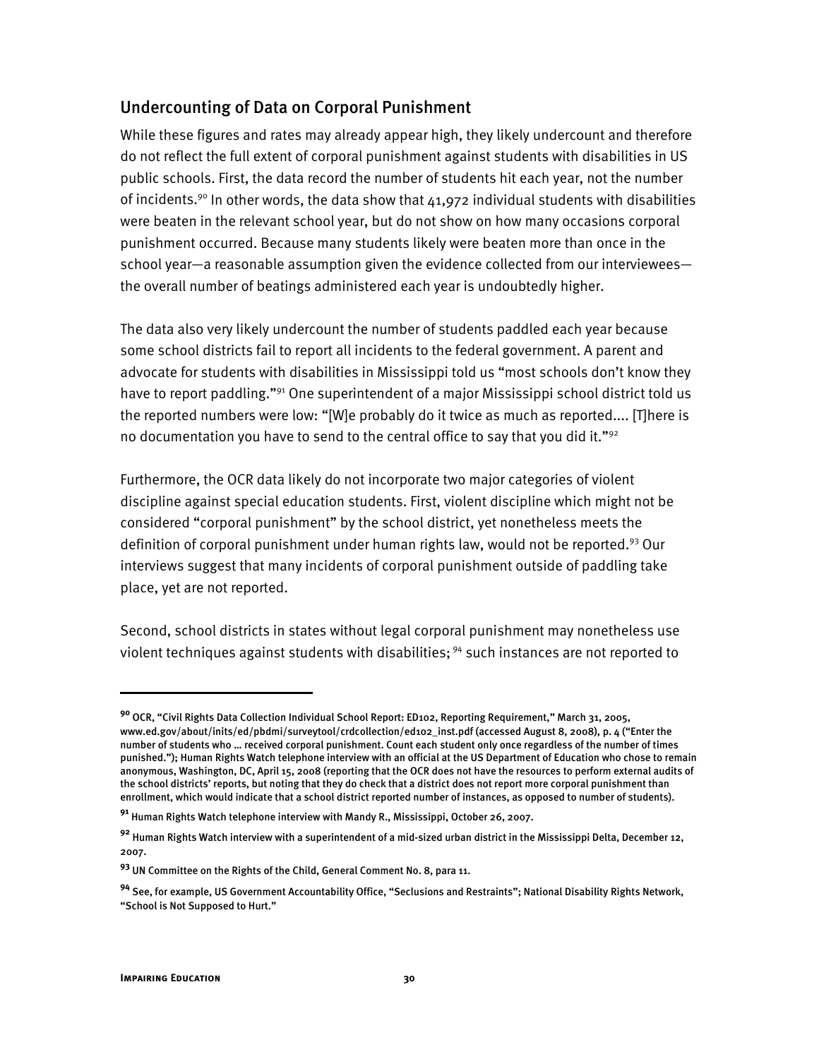## Undercounting of Data on Corporal Punishment

While these figures and rates may already appear high, they likely undercount and therefore do not reflect the full extent of corporal punishment against students with disabilities in US public schools. First, the data record the number of students hit each year, not the number of incidents.[90] In other words, the data show that 41,972 individual students with disabilities were beaten in the relevant school year, but do not show on how many occasions corporal punishment occurred. Because many students likely were beaten more than once in the school year—a reasonable assumption given the evidence collected from our interviewees—the overall number of beatings administered each year is undoubtedly higher.

The data also very likely undercount the number of students paddled each year because some school districts fail to report all incidents to the federal government. A parent and advocate for students with disabilities in Mississippi told us "most schools don't know they have to report paddling."[91] One superintendent of a major Mississippi school district told us the reported numbers were low: "[W]e probably do it twice as much as reported.... [T]here is no documentation you have to send to the central office to say that you did it."[92]

Furthermore, the OCR data likely do not incorporate two major categories of violent discipline against special education students. First, violent discipline which might not be considered "corporal punishment" by the school district, yet nonetheless meets the definition of corporal punishment under human rights law, would not be reported.[93] Our interviews suggest that many incidents of corporal punishment outside of paddling take place, yet are not reported.

Second, school districts in states without legal corporal punishment may nonetheless use violent techniques against students with disabilities; [94] such instances are not reported to

---

[90] OCR, "Civil Rights Data Collection Individual School Report: ED102, Reporting Requirement," March 31, 2005, www.ed.gov/about/inits/ed/pbdmi/surveytool/crdcollection/ed102_inst.pdf (accessed August 8, 2008), p. 4 ("Enter the number of students who … received corporal punishment. Count each student only once regardless of the number of times punished."); Human Rights Watch telephone interview with an official at the US Department of Education who chose to remain anonymous, Washington, DC, April 15, 2008 (reporting that the OCR does not have the resources to perform external audits of the school districts' reports, but noting that they do check that a district does not report more corporal punishment than enrollment, which would indicate that a school district reported number of instances, as opposed to number of students).

[91] Human Rights Watch telephone interview with Mandy R., Mississippi, October 26, 2007.

[92] Human Rights Watch interview with a superintendent of a mid-sized urban district in the Mississippi Delta, December 12, 2007.

[93] UN Committee on the Rights of the Child, General Comment No. 8, para 11.

[94] See, for example, US Government Accountability Office, "Seclusions and Restraints"; National Disability Rights Network, "School is Not Supposed to Hurt."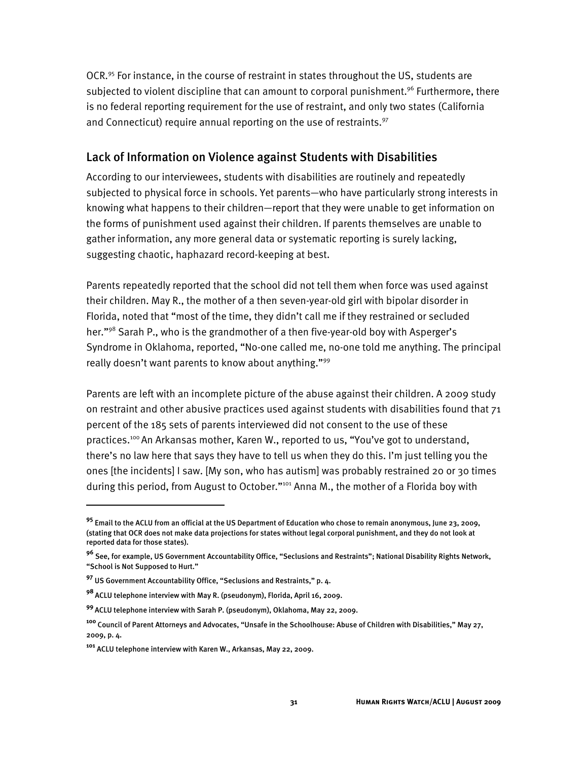OCR.[95] For instance, in the course of restraint in states throughout the US, students are subjected to violent discipline that can amount to corporal punishment.[96] Furthermore, there is no federal reporting requirement for the use of restraint, and only two states (California and Connecticut) require annual reporting on the use of restraints.[97]

## Lack of Information on Violence against Students with Disabilities

According to our interviewees, students with disabilities are routinely and repeatedly subjected to physical force in schools. Yet parents—who have particularly strong interests in knowing what happens to their children—report that they were unable to get information on the forms of punishment used against their children. If parents themselves are unable to gather information, any more general data or systematic reporting is surely lacking, suggesting chaotic, haphazard record-keeping at best.

Parents repeatedly reported that the school did not tell them when force was used against their children. May R., the mother of a then seven-year-old girl with bipolar disorder in Florida, noted that "most of the time, they didn't call me if they restrained or secluded her."[98] Sarah P., who is the grandmother of a then five-year-old boy with Asperger's Syndrome in Oklahoma, reported, "No-one called me, no-one told me anything. The principal really doesn't want parents to know about anything."[99]

Parents are left with an incomplete picture of the abuse against their children. A 2009 study on restraint and other abusive practices used against students with disabilities found that 71 percent of the 185 sets of parents interviewed did not consent to the use of these practices.[100] An Arkansas mother, Karen W., reported to us, "You've got to understand, there's no law here that says they have to tell us when they do this. I'm just telling you the ones [the incidents] I saw. [My son, who has autism] was probably restrained 20 or 30 times during this period, from August to October."[101] Anna M., the mother of a Florida boy with

---

[95] Email to the ACLU from an official at the US Department of Education who chose to remain anonymous, June 23, 2009, (stating that OCR does not make data projections for states without legal corporal punishment, and they do not look at reported data for those states).

[96] See, for example, US Government Accountability Office, "Seclusions and Restraints"; National Disability Rights Network, "School is Not Supposed to Hurt."

[97] US Government Accountability Office, "Seclusions and Restraints," p. 4.

[98] ACLU telephone interview with May R. (pseudonym), Florida, April 16, 2009.

[99] ACLU telephone interview with Sarah P. (pseudonym), Oklahoma, May 22, 2009.

[100] Council of Parent Attorneys and Advocates, "Unsafe in the Schoolhouse: Abuse of Children with Disabilities," May 27, 2009, p. 4.

[101] ACLU telephone interview with Karen W., Arkansas, May 22, 2009.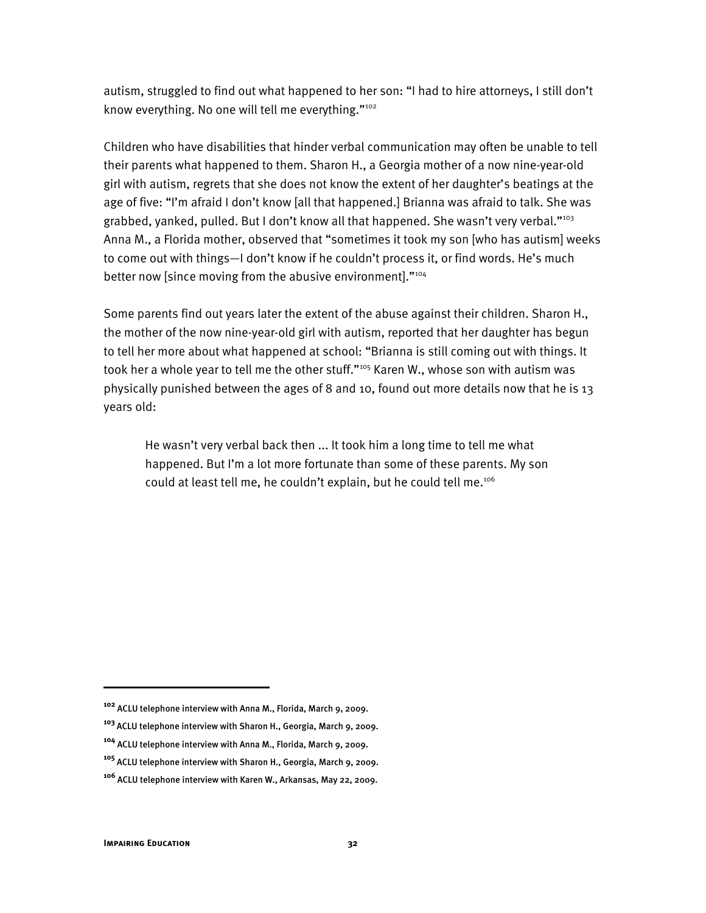autism, struggled to find out what happened to her son: "I had to hire attorneys, I still don't know everything. No one will tell me everything."[102]

Children who have disabilities that hinder verbal communication may often be unable to tell their parents what happened to them. Sharon H., a Georgia mother of a now nine-year-old girl with autism, regrets that she does not know the extent of her daughter's beatings at the age of five: "I'm afraid I don't know [all that happened.] Brianna was afraid to talk. She was grabbed, yanked, pulled. But I don't know all that happened. She wasn't very verbal."[103] Anna M., a Florida mother, observed that "sometimes it took my son [who has autism] weeks to come out with things—I don't know if he couldn't process it, or find words. He's much better now [since moving from the abusive environment]."[104]

Some parents find out years later the extent of the abuse against their children. Sharon H., the mother of the now nine-year-old girl with autism, reported that her daughter has begun to tell her more about what happened at school: "Brianna is still coming out with things. It took her a whole year to tell me the other stuff."[105] Karen W., whose son with autism was physically punished between the ages of 8 and 10, found out more details now that he is 13 years old:

> He wasn't very verbal back then ... It took him a long time to tell me what happened. But I'm a lot more fortunate than some of these parents. My son could at least tell me, he couldn't explain, but he could tell me.[106]

---

[102] ACLU telephone interview with Anna M., Florida, March 9, 2009.

[103] ACLU telephone interview with Sharon H., Georgia, March 9, 2009.

[104] ACLU telephone interview with Anna M., Florida, March 9, 2009.

[105] ACLU telephone interview with Sharon H., Georgia, March 9, 2009.

[106] ACLU telephone interview with Karen W., Arkansas, May 22, 2009.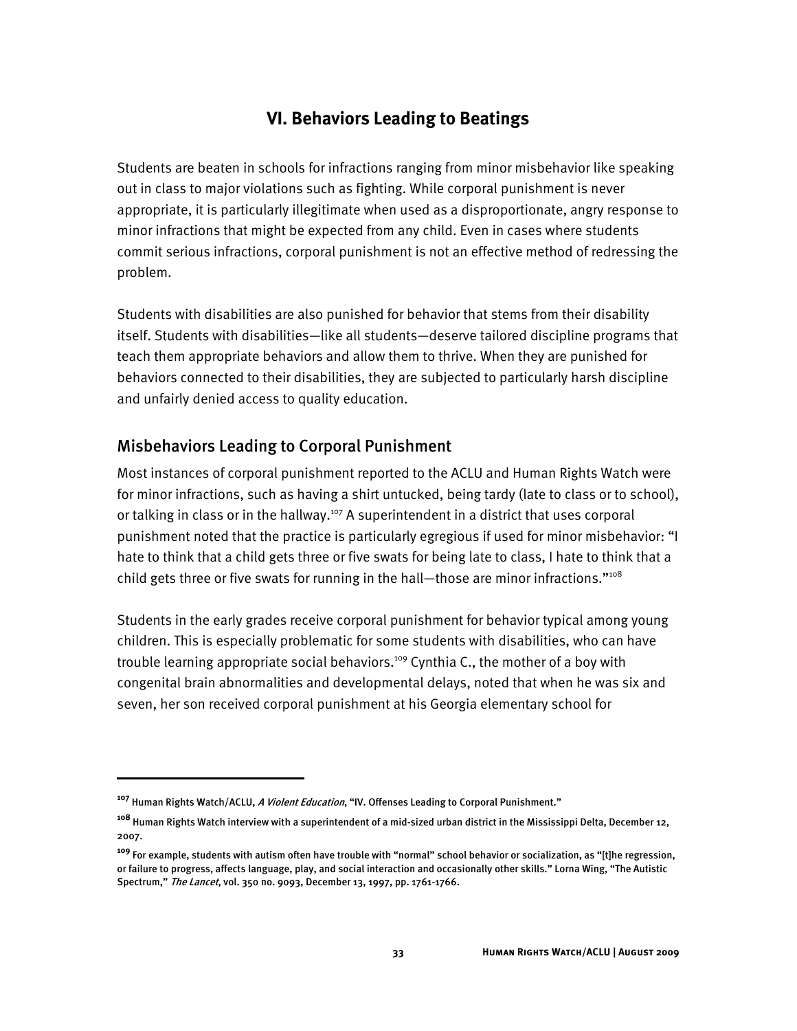## VI. Behaviors Leading to Beatings

Students are beaten in schools for infractions ranging from minor misbehavior like speaking out in class to major violations such as fighting. While corporal punishment is never appropriate, it is particularly illegitimate when used as a disproportionate, angry response to minor infractions that might be expected from any child. Even in cases where students commit serious infractions, corporal punishment is not an effective method of redressing the problem.

Students with disabilities are also punished for behavior that stems from their disability itself. Students with disabilities—like all students—deserve tailored discipline programs that teach them appropriate behaviors and allow them to thrive. When they are punished for behaviors connected to their disabilities, they are subjected to particularly harsh discipline and unfairly denied access to quality education.

### Misbehaviors Leading to Corporal Punishment

Most instances of corporal punishment reported to the ACLU and Human Rights Watch were for minor infractions, such as having a shirt untucked, being tardy (late to class or to school), or talking in class or in the hallway.[107] A superintendent in a district that uses corporal punishment noted that the practice is particularly egregious if used for minor misbehavior: "I hate to think that a child gets three or five swats for being late to class, I hate to think that a child gets three or five swats for running in the hall—those are minor infractions."[108]

Students in the early grades receive corporal punishment for behavior typical among young children. This is especially problematic for some students with disabilities, who can have trouble learning appropriate social behaviors.[109] Cynthia C., the mother of a boy with congenital brain abnormalities and developmental delays, noted that when he was six and seven, her son received corporal punishment at his Georgia elementary school for

---

[107] Human Rights Watch/ACLU, *A Violent Education*, "IV. Offenses Leading to Corporal Punishment."

[108] Human Rights Watch interview with a superintendent of a mid-sized urban district in the Mississippi Delta, December 12, 2007.

[109] For example, students with autism often have trouble with "normal" school behavior or socialization, as "[t]he regression, or failure to progress, affects language, play, and social interaction and occasionally other skills." Lorna Wing, "The Autistic Spectrum," *The Lancet*, vol. 350 no. 9093, December 13, 1997, pp. 1761-1766.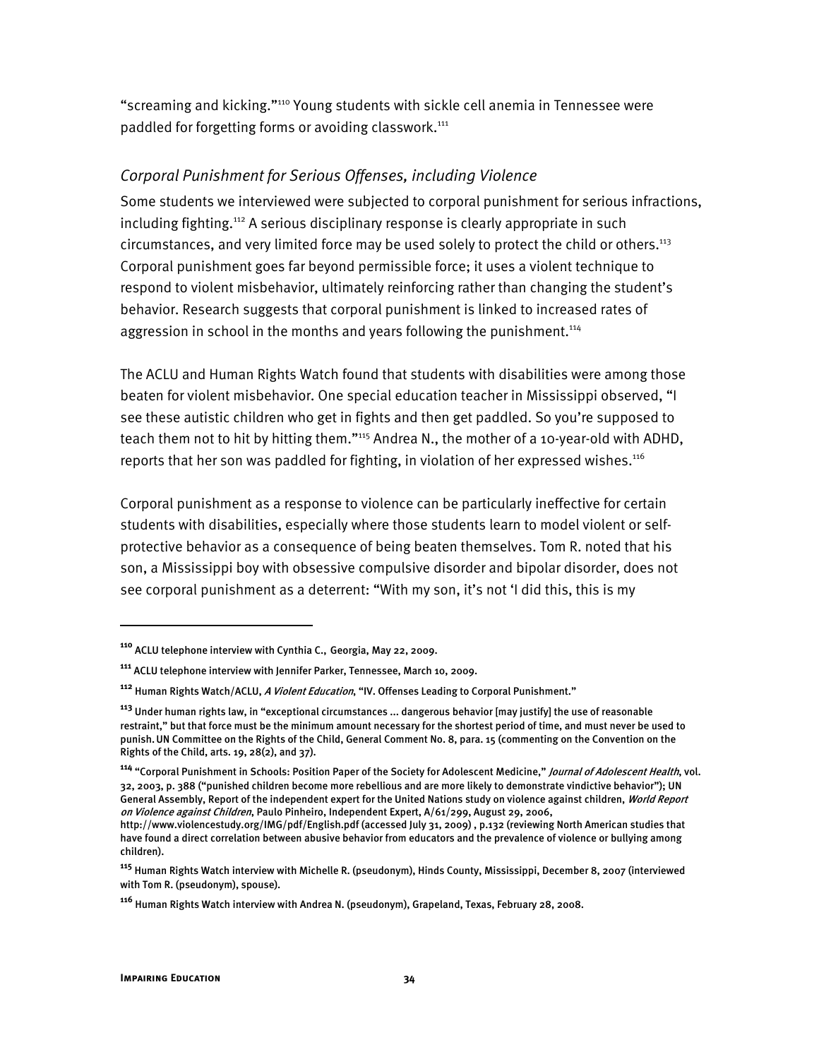"screaming and kicking."[110] Young students with sickle cell anemia in Tennessee were paddled for forgetting forms or avoiding classwork.[111]

### *Corporal Punishment for Serious Offenses, including Violence*

Some students we interviewed were subjected to corporal punishment for serious infractions, including fighting.[112] A serious disciplinary response is clearly appropriate in such circumstances, and very limited force may be used solely to protect the child or others.[113] Corporal punishment goes far beyond permissible force; it uses a violent technique to respond to violent misbehavior, ultimately reinforcing rather than changing the student's behavior. Research suggests that corporal punishment is linked to increased rates of aggression in school in the months and years following the punishment.[114]

The ACLU and Human Rights Watch found that students with disabilities were among those beaten for violent misbehavior. One special education teacher in Mississippi observed, "I see these autistic children who get in fights and then get paddled. So you're supposed to teach them not to hit by hitting them."[115] Andrea N., the mother of a 10-year-old with ADHD, reports that her son was paddled for fighting, in violation of her expressed wishes.[116]

Corporal punishment as a response to violence can be particularly ineffective for certain students with disabilities, especially where those students learn to model violent or self-protective behavior as a consequence of being beaten themselves. Tom R. noted that his son, a Mississippi boy with obsessive compulsive disorder and bipolar disorder, does not see corporal punishment as a deterrent: "With my son, it's not 'I did this, this is my

---

[110] ACLU telephone interview with Cynthia C., Georgia, May 22, 2009.

[111] ACLU telephone interview with Jennifer Parker, Tennessee, March 10, 2009.

[112] Human Rights Watch/ACLU, *A Violent Education*, "IV. Offenses Leading to Corporal Punishment."

[113] Under human rights law, in "exceptional circumstances ... dangerous behavior [may justify] the use of reasonable restraint," but that force must be the minimum amount necessary for the shortest period of time, and must never be used to punish. UN Committee on the Rights of the Child, General Comment No. 8, para. 15 (commenting on the Convention on the Rights of the Child, arts. 19, 28(2), and 37).

[114] "Corporal Punishment in Schools: Position Paper of the Society for Adolescent Medicine," *Journal of Adolescent Health*, vol. 32, 2003, p. 388 ("punished children become more rebellious and are more likely to demonstrate vindictive behavior"); UN General Assembly, Report of the independent expert for the United Nations study on violence against children, *World Report on Violence against Children*, Paulo Pinheiro, Independent Expert, A/61/299, August 29, 2006, http://www.violencestudy.org/IMG/pdf/English.pdf (accessed July 31, 2009) , p.132 (reviewing North American studies that have found a direct correlation between abusive behavior from educators and the prevalence of violence or bullying among children).

[115] Human Rights Watch interview with Michelle R. (pseudonym), Hinds County, Mississippi, December 8, 2007 (interviewed with Tom R. (pseudonym), spouse).

[116] Human Rights Watch interview with Andrea N. (pseudonym), Grapeland, Texas, February 28, 2008.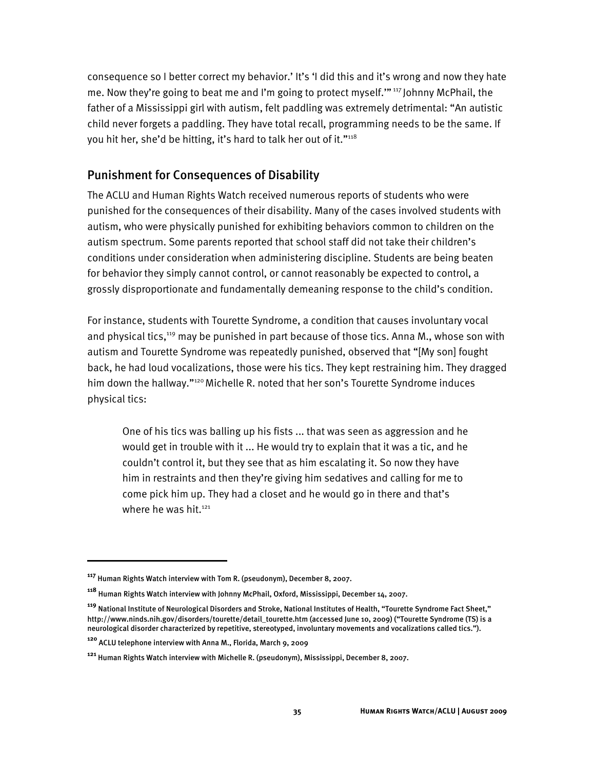consequence so I better correct my behavior.' It's 'I did this and it's wrong and now they hate me. Now they're going to beat me and I'm going to protect myself.'"[117] Johnny McPhail, the father of a Mississippi girl with autism, felt paddling was extremely detrimental: "An autistic child never forgets a paddling. They have total recall, programming needs to be the same. If you hit her, she'd be hitting, it's hard to talk her out of it."[118]

## Punishment for Consequences of Disability

The ACLU and Human Rights Watch received numerous reports of students who were punished for the consequences of their disability. Many of the cases involved students with autism, who were physically punished for exhibiting behaviors common to children on the autism spectrum. Some parents reported that school staff did not take their children's conditions under consideration when administering discipline. Students are being beaten for behavior they simply cannot control, or cannot reasonably be expected to control, a grossly disproportionate and fundamentally demeaning response to the child's condition.

For instance, students with Tourette Syndrome, a condition that causes involuntary vocal and physical tics,[119] may be punished in part because of those tics. Anna M., whose son with autism and Tourette Syndrome was repeatedly punished, observed that "[My son] fought back, he had loud vocalizations, those were his tics. They kept restraining him. They dragged him down the hallway."[120] Michelle R. noted that her son's Tourette Syndrome induces physical tics:

> One of his tics was balling up his fists ... that was seen as aggression and he would get in trouble with it ... He would try to explain that it was a tic, and he couldn't control it, but they see that as him escalating it. So now they have him in restraints and then they're giving him sedatives and calling for me to come pick him up. They had a closet and he would go in there and that's where he was hit.[121]

---

[117] Human Rights Watch interview with Tom R. (pseudonym), December 8, 2007.

[118] Human Rights Watch interview with Johnny McPhail, Oxford, Mississippi, December 14, 2007.

[119] National Institute of Neurological Disorders and Stroke, National Institutes of Health, "Tourette Syndrome Fact Sheet," http://www.ninds.nih.gov/disorders/tourette/detail_tourette.htm (accessed June 10, 2009) ("Tourette Syndrome (TS) is a neurological disorder characterized by repetitive, stereotyped, involuntary movements and vocalizations called tics.").

[120] ACLU telephone interview with Anna M., Florida, March 9, 2009

[121] Human Rights Watch interview with Michelle R. (pseudonym), Mississippi, December 8, 2007.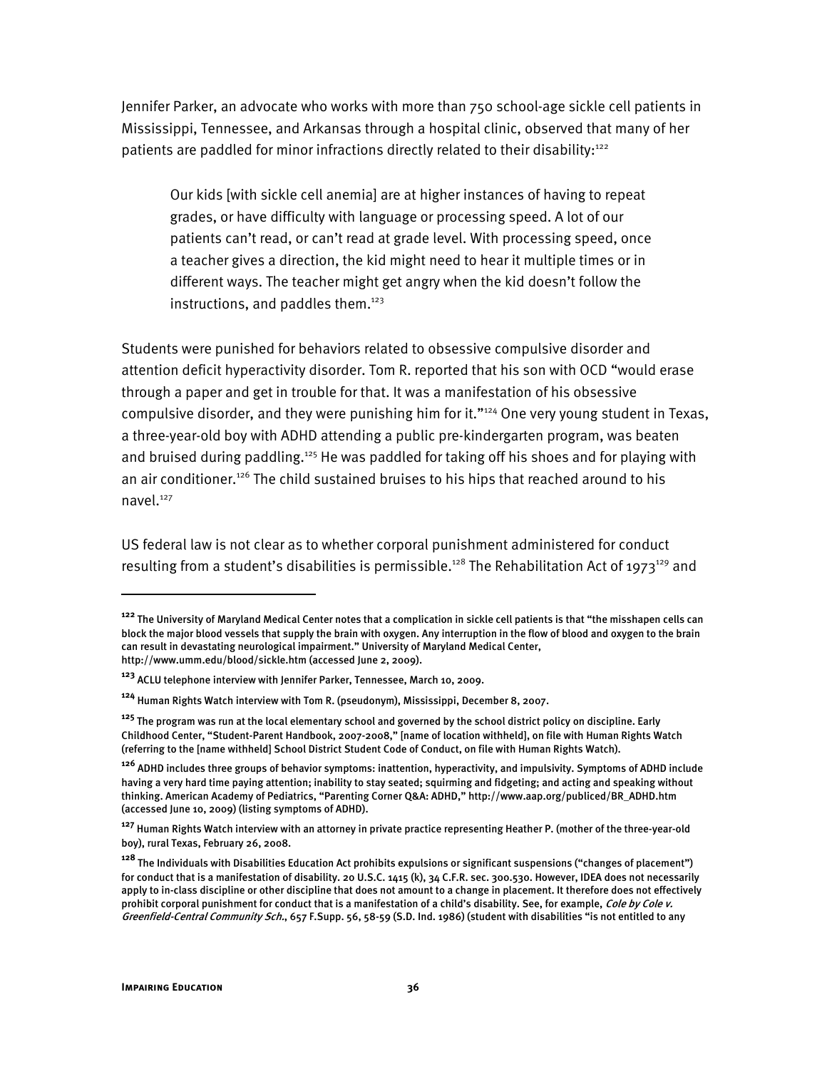Jennifer Parker, an advocate who works with more than 750 school-age sickle cell patients in Mississippi, Tennessee, and Arkansas through a hospital clinic, observed that many of her patients are paddled for minor infractions directly related to their disability:[122]

> Our kids [with sickle cell anemia] are at higher instances of having to repeat grades, or have difficulty with language or processing speed. A lot of our patients can't read, or can't read at grade level. With processing speed, once a teacher gives a direction, the kid might need to hear it multiple times or in different ways. The teacher might get angry when the kid doesn't follow the instructions, and paddles them.[123]

Students were punished for behaviors related to obsessive compulsive disorder and attention deficit hyperactivity disorder. Tom R. reported that his son with OCD "would erase through a paper and get in trouble for that. It was a manifestation of his obsessive compulsive disorder, and they were punishing him for it."[124] One very young student in Texas, a three-year-old boy with ADHD attending a public pre-kindergarten program, was beaten and bruised during paddling.[125] He was paddled for taking off his shoes and for playing with an air conditioner.[126] The child sustained bruises to his hips that reached around to his navel.[127]

US federal law is not clear as to whether corporal punishment administered for conduct resulting from a student's disabilities is permissible.[128] The Rehabilitation Act of 1973[129] and

---

[122] The University of Maryland Medical Center notes that a complication in sickle cell patients is that "the misshapen cells can block the major blood vessels that supply the brain with oxygen. Any interruption in the flow of blood and oxygen to the brain can result in devastating neurological impairment." University of Maryland Medical Center, http://www.umm.edu/blood/sickle.htm (accessed June 2, 2009).

[123] ACLU telephone interview with Jennifer Parker, Tennessee, March 10, 2009.

[124] Human Rights Watch interview with Tom R. (pseudonym), Mississippi, December 8, 2007.

[125] The program was run at the local elementary school and governed by the school district policy on discipline. Early Childhood Center, "Student-Parent Handbook, 2007-2008," [name of location withheld], on file with Human Rights Watch (referring to the [name withheld] School District Student Code of Conduct, on file with Human Rights Watch).

[126] ADHD includes three groups of behavior symptoms: inattention, hyperactivity, and impulsivity. Symptoms of ADHD include having a very hard time paying attention; inability to stay seated; squirming and fidgeting; and acting and speaking without thinking. American Academy of Pediatrics, "Parenting Corner Q&A: ADHD," http://www.aap.org/publiced/BR_ADHD.htm (accessed June 10, 2009) (listing symptoms of ADHD).

[127] Human Rights Watch interview with an attorney in private practice representing Heather P. (mother of the three-year-old boy), rural Texas, February 26, 2008.

[128] The Individuals with Disabilities Education Act prohibits expulsions or significant suspensions ("changes of placement") for conduct that is a manifestation of disability. 20 U.S.C. 1415 (k), 34 C.F.R. sec. 300.530. However, IDEA does not necessarily apply to in-class discipline or other discipline that does not amount to a change in placement. It therefore does not effectively prohibit corporal punishment for conduct that is a manifestation of a child's disability. See, for example, *Cole by Cole v. Greenfield-Central Community Sch.*, 657 F.Supp. 56, 58-59 (S.D. Ind. 1986) (student with disabilities "is not entitled to any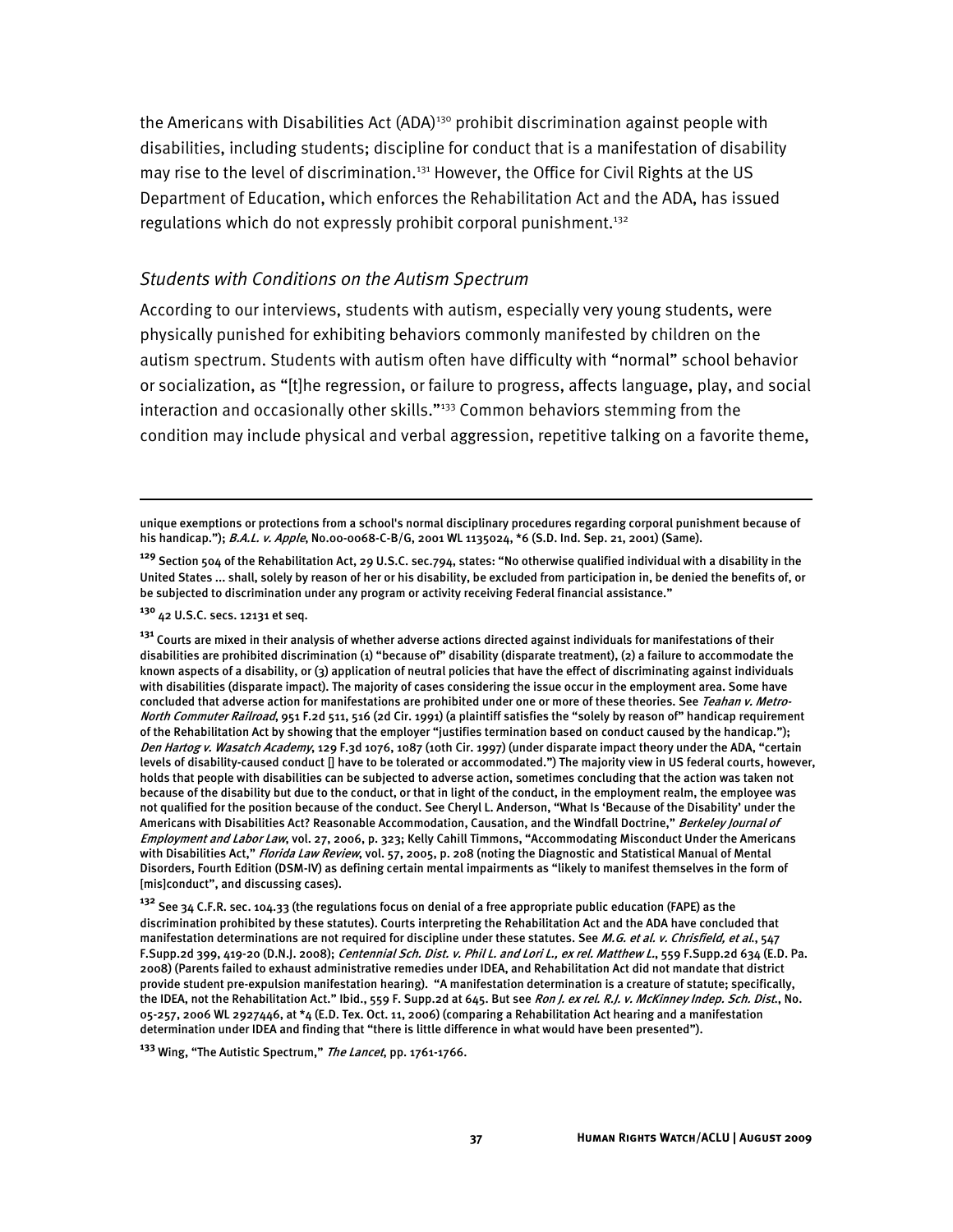the Americans with Disabilities Act (ADA)[130] prohibit discrimination against people with disabilities, including students; discipline for conduct that is a manifestation of disability may rise to the level of discrimination.[131] However, the Office for Civil Rights at the US Department of Education, which enforces the Rehabilitation Act and the ADA, has issued regulations which do not expressly prohibit corporal punishment.[132]

### *Students with Conditions on the Autism Spectrum*

According to our interviews, students with autism, especially very young students, were physically punished for exhibiting behaviors commonly manifested by children on the autism spectrum. Students with autism often have difficulty with "normal" school behavior or socialization, as "[t]he regression, or failure to progress, affects language, play, and social interaction and occasionally other skills."[133] Common behaviors stemming from the condition may include physical and verbal aggression, repetitive talking on a favorite theme,

---

unique exemptions or protections from a school's normal disciplinary procedures regarding corporal punishment because of his handicap."); *B.A.L. v. Apple*, No.00-0068-C-B/G, 2001 WL 1135024, *6 (S.D. Ind. Sep. 21, 2001) (Same).

[129] Section 504 of the Rehabilitation Act, 29 U.S.C. sec.794, states: "No otherwise qualified individual with a disability in the United States ... shall, solely by reason of her or his disability, be excluded from participation in, be denied the benefits of, or be subjected to discrimination under any program or activity receiving Federal financial assistance."

[130] 42 U.S.C. secs. 12131 et seq.

[131] Courts are mixed in their analysis of whether adverse actions directed against individuals for manifestations of their disabilities are prohibited discrimination (1) "because of" disability (disparate treatment), (2) a failure to accommodate the known aspects of a disability, or (3) application of neutral policies that have the effect of discriminating against individuals with disabilities (disparate impact). The majority of cases considering the issue occur in the employment area. Some have concluded that adverse action for manifestations are prohibited under one or more of these theories. See *Teahan v. Metro-North Commuter Railroad*, 951 F.2d 511, 516 (2d Cir. 1991) (a plaintiff satisfies the "solely by reason of" handicap requirement of the Rehabilitation Act by showing that the employer "justifies termination based on conduct caused by the handicap."); *Den Hartog v. Wasatch Academy*, 129 F.3d 1076, 1087 (10th Cir. 1997) (under disparate impact theory under the ADA, "certain levels of disability-caused conduct [] have to be tolerated or accommodated.") The majority view in US federal courts, however, holds that people with disabilities can be subjected to adverse action, sometimes concluding that the action was taken not because of the disability but due to the conduct, or that in light of the conduct, in the employment realm, the employee was not qualified for the position because of the conduct. See Cheryl L. Anderson, "What Is 'Because of the Disability' under the Americans with Disabilities Act? Reasonable Accommodation, Causation, and the Windfall Doctrine," *Berkeley Journal of Employment and Labor Law*, vol. 27, 2006, p. 323; Kelly Cahill Timmons, "Accommodating Misconduct Under the Americans with Disabilities Act," *Florida Law Review*, vol. 57, 2005, p. 208 (noting the Diagnostic and Statistical Manual of Mental Disorders, Fourth Edition (DSM-IV) as defining certain mental impairments as "likely to manifest themselves in the form of [mis]conduct", and discussing cases).

[132] See 34 C.F.R. sec. 104.33 (the regulations focus on denial of a free appropriate public education (FAPE) as the discrimination prohibited by these statutes). Courts interpreting the Rehabilitation Act and the ADA have concluded that manifestation determinations are not required for discipline under these statutes. See *M.G. et al. v. Chrisfield, et al.*, 547 F.Supp.2d 399, 419-20 (D.N.J. 2008); *Centennial Sch. Dist. v. Phil L. and Lori L., ex rel. Matthew L.*, 559 F.Supp.2d 634 (E.D. Pa. 2008) (Parents failed to exhaust administrative remedies under IDEA, and Rehabilitation Act did not mandate that district provide student pre-expulsion manifestation hearing). "A manifestation determination is a creature of statute; specifically, the IDEA, not the Rehabilitation Act." Ibid., 559 F. Supp.2d at 645. But see *Ron J. ex rel. R.J. v. McKinney Indep. Sch. Dist.*, No. 05-257, 2006 WL 2927446, at *4 (E.D. Tex. Oct. 11, 2006) (comparing a Rehabilitation Act hearing and a manifestation determination under IDEA and finding that "there is little difference in what would have been presented").

[133] Wing, "The Autistic Spectrum," *The Lancet*, pp. 1761-1766.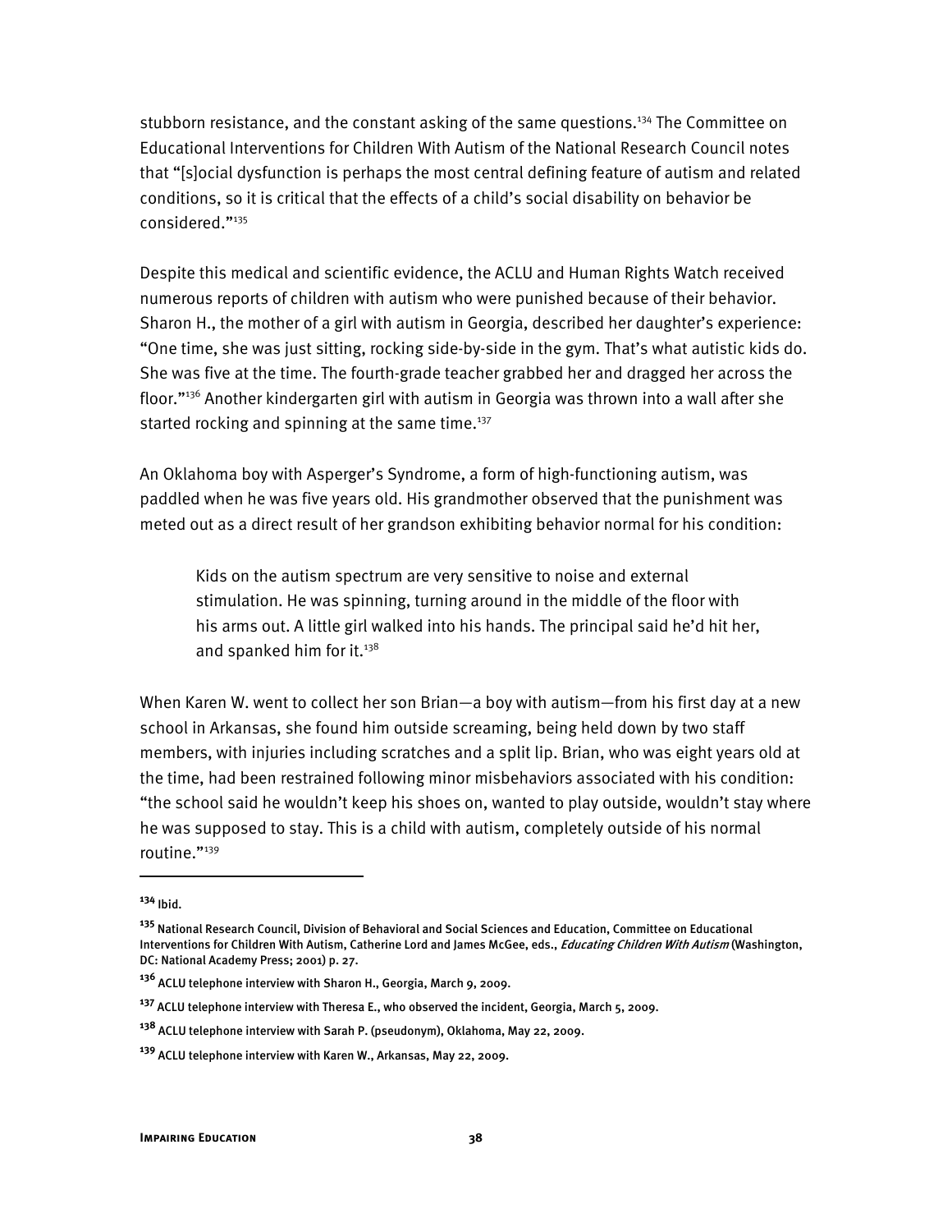stubborn resistance, and the constant asking of the same questions.[134] The Committee on Educational Interventions for Children With Autism of the National Research Council notes that "[s]ocial dysfunction is perhaps the most central defining feature of autism and related conditions, so it is critical that the effects of a child's social disability on behavior be considered."[135]

Despite this medical and scientific evidence, the ACLU and Human Rights Watch received numerous reports of children with autism who were punished because of their behavior. Sharon H., the mother of a girl with autism in Georgia, described her daughter's experience: "One time, she was just sitting, rocking side-by-side in the gym. That's what autistic kids do. She was five at the time. The fourth-grade teacher grabbed her and dragged her across the floor."[136] Another kindergarten girl with autism in Georgia was thrown into a wall after she started rocking and spinning at the same time.[137]

An Oklahoma boy with Asperger's Syndrome, a form of high-functioning autism, was paddled when he was five years old. His grandmother observed that the punishment was meted out as a direct result of her grandson exhibiting behavior normal for his condition:

> Kids on the autism spectrum are very sensitive to noise and external stimulation. He was spinning, turning around in the middle of the floor with his arms out. A little girl walked into his hands. The principal said he'd hit her, and spanked him for it.[138]

When Karen W. went to collect her son Brian—a boy with autism—from his first day at a new school in Arkansas, she found him outside screaming, being held down by two staff members, with injuries including scratches and a split lip. Brian, who was eight years old at the time, had been restrained following minor misbehaviors associated with his condition: "the school said he wouldn't keep his shoes on, wanted to play outside, wouldn't stay where he was supposed to stay. This is a child with autism, completely outside of his normal routine."[139]

---

[134] Ibid.

[135] National Research Council, Division of Behavioral and Social Sciences and Education, Committee on Educational Interventions for Children With Autism, Catherine Lord and James McGee, eds., *Educating Children With Autism* (Washington, DC: National Academy Press; 2001) p. 27.

[136] ACLU telephone interview with Sharon H., Georgia, March 9, 2009.

[137] ACLU telephone interview with Theresa E., who observed the incident, Georgia, March 5, 2009.

[138] ACLU telephone interview with Sarah P. (pseudonym), Oklahoma, May 22, 2009.

[139] ACLU telephone interview with Karen W., Arkansas, May 22, 2009.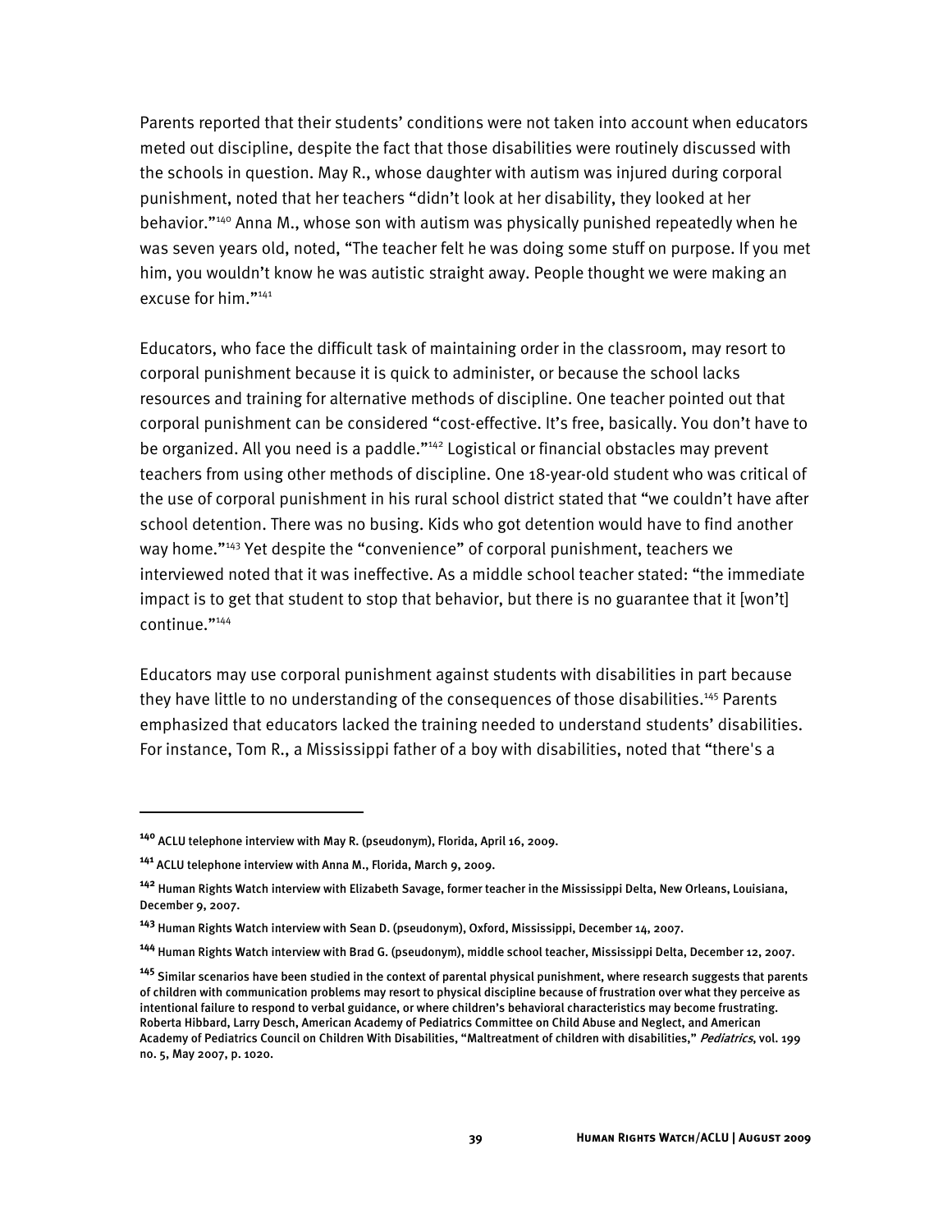Parents reported that their students' conditions were not taken into account when educators meted out discipline, despite the fact that those disabilities were routinely discussed with the schools in question. May R., whose daughter with autism was injured during corporal punishment, noted that her teachers "didn't look at her disability, they looked at her behavior."[140] Anna M., whose son with autism was physically punished repeatedly when he was seven years old, noted, "The teacher felt he was doing some stuff on purpose. If you met him, you wouldn't know he was autistic straight away. People thought we were making an excuse for him."[141]

Educators, who face the difficult task of maintaining order in the classroom, may resort to corporal punishment because it is quick to administer, or because the school lacks resources and training for alternative methods of discipline. One teacher pointed out that corporal punishment can be considered "cost-effective. It's free, basically. You don't have to be organized. All you need is a paddle."[142] Logistical or financial obstacles may prevent teachers from using other methods of discipline. One 18-year-old student who was critical of the use of corporal punishment in his rural school district stated that "we couldn't have after school detention. There was no busing. Kids who got detention would have to find another way home."[143] Yet despite the "convenience" of corporal punishment, teachers we interviewed noted that it was ineffective. As a middle school teacher stated: "the immediate impact is to get that student to stop that behavior, but there is no guarantee that it [won't] continue."[144]

Educators may use corporal punishment against students with disabilities in part because they have little to no understanding of the consequences of those disabilities.[145] Parents emphasized that educators lacked the training needed to understand students' disabilities. For instance, Tom R., a Mississippi father of a boy with disabilities, noted that "there's a

---

[140] ACLU telephone interview with May R. (pseudonym), Florida, April 16, 2009.

[141] ACLU telephone interview with Anna M., Florida, March 9, 2009.

[142] Human Rights Watch interview with Elizabeth Savage, former teacher in the Mississippi Delta, New Orleans, Louisiana, December 9, 2007.

[143] Human Rights Watch interview with Sean D. (pseudonym), Oxford, Mississippi, December 14, 2007.

[144] Human Rights Watch interview with Brad G. (pseudonym), middle school teacher, Mississippi Delta, December 12, 2007.

[145] Similar scenarios have been studied in the context of parental physical punishment, where research suggests that parents of children with communication problems may resort to physical discipline because of frustration over what they perceive as intentional failure to respond to verbal guidance, or where children's behavioral characteristics may become frustrating. Roberta Hibbard, Larry Desch, American Academy of Pediatrics Committee on Child Abuse and Neglect, and American Academy of Pediatrics Council on Children With Disabilities, "Maltreatment of children with disabilities," *Pediatrics*, vol. 199 no. 5, May 2007, p. 1020.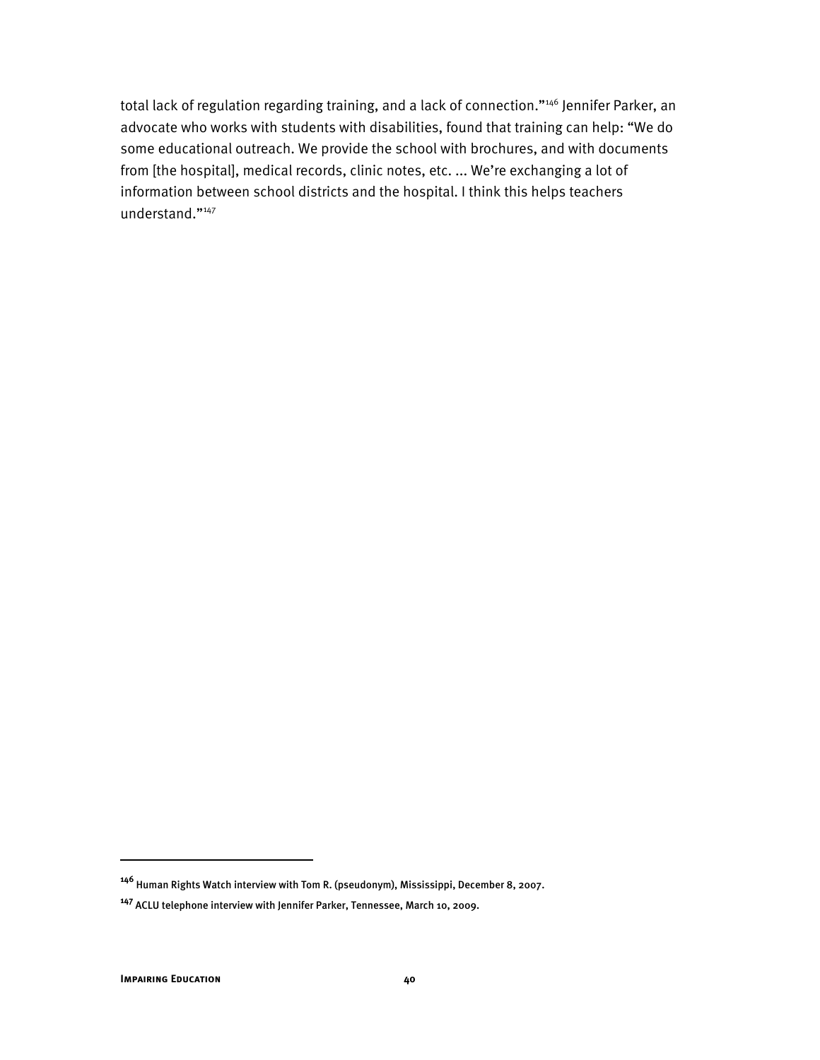total lack of regulation regarding training, and a lack of connection."[146] Jennifer Parker, an advocate who works with students with disabilities, found that training can help: "We do some educational outreach. We provide the school with brochures, and with documents from [the hospital], medical records, clinic notes, etc. ... We're exchanging a lot of information between school districts and the hospital. I think this helps teachers understand."[147]

---

[146] Human Rights Watch interview with Tom R. (pseudonym), Mississippi, December 8, 2007.

[147] ACLU telephone interview with Jennifer Parker, Tennessee, March 10, 2009.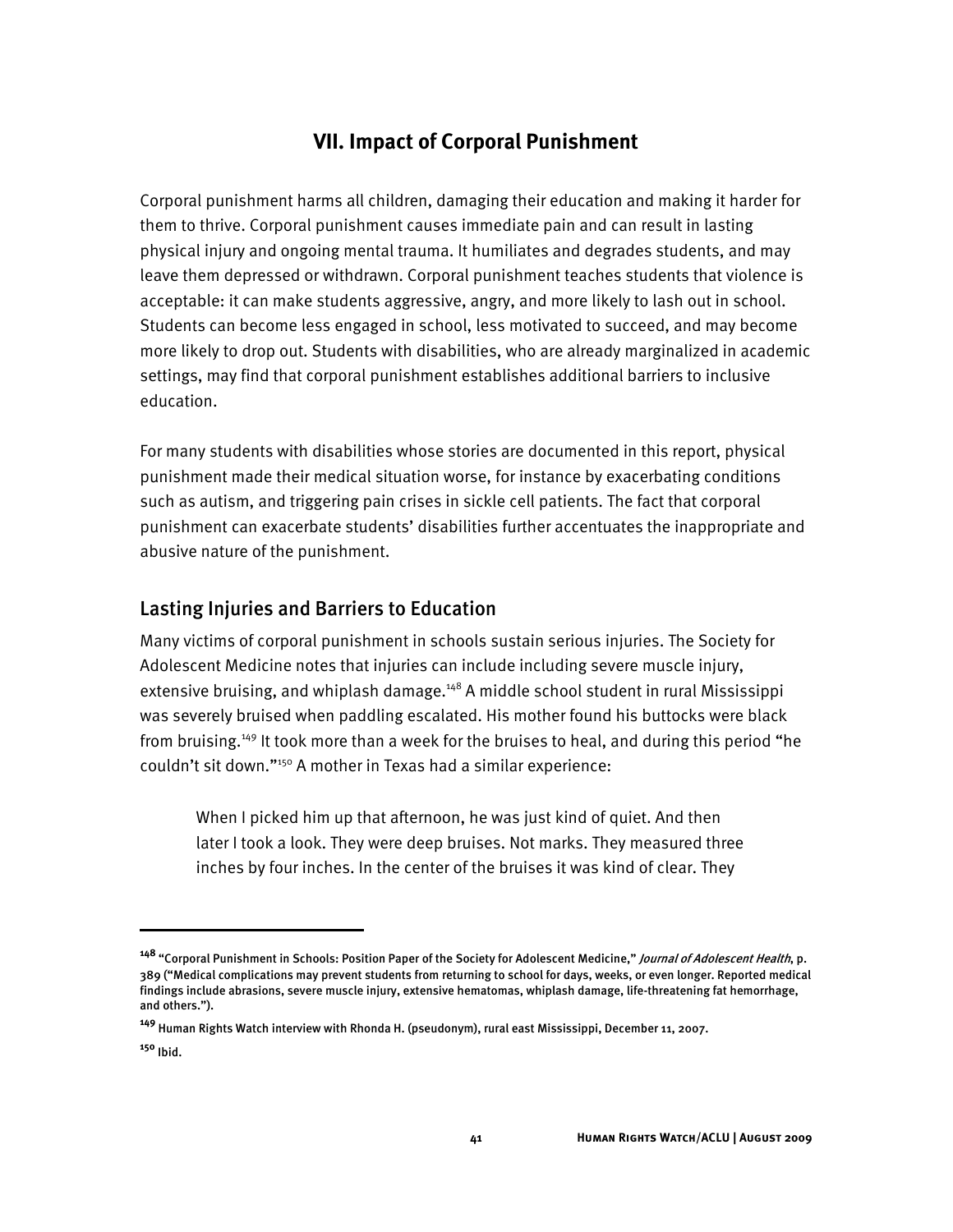## VII. Impact of Corporal Punishment

Corporal punishment harms all children, damaging their education and making it harder for them to thrive. Corporal punishment causes immediate pain and can result in lasting physical injury and ongoing mental trauma. It humiliates and degrades students, and may leave them depressed or withdrawn. Corporal punishment teaches students that violence is acceptable: it can make students aggressive, angry, and more likely to lash out in school. Students can become less engaged in school, less motivated to succeed, and may become more likely to drop out. Students with disabilities, who are already marginalized in academic settings, may find that corporal punishment establishes additional barriers to inclusive education.

For many students with disabilities whose stories are documented in this report, physical punishment made their medical situation worse, for instance by exacerbating conditions such as autism, and triggering pain crises in sickle cell patients. The fact that corporal punishment can exacerbate students' disabilities further accentuates the inappropriate and abusive nature of the punishment.

### Lasting Injuries and Barriers to Education

Many victims of corporal punishment in schools sustain serious injuries. The Society for Adolescent Medicine notes that injuries can include including severe muscle injury, extensive bruising, and whiplash damage.[148] A middle school student in rural Mississippi was severely bruised when paddling escalated. His mother found his buttocks were black from bruising.[149] It took more than a week for the bruises to heal, and during this period "he couldn't sit down."[150] A mother in Texas had a similar experience:

> When I picked him up that afternoon, he was just kind of quiet. And then later I took a look. They were deep bruises. Not marks. They measured three inches by four inches. In the center of the bruises it was kind of clear. They

---

[148] "Corporal Punishment in Schools: Position Paper of the Society for Adolescent Medicine," *Journal of Adolescent Health*, p. 389 ("Medical complications may prevent students from returning to school for days, weeks, or even longer. Reported medical findings include abrasions, severe muscle injury, extensive hematomas, whiplash damage, life-threatening fat hemorrhage, and others.").

[149] Human Rights Watch interview with Rhonda H. (pseudonym), rural east Mississippi, December 11, 2007.

[150] Ibid.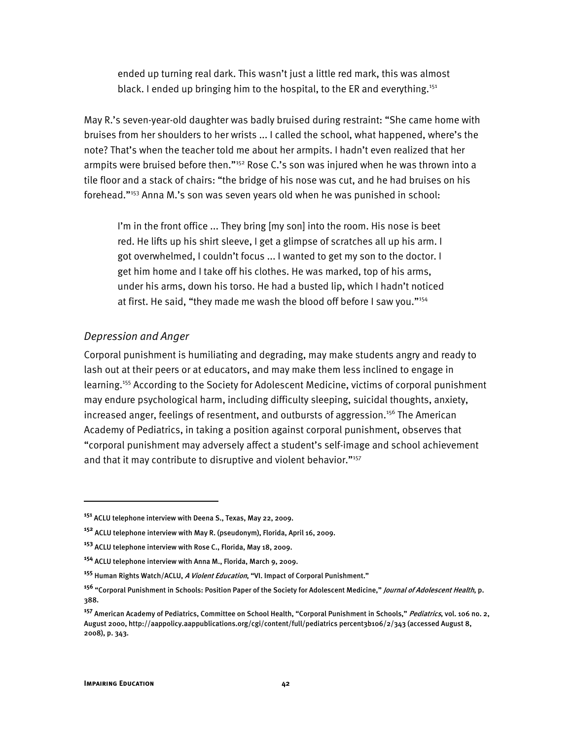> ended up turning real dark. This wasn't just a little red mark, this was almost black. I ended up bringing him to the hospital, to the ER and everything.[151]

May R.'s seven-year-old daughter was badly bruised during restraint: "She came home with bruises from her shoulders to her wrists ... I called the school, what happened, where's the note? That's when the teacher told me about her armpits. I hadn't even realized that her armpits were bruised before then."[152] Rose C.'s son was injured when he was thrown into a tile floor and a stack of chairs: "the bridge of his nose was cut, and he had bruises on his forehead."[153] Anna M.'s son was seven years old when he was punished in school:

> I'm in the front office ... They bring [my son] into the room. His nose is beet red. He lifts up his shirt sleeve, I get a glimpse of scratches all up his arm. I got overwhelmed, I couldn't focus ... I wanted to get my son to the doctor. I get him home and I take off his clothes. He was marked, top of his arms, under his arms, down his torso. He had a busted lip, which I hadn't noticed at first. He said, "they made me wash the blood off before I saw you."[154]

### *Depression and Anger*

Corporal punishment is humiliating and degrading, may make students angry and ready to lash out at their peers or at educators, and may make them less inclined to engage in learning.[155] According to the Society for Adolescent Medicine, victims of corporal punishment may endure psychological harm, including difficulty sleeping, suicidal thoughts, anxiety, increased anger, feelings of resentment, and outbursts of aggression.[156] The American Academy of Pediatrics, in taking a position against corporal punishment, observes that "corporal punishment may adversely affect a student's self-image and school achievement and that it may contribute to disruptive and violent behavior."[157]

---

[151] ACLU telephone interview with Deena S., Texas, May 22, 2009.

[152] ACLU telephone interview with May R. (pseudonym), Florida, April 16, 2009.

[153] ACLU telephone interview with Rose C., Florida, May 18, 2009.

[154] ACLU telephone interview with Anna M., Florida, March 9, 2009.

[155] Human Rights Watch/ACLU, *A Violent Education*, "VI. Impact of Corporal Punishment."

[156] "Corporal Punishment in Schools: Position Paper of the Society for Adolescent Medicine," *Journal of Adolescent Health*, p. 388.

[157] American Academy of Pediatrics, Committee on School Health, "Corporal Punishment in Schools," *Pediatrics*, vol. 106 no. 2, August 2000, http://aappolicy.aappublications.org/cgi/content/full/pediatrics percent3b106/2/343 (accessed August 8, 2008), p. 343.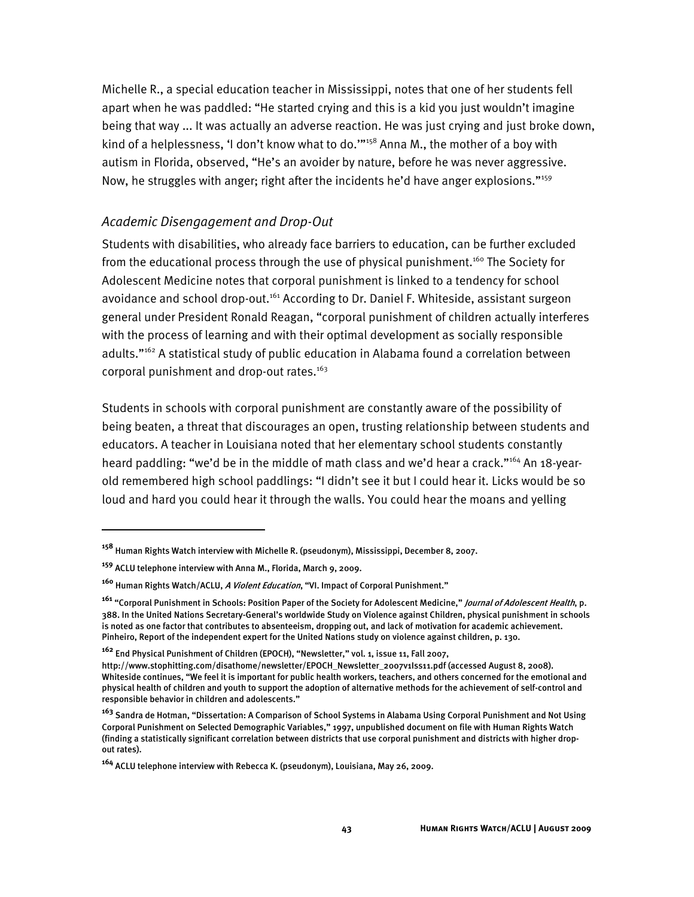Michelle R., a special education teacher in Mississippi, notes that one of her students fell apart when he was paddled: "He started crying and this is a kid you just wouldn't imagine being that way ... It was actually an adverse reaction. He was just crying and just broke down, kind of a helplessness, 'I don't know what to do.'"[158] Anna M., the mother of a boy with autism in Florida, observed, "He's an avoider by nature, before he was never aggressive. Now, he struggles with anger; right after the incidents he'd have anger explosions."[159]

### *Academic Disengagement and Drop-Out*

Students with disabilities, who already face barriers to education, can be further excluded from the educational process through the use of physical punishment.[160] The Society for Adolescent Medicine notes that corporal punishment is linked to a tendency for school avoidance and school drop-out.[161] According to Dr. Daniel F. Whiteside, assistant surgeon general under President Ronald Reagan, "corporal punishment of children actually interferes with the process of learning and with their optimal development as socially responsible adults."[162] A statistical study of public education in Alabama found a correlation between corporal punishment and drop-out rates.[163]

Students in schools with corporal punishment are constantly aware of the possibility of being beaten, a threat that discourages an open, trusting relationship between students and educators. A teacher in Louisiana noted that her elementary school students constantly heard paddling: "we'd be in the middle of math class and we'd hear a crack."[164] An 18-year-old remembered high school paddlings: "I didn't see it but I could hear it. Licks would be so loud and hard you could hear it through the walls. You could hear the moans and yelling

---

[158] Human Rights Watch interview with Michelle R. (pseudonym), Mississippi, December 8, 2007.

[159] ACLU telephone interview with Anna M., Florida, March 9, 2009.

[160] Human Rights Watch/ACLU, *A Violent Education*, "VI. Impact of Corporal Punishment."

[161] "Corporal Punishment in Schools: Position Paper of the Society for Adolescent Medicine," *Journal of Adolescent Health*, p. 388. In the United Nations Secretary-General's worldwide Study on Violence against Children, physical punishment in schools is noted as one factor that contributes to absenteeism, dropping out, and lack of motivation for academic achievement. Pinheiro, Report of the independent expert for the United Nations study on violence against children, p. 130.

[162] End Physical Punishment of Children (EPOCH), "Newsletter," vol. 1, issue 11, Fall 2007, http://www.stophitting.com/disathome/newsletter/EPOCH_Newsletter_2007v1Iss11.pdf (accessed August 8, 2008). Whiteside continues, "We feel it is important for public health workers, teachers, and others concerned for the emotional and physical health of children and youth to support the adoption of alternative methods for the achievement of self-control and responsible behavior in children and adolescents."

[163] Sandra de Hotman, "Dissertation: A Comparison of School Systems in Alabama Using Corporal Punishment and Not Using Corporal Punishment on Selected Demographic Variables," 1997, unpublished document on file with Human Rights Watch (finding a statistically significant correlation between districts that use corporal punishment and districts with higher drop-out rates).

[164] ACLU telephone interview with Rebecca K. (pseudonym), Louisiana, May 26, 2009.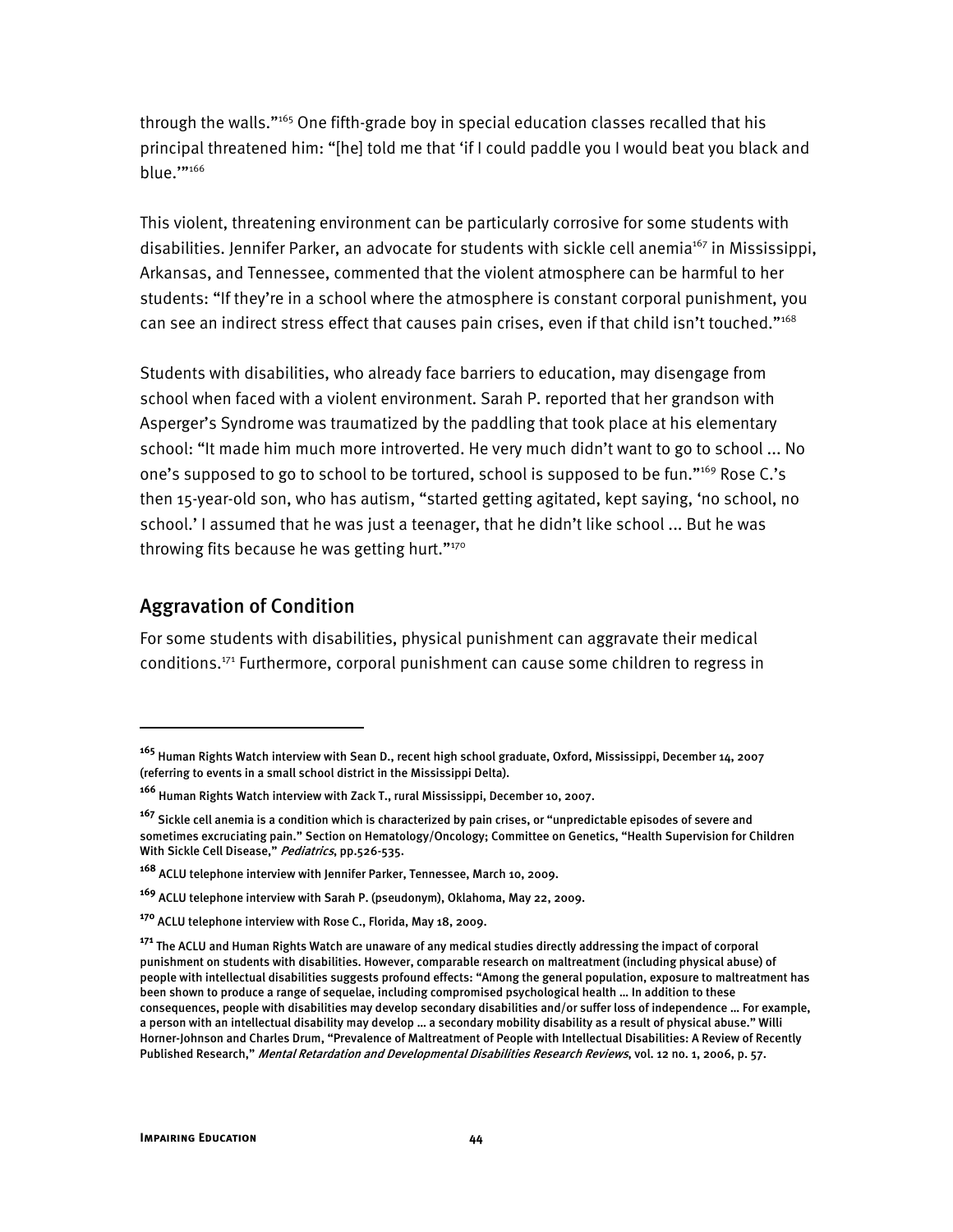through the walls."[165] One fifth-grade boy in special education classes recalled that his principal threatened him: "[he] told me that 'if I could paddle you I would beat you black and blue.'"[166]

This violent, threatening environment can be particularly corrosive for some students with disabilities. Jennifer Parker, an advocate for students with sickle cell anemia[167] in Mississippi, Arkansas, and Tennessee, commented that the violent atmosphere can be harmful to her students: "If they're in a school where the atmosphere is constant corporal punishment, you can see an indirect stress effect that causes pain crises, even if that child isn't touched."[168]

Students with disabilities, who already face barriers to education, may disengage from school when faced with a violent environment. Sarah P. reported that her grandson with Asperger's Syndrome was traumatized by the paddling that took place at his elementary school: "It made him much more introverted. He very much didn't want to go to school ... No one's supposed to go to school to be tortured, school is supposed to be fun."[169] Rose C.'s then 15-year-old son, who has autism, "started getting agitated, kept saying, 'no school, no school.' I assumed that he was just a teenager, that he didn't like school ... But he was throwing fits because he was getting hurt."[170]

## Aggravation of Condition

For some students with disabilities, physical punishment can aggravate their medical conditions.[171] Furthermore, corporal punishment can cause some children to regress in

---

[165] Human Rights Watch interview with Sean D., recent high school graduate, Oxford, Mississippi, December 14, 2007 (referring to events in a small school district in the Mississippi Delta).

[166] Human Rights Watch interview with Zack T., rural Mississippi, December 10, 2007.

[167] Sickle cell anemia is a condition which is characterized by pain crises, or "unpredictable episodes of severe and sometimes excruciating pain." Section on Hematology/Oncology; Committee on Genetics, "Health Supervision for Children With Sickle Cell Disease," *Pediatrics*, pp.526-535.

[168] ACLU telephone interview with Jennifer Parker, Tennessee, March 10, 2009.

[169] ACLU telephone interview with Sarah P. (pseudonym), Oklahoma, May 22, 2009.

[170] ACLU telephone interview with Rose C., Florida, May 18, 2009.

[171] The ACLU and Human Rights Watch are unaware of any medical studies directly addressing the impact of corporal punishment on students with disabilities. However, comparable research on maltreatment (including physical abuse) of people with intellectual disabilities suggests profound effects: "Among the general population, exposure to maltreatment has been shown to produce a range of sequelae, including compromised psychological health … In addition to these consequences, people with disabilities may develop secondary disabilities and/or suffer loss of independence … For example, a person with an intellectual disability may develop … a secondary mobility disability as a result of physical abuse." Willi Horner-Johnson and Charles Drum, "Prevalence of Maltreatment of People with Intellectual Disabilities: A Review of Recently Published Research," *Mental Retardation and Developmental Disabilities Research Reviews*, vol. 12 no. 1, 2006, p. 57.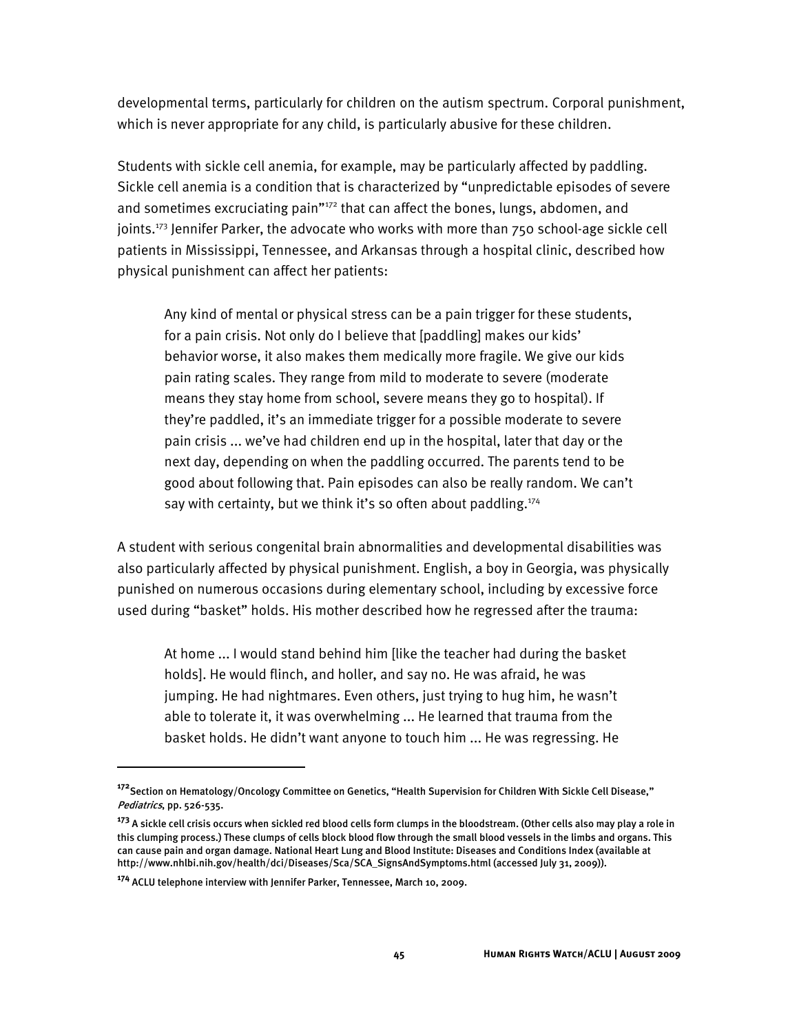developmental terms, particularly for children on the autism spectrum. Corporal punishment, which is never appropriate for any child, is particularly abusive for these children.

Students with sickle cell anemia, for example, may be particularly affected by paddling. Sickle cell anemia is a condition that is characterized by "unpredictable episodes of severe and sometimes excruciating pain"[172] that can affect the bones, lungs, abdomen, and joints.[173] Jennifer Parker, the advocate who works with more than 750 school-age sickle cell patients in Mississippi, Tennessee, and Arkansas through a hospital clinic, described how physical punishment can affect her patients:

> Any kind of mental or physical stress can be a pain trigger for these students, for a pain crisis. Not only do I believe that [paddling] makes our kids' behavior worse, it also makes them medically more fragile. We give our kids pain rating scales. They range from mild to moderate to severe (moderate means they stay home from school, severe means they go to hospital). If they're paddled, it's an immediate trigger for a possible moderate to severe pain crisis ... we've had children end up in the hospital, later that day or the next day, depending on when the paddling occurred. The parents tend to be good about following that. Pain episodes can also be really random. We can't say with certainty, but we think it's so often about paddling.[174]

A student with serious congenital brain abnormalities and developmental disabilities was also particularly affected by physical punishment. English, a boy in Georgia, was physically punished on numerous occasions during elementary school, including by excessive force used during "basket" holds. His mother described how he regressed after the trauma:

> At home ... I would stand behind him [like the teacher had during the basket holds]. He would flinch, and holler, and say no. He was afraid, he was jumping. He had nightmares. Even others, just trying to hug him, he wasn't able to tolerate it, it was overwhelming ... He learned that trauma from the basket holds. He didn't want anyone to touch him ... He was regressing. He

---

[172] Section on Hematology/Oncology Committee on Genetics, "Health Supervision for Children With Sickle Cell Disease," *Pediatrics*, pp. 526-535.

[173] A sickle cell crisis occurs when sickled red blood cells form clumps in the bloodstream. (Other cells also may play a role in this clumping process.) These clumps of cells block blood flow through the small blood vessels in the limbs and organs. This can cause pain and organ damage. National Heart Lung and Blood Institute: Diseases and Conditions Index (available at http://www.nhlbi.nih.gov/health/dci/Diseases/Sca/SCA_SignsAndSymptoms.html (accessed July 31, 2009)).

[174] ACLU telephone interview with Jennifer Parker, Tennessee, March 10, 2009.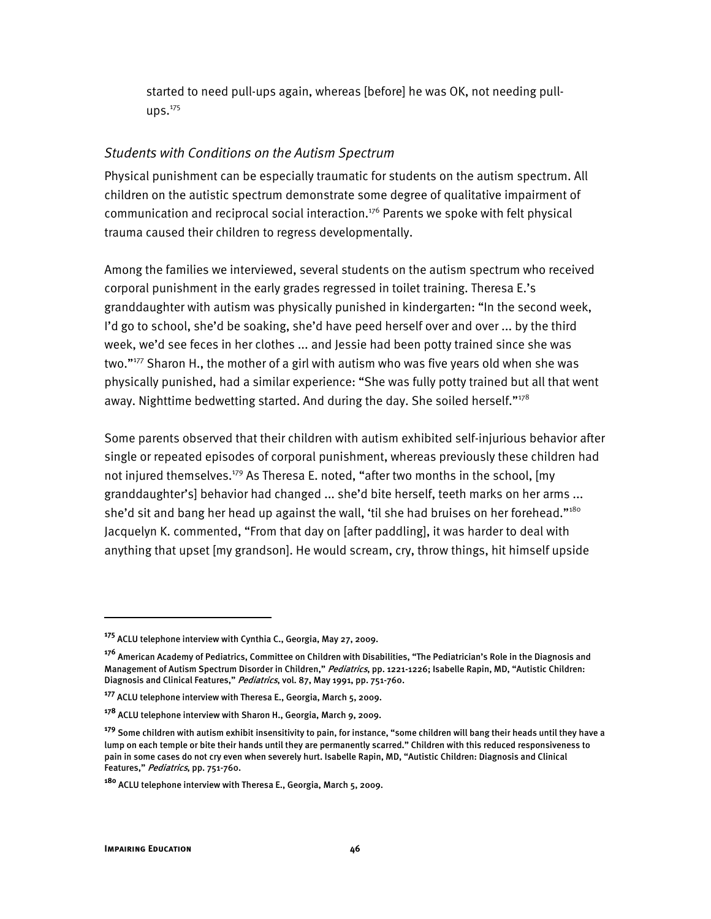started to need pull-ups again, whereas [before] he was OK, not needing pull-ups.[175]

### *Students with Conditions on the Autism Spectrum*

Physical punishment can be especially traumatic for students on the autism spectrum. All children on the autistic spectrum demonstrate some degree of qualitative impairment of communication and reciprocal social interaction.[176] Parents we spoke with felt physical trauma caused their children to regress developmentally.

Among the families we interviewed, several students on the autism spectrum who received corporal punishment in the early grades regressed in toilet training. Theresa E.'s granddaughter with autism was physically punished in kindergarten: "In the second week, I'd go to school, she'd be soaking, she'd have peed herself over and over ... by the third week, we'd see feces in her clothes ... and Jessie had been potty trained since she was two."[177] Sharon H., the mother of a girl with autism who was five years old when she was physically punished, had a similar experience: "She was fully potty trained but all that went away. Nighttime bedwetting started. And during the day. She soiled herself."[178]

Some parents observed that their children with autism exhibited self-injurious behavior after single or repeated episodes of corporal punishment, whereas previously these children had not injured themselves.[179] As Theresa E. noted, "after two months in the school, [my granddaughter's] behavior had changed ... she'd bite herself, teeth marks on her arms ... she'd sit and bang her head up against the wall, 'til she had bruises on her forehead."[180] Jacquelyn K. commented, "From that day on [after paddling], it was harder to deal with anything that upset [my grandson]. He would scream, cry, throw things, hit himself upside

---

[175] ACLU telephone interview with Cynthia C., Georgia, May 27, 2009.

[176] American Academy of Pediatrics, Committee on Children with Disabilities, "The Pediatrician's Role in the Diagnosis and Management of Autism Spectrum Disorder in Children," *Pediatrics*, pp. 1221-1226; Isabelle Rapin, MD, "Autistic Children: Diagnosis and Clinical Features," *Pediatrics*, vol. 87, May 1991, pp. 751-760.

[177] ACLU telephone interview with Theresa E., Georgia, March 5, 2009.

[178] ACLU telephone interview with Sharon H., Georgia, March 9, 2009.

[179] Some children with autism exhibit insensitivity to pain, for instance, "some children will bang their heads until they have a lump on each temple or bite their hands until they are permanently scarred." Children with this reduced responsiveness to pain in some cases do not cry even when severely hurt. Isabelle Rapin, MD, "Autistic Children: Diagnosis and Clinical Features," *Pediatrics*, pp. 751-760.

[180] ACLU telephone interview with Theresa E., Georgia, March 5, 2009.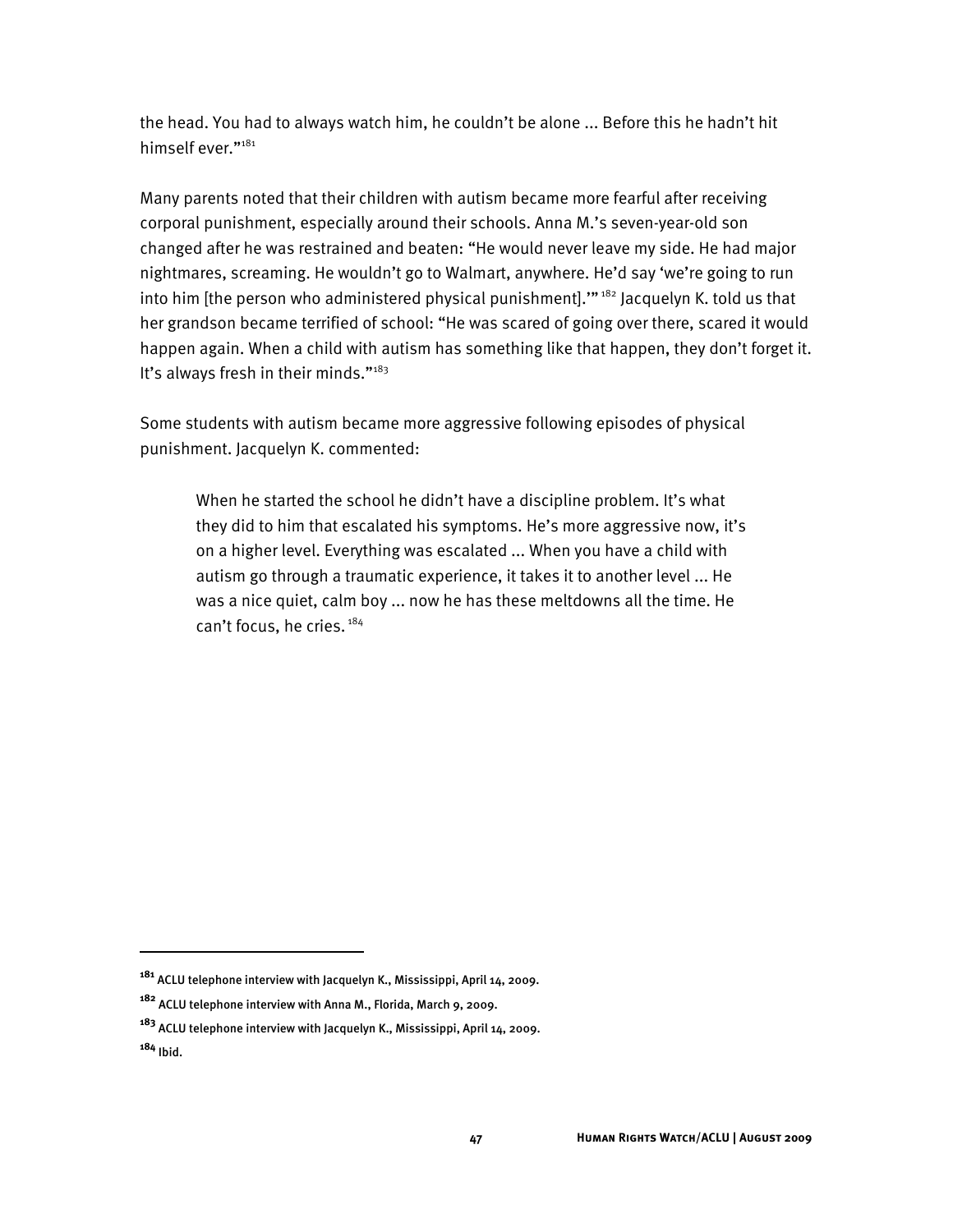the head. You had to always watch him, he couldn't be alone ... Before this he hadn't hit himself ever."[181]

Many parents noted that their children with autism became more fearful after receiving corporal punishment, especially around their schools. Anna M.'s seven-year-old son changed after he was restrained and beaten: "He would never leave my side. He had major nightmares, screaming. He wouldn't go to Walmart, anywhere. He'd say 'we're going to run into him [the person who administered physical punishment].'"[182] Jacquelyn K. told us that her grandson became terrified of school: "He was scared of going over there, scared it would happen again. When a child with autism has something like that happen, they don't forget it. It's always fresh in their minds."[183]

Some students with autism became more aggressive following episodes of physical punishment. Jacquelyn K. commented:

> When he started the school he didn't have a discipline problem. It's what they did to him that escalated his symptoms. He's more aggressive now, it's on a higher level. Everything was escalated ... When you have a child with autism go through a traumatic experience, it takes it to another level ... He was a nice quiet, calm boy ... now he has these meltdowns all the time. He can't focus, he cries.[184]

---

[181] ACLU telephone interview with Jacquelyn K., Mississippi, April 14, 2009.

[182] ACLU telephone interview with Anna M., Florida, March 9, 2009.

[183] ACLU telephone interview with Jacquelyn K., Mississippi, April 14, 2009.

[184] Ibid.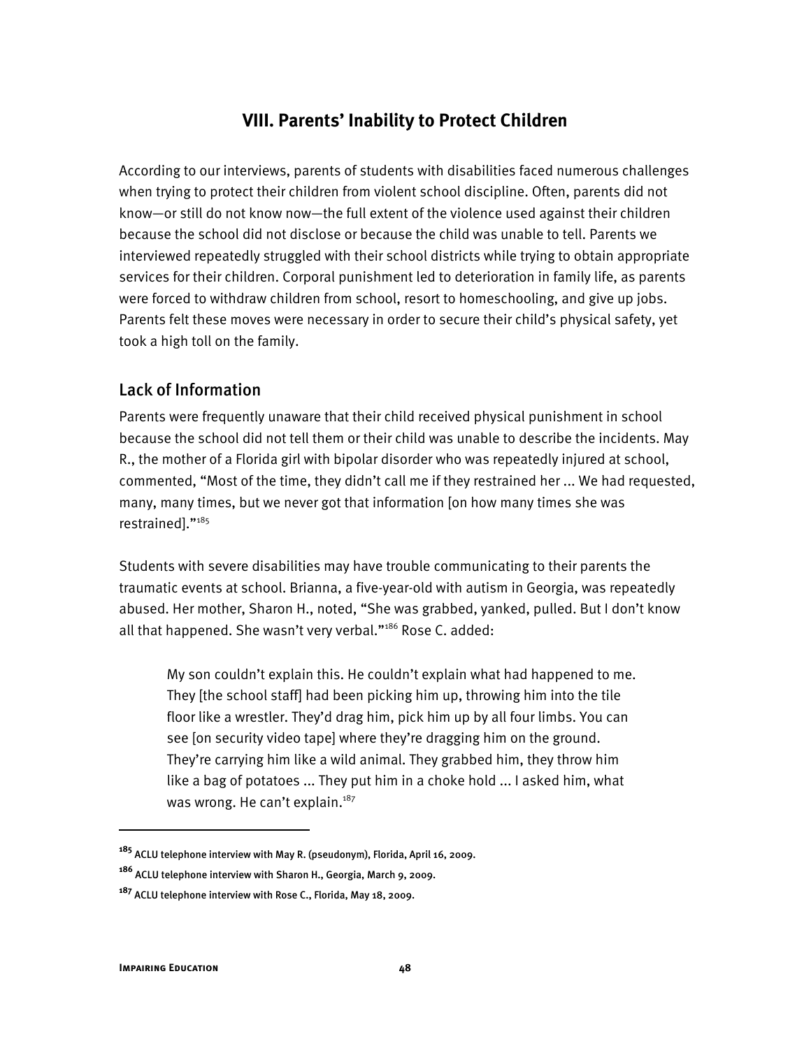## VIII. Parents' Inability to Protect Children

According to our interviews, parents of students with disabilities faced numerous challenges when trying to protect their children from violent school discipline. Often, parents did not know—or still do not know now—the full extent of the violence used against their children because the school did not disclose or because the child was unable to tell. Parents we interviewed repeatedly struggled with their school districts while trying to obtain appropriate services for their children. Corporal punishment led to deterioration in family life, as parents were forced to withdraw children from school, resort to homeschooling, and give up jobs. Parents felt these moves were necessary in order to secure their child's physical safety, yet took a high toll on the family.

### Lack of Information

Parents were frequently unaware that their child received physical punishment in school because the school did not tell them or their child was unable to describe the incidents. May R., the mother of a Florida girl with bipolar disorder who was repeatedly injured at school, commented, "Most of the time, they didn't call me if they restrained her ... We had requested, many, many times, but we never got that information [on how many times she was restrained]."[185]

Students with severe disabilities may have trouble communicating to their parents the traumatic events at school. Brianna, a five-year-old with autism in Georgia, was repeatedly abused. Her mother, Sharon H., noted, "She was grabbed, yanked, pulled. But I don't know all that happened. She wasn't very verbal."[186] Rose C. added:

> My son couldn't explain this. He couldn't explain what had happened to me. They [the school staff] had been picking him up, throwing him into the tile floor like a wrestler. They'd drag him, pick him up by all four limbs. You can see [on security video tape] where they're dragging him on the ground. They're carrying him like a wild animal. They grabbed him, they throw him like a bag of potatoes ... They put him in a choke hold ... I asked him, what was wrong. He can't explain.[187]

---

[185] ACLU telephone interview with May R. (pseudonym), Florida, April 16, 2009.

[186] ACLU telephone interview with Sharon H., Georgia, March 9, 2009.

[187] ACLU telephone interview with Rose C., Florida, May 18, 2009.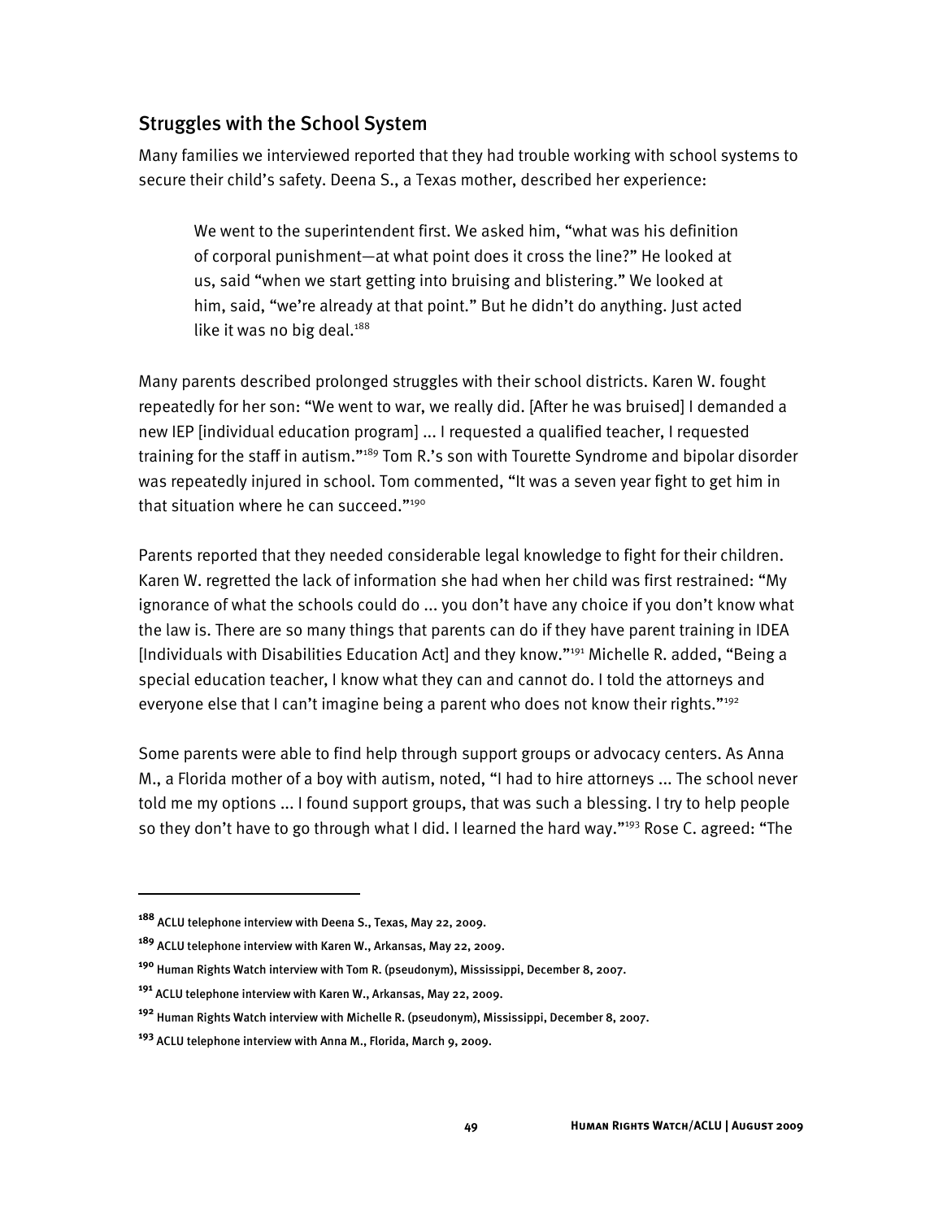## Struggles with the School System

Many families we interviewed reported that they had trouble working with school systems to secure their child's safety. Deena S., a Texas mother, described her experience:

> We went to the superintendent first. We asked him, "what was his definition of corporal punishment—at what point does it cross the line?" He looked at us, said "when we start getting into bruising and blistering." We looked at him, said, "we're already at that point." But he didn't do anything. Just acted like it was no big deal.[188]

Many parents described prolonged struggles with their school districts. Karen W. fought repeatedly for her son: "We went to war, we really did. [After he was bruised] I demanded a new IEP [individual education program] ... I requested a qualified teacher, I requested training for the staff in autism."[189] Tom R.'s son with Tourette Syndrome and bipolar disorder was repeatedly injured in school. Tom commented, "It was a seven year fight to get him in that situation where he can succeed."[190]

Parents reported that they needed considerable legal knowledge to fight for their children. Karen W. regretted the lack of information she had when her child was first restrained: "My ignorance of what the schools could do ... you don't have any choice if you don't know what the law is. There are so many things that parents can do if they have parent training in IDEA [Individuals with Disabilities Education Act] and they know."[191] Michelle R. added, "Being a special education teacher, I know what they can and cannot do. I told the attorneys and everyone else that I can't imagine being a parent who does not know their rights."[192]

Some parents were able to find help through support groups or advocacy centers. As Anna M., a Florida mother of a boy with autism, noted, "I had to hire attorneys ... The school never told me my options ... I found support groups, that was such a blessing. I try to help people so they don't have to go through what I did. I learned the hard way."[193] Rose C. agreed: "The

---

[188] ACLU telephone interview with Deena S., Texas, May 22, 2009.

[189] ACLU telephone interview with Karen W., Arkansas, May 22, 2009.

[190] Human Rights Watch interview with Tom R. (pseudonym), Mississippi, December 8, 2007.

[191] ACLU telephone interview with Karen W., Arkansas, May 22, 2009.

[192] Human Rights Watch interview with Michelle R. (pseudonym), Mississippi, December 8, 2007.

[193] ACLU telephone interview with Anna M., Florida, March 9, 2009.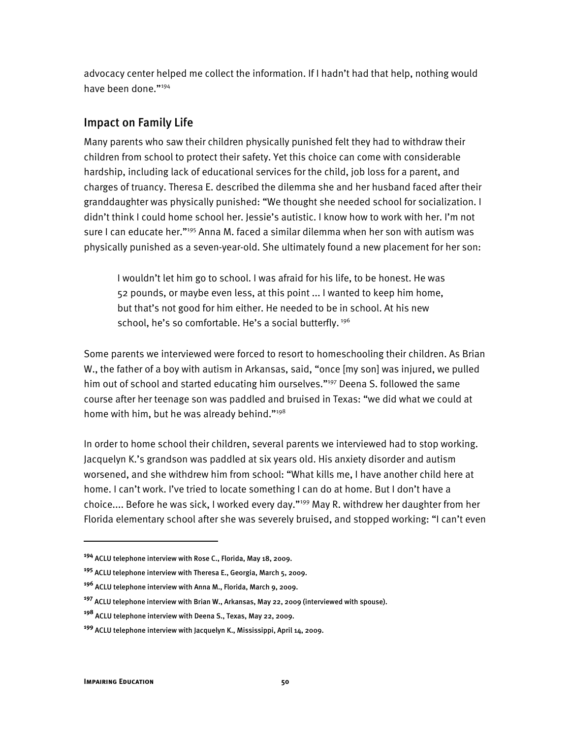advocacy center helped me collect the information. If I hadn't had that help, nothing would have been done."[194]

## Impact on Family Life

Many parents who saw their children physically punished felt they had to withdraw their children from school to protect their safety. Yet this choice can come with considerable hardship, including lack of educational services for the child, job loss for a parent, and charges of truancy. Theresa E. described the dilemma she and her husband faced after their granddaughter was physically punished: "We thought she needed school for socialization. I didn't think I could home school her. Jessie's autistic. I know how to work with her. I'm not sure I can educate her."[195] Anna M. faced a similar dilemma when her son with autism was physically punished as a seven-year-old. She ultimately found a new placement for her son:

> I wouldn't let him go to school. I was afraid for his life, to be honest. He was 52 pounds, or maybe even less, at this point ... I wanted to keep him home, but that's not good for him either. He needed to be in school. At his new school, he's so comfortable. He's a social butterfly.[196]

Some parents we interviewed were forced to resort to homeschooling their children. As Brian W., the father of a boy with autism in Arkansas, said, "once [my son] was injured, we pulled him out of school and started educating him ourselves."[197] Deena S. followed the same course after her teenage son was paddled and bruised in Texas: "we did what we could at home with him, but he was already behind."[198]

In order to home school their children, several parents we interviewed had to stop working. Jacquelyn K.'s grandson was paddled at six years old. His anxiety disorder and autism worsened, and she withdrew him from school: "What kills me, I have another child here at home. I can't work. I've tried to locate something I can do at home. But I don't have a choice.... Before he was sick, I worked every day."[199] May R. withdrew her daughter from her Florida elementary school after she was severely bruised, and stopped working: "I can't even

---

[194] ACLU telephone interview with Rose C., Florida, May 18, 2009.

[195] ACLU telephone interview with Theresa E., Georgia, March 5, 2009.

[196] ACLU telephone interview with Anna M., Florida, March 9, 2009.

[197] ACLU telephone interview with Brian W., Arkansas, May 22, 2009 (interviewed with spouse).

[198] ACLU telephone interview with Deena S., Texas, May 22, 2009.

[199] ACLU telephone interview with Jacquelyn K., Mississippi, April 14, 2009.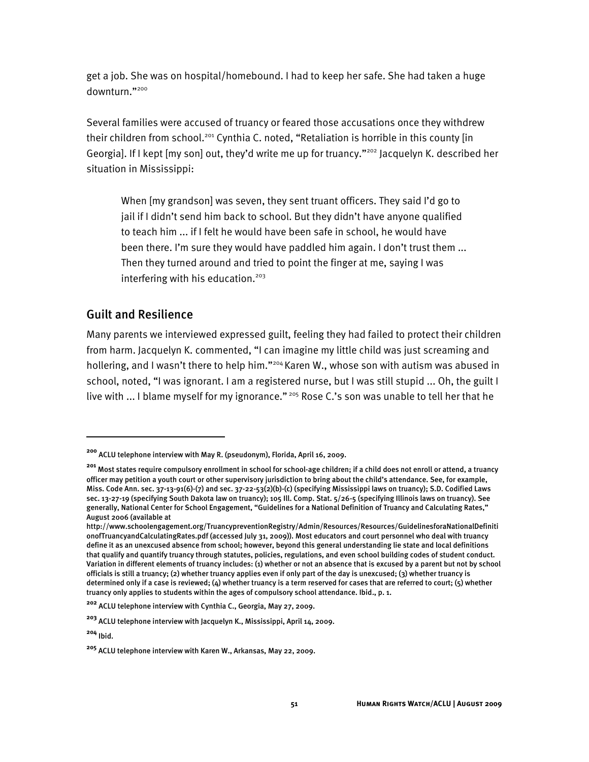get a job. She was on hospital/homebound. I had to keep her safe. She had taken a huge downturn."[200]

Several families were accused of truancy or feared those accusations once they withdrew their children from school.[201] Cynthia C. noted, "Retaliation is horrible in this county [in Georgia]. If I kept [my son] out, they'd write me up for truancy."[202] Jacquelyn K. described her situation in Mississippi:

> When [my grandson] was seven, they sent truant officers. They said I'd go to jail if I didn't send him back to school. But they didn't have anyone qualified to teach him ... if I felt he would have been safe in school, he would have been there. I'm sure they would have paddled him again. I don't trust them ... Then they turned around and tried to point the finger at me, saying I was interfering with his education.[203]

## Guilt and Resilience

Many parents we interviewed expressed guilt, feeling they had failed to protect their children from harm. Jacquelyn K. commented, "I can imagine my little child was just screaming and hollering, and I wasn't there to help him."[204] Karen W., whose son with autism was abused in school, noted, "I was ignorant. I am a registered nurse, but I was still stupid ... Oh, the guilt I live with ... I blame myself for my ignorance." [205] Rose C.'s son was unable to tell her that he

---

[200] ACLU telephone interview with May R. (pseudonym), Florida, April 16, 2009.

[201] Most states require compulsory enrollment in school for school-age children; if a child does not enroll or attend, a truancy officer may petition a youth court or other supervisory jurisdiction to bring about the child's attendance. See, for example, Miss. Code Ann. sec. 37-13-91(6)-(7) and sec. 37-22-53(2)(b)-(c) (specifying Mississippi laws on truancy); S.D. Codified Laws sec. 13-27-19 (specifying South Dakota law on truancy); 105 Ill. Comp. Stat. 5/26-5 (specifying Illinois laws on truancy). See generally, National Center for School Engagement, "Guidelines for a National Definition of Truancy and Calculating Rates," August 2006 (available at http://www.schoolengagement.org/TruancypreventionRegistry/Admin/Resources/Resources/GuidelinesforaNationalDefinitionofTruancyandCalculatingRates.pdf (accessed July 31, 2009)). Most educators and court personnel who deal with truancy define it as an unexcused absence from school; however, beyond this general understanding lie state and local definitions that qualify and quantify truancy through statutes, policies, regulations, and even school building codes of student conduct. Variation in different elements of truancy includes: (1) whether or not an absence that is excused by a parent but not by school officials is still a truancy; (2) whether truancy applies even if only part of the day is unexcused; (3) whether truancy is determined only if a case is reviewed; (4) whether truancy is a term reserved for cases that are referred to court; (5) whether truancy only applies to students within the ages of compulsory school attendance. Ibid., p. 1.

[202] ACLU telephone interview with Cynthia C., Georgia, May 27, 2009.

[203] ACLU telephone interview with Jacquelyn K., Mississippi, April 14, 2009.

[204] Ibid.

[205] ACLU telephone interview with Karen W., Arkansas, May 22, 2009.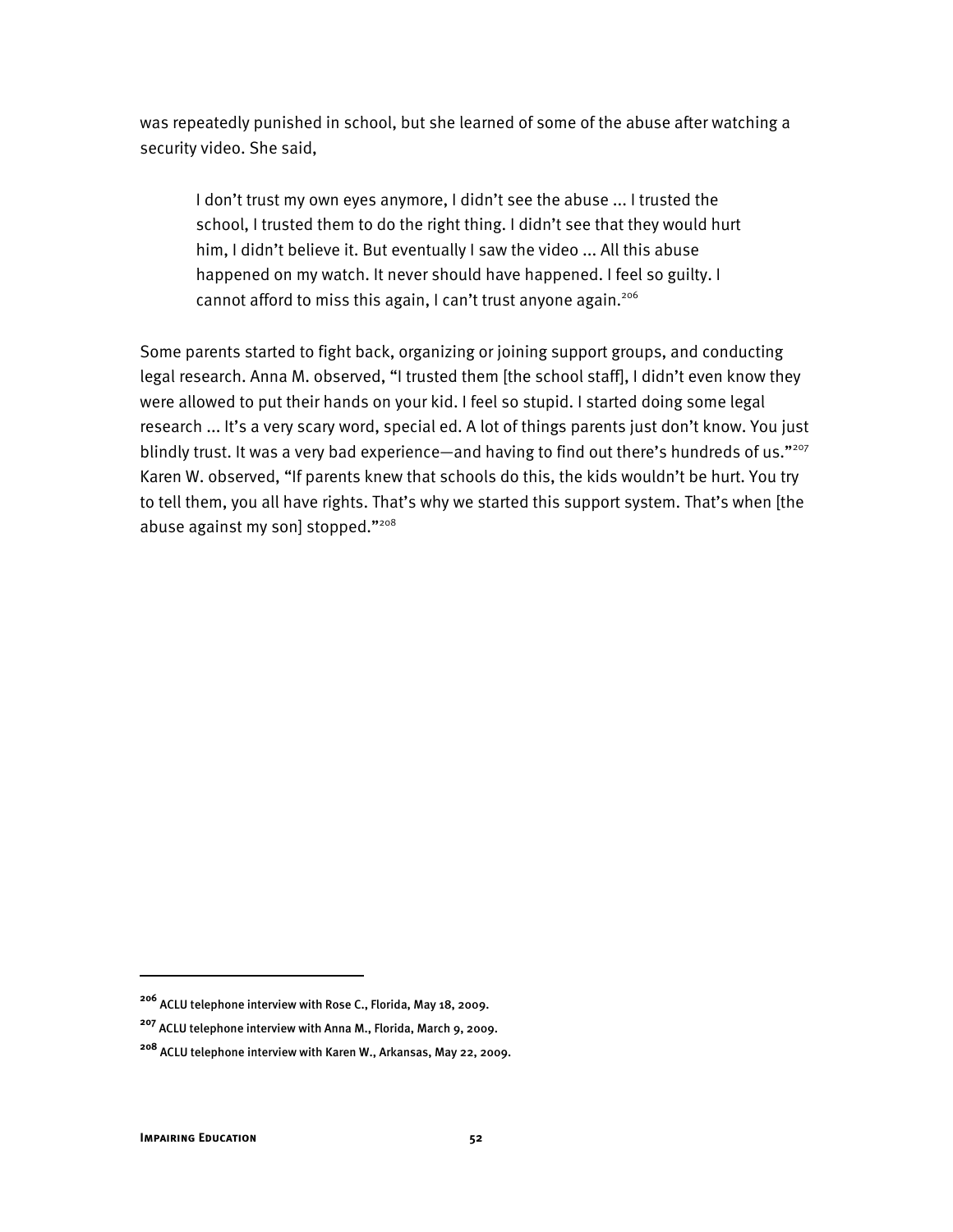was repeatedly punished in school, but she learned of some of the abuse after watching a security video. She said,

> I don't trust my own eyes anymore, I didn't see the abuse ... I trusted the school, I trusted them to do the right thing. I didn't see that they would hurt him, I didn't believe it. But eventually I saw the video ... All this abuse happened on my watch. It never should have happened. I feel so guilty. I cannot afford to miss this again, I can't trust anyone again.[206]

Some parents started to fight back, organizing or joining support groups, and conducting legal research. Anna M. observed, "I trusted them [the school staff], I didn't even know they were allowed to put their hands on your kid. I feel so stupid. I started doing some legal research ... It's a very scary word, special ed. A lot of things parents just don't know. You just blindly trust. It was a very bad experience—and having to find out there's hundreds of us."[207] Karen W. observed, "If parents knew that schools do this, the kids wouldn't be hurt. You try to tell them, you all have rights. That's why we started this support system. That's when [the abuse against my son] stopped."[208]

---

[206] ACLU telephone interview with Rose C., Florida, May 18, 2009.

[207] ACLU telephone interview with Anna M., Florida, March 9, 2009.

[208] ACLU telephone interview with Karen W., Arkansas, May 22, 2009.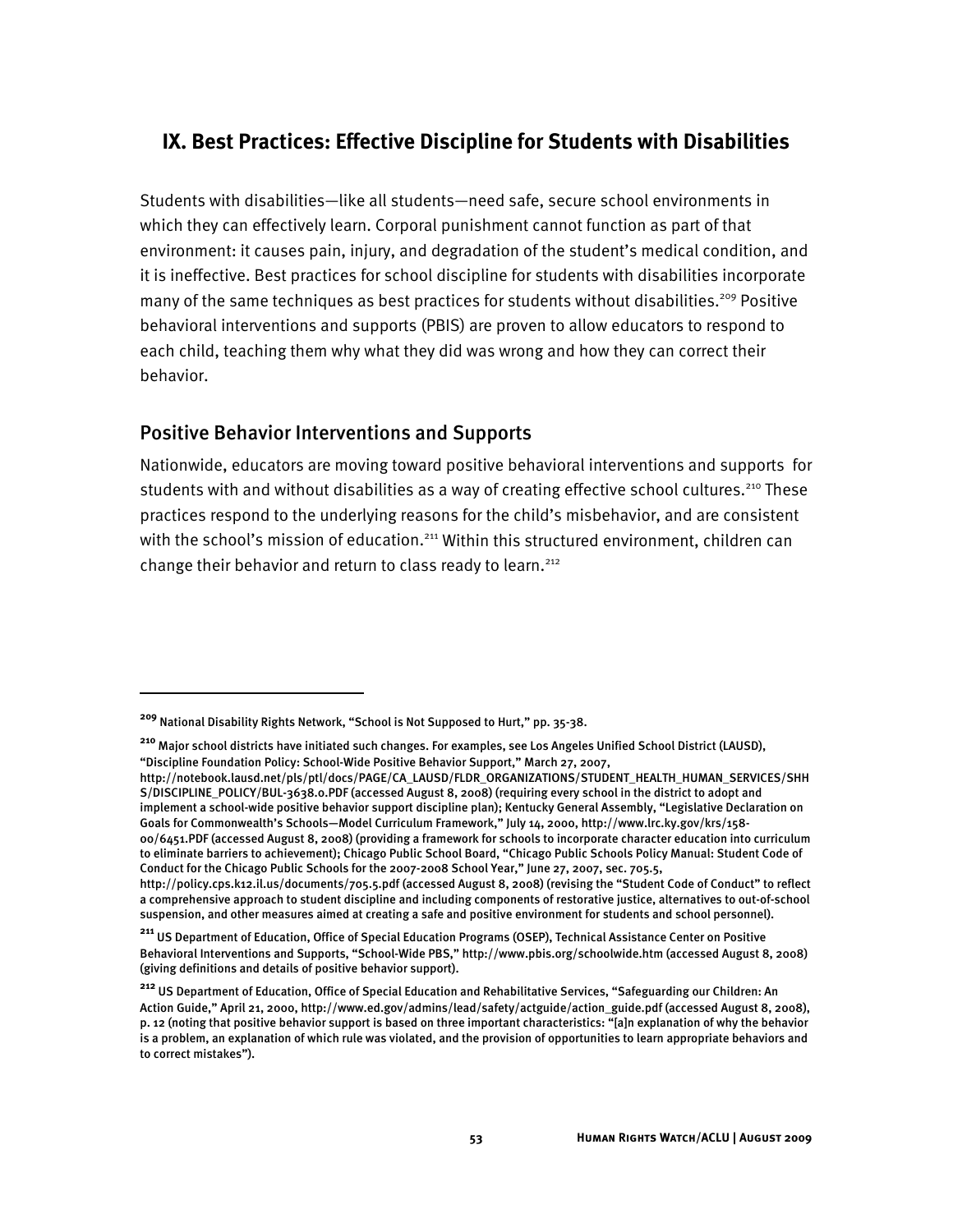## IX. Best Practices: Effective Discipline for Students with Disabilities

Students with disabilities—like all students—need safe, secure school environments in which they can effectively learn. Corporal punishment cannot function as part of that environment: it causes pain, injury, and degradation of the student's medical condition, and it is ineffective. Best practices for school discipline for students with disabilities incorporate many of the same techniques as best practices for students without disabilities.[209] Positive behavioral interventions and supports (PBIS) are proven to allow educators to respond to each child, teaching them why what they did was wrong and how they can correct their behavior.

### Positive Behavior Interventions and Supports

Nationwide, educators are moving toward positive behavioral interventions and supports for students with and without disabilities as a way of creating effective school cultures.[210] These practices respond to the underlying reasons for the child's misbehavior, and are consistent with the school's mission of education.[211] Within this structured environment, children can change their behavior and return to class ready to learn.[212]

---

[209] National Disability Rights Network, "School is Not Supposed to Hurt," pp. 35-38.

[210] Major school districts have initiated such changes. For examples, see Los Angeles Unified School District (LAUSD), "Discipline Foundation Policy: School-Wide Positive Behavior Support," March 27, 2007, http://notebook.lausd.net/pls/ptl/docs/PAGE/CA_LAUSD/FLDR_ORGANIZATIONS/STUDENT_HEALTH_HUMAN_SERVICES/SHHS/DISCIPLINE_POLICY/BUL-3638.0.PDF (accessed August 8, 2008) (requiring every school in the district to adopt and implement a school-wide positive behavior support discipline plan); Kentucky General Assembly, "Legislative Declaration on Goals for Commonwealth's Schools—Model Curriculum Framework," July 14, 2000, http://www.lrc.ky.gov/krs/158-00/6451.PDF (accessed August 8, 2008) (providing a framework for schools to incorporate character education into curriculum to eliminate barriers to achievement); Chicago Public School Board, "Chicago Public Schools Policy Manual: Student Code of Conduct for the Chicago Public Schools for the 2007-2008 School Year," June 27, 2007, sec. 705.5, http://policy.cps.k12.il.us/documents/705.5.pdf (accessed August 8, 2008) (revising the "Student Code of Conduct" to reflect a comprehensive approach to student discipline and including components of restorative justice, alternatives to out-of-school suspension, and other measures aimed at creating a safe and positive environment for students and school personnel).

[211] US Department of Education, Office of Special Education Programs (OSEP), Technical Assistance Center on Positive Behavioral Interventions and Supports, "School-Wide PBS," http://www.pbis.org/schoolwide.htm (accessed August 8, 2008) (giving definitions and details of positive behavior support).

[212] US Department of Education, Office of Special Education and Rehabilitative Services, "Safeguarding our Children: An Action Guide," April 21, 2000, http://www.ed.gov/admins/lead/safety/actguide/action_guide.pdf (accessed August 8, 2008), p. 12 (noting that positive behavior support is based on three important characteristics: "[a]n explanation of why the behavior is a problem, an explanation of which rule was violated, and the provision of opportunities to learn appropriate behaviors and to correct mistakes").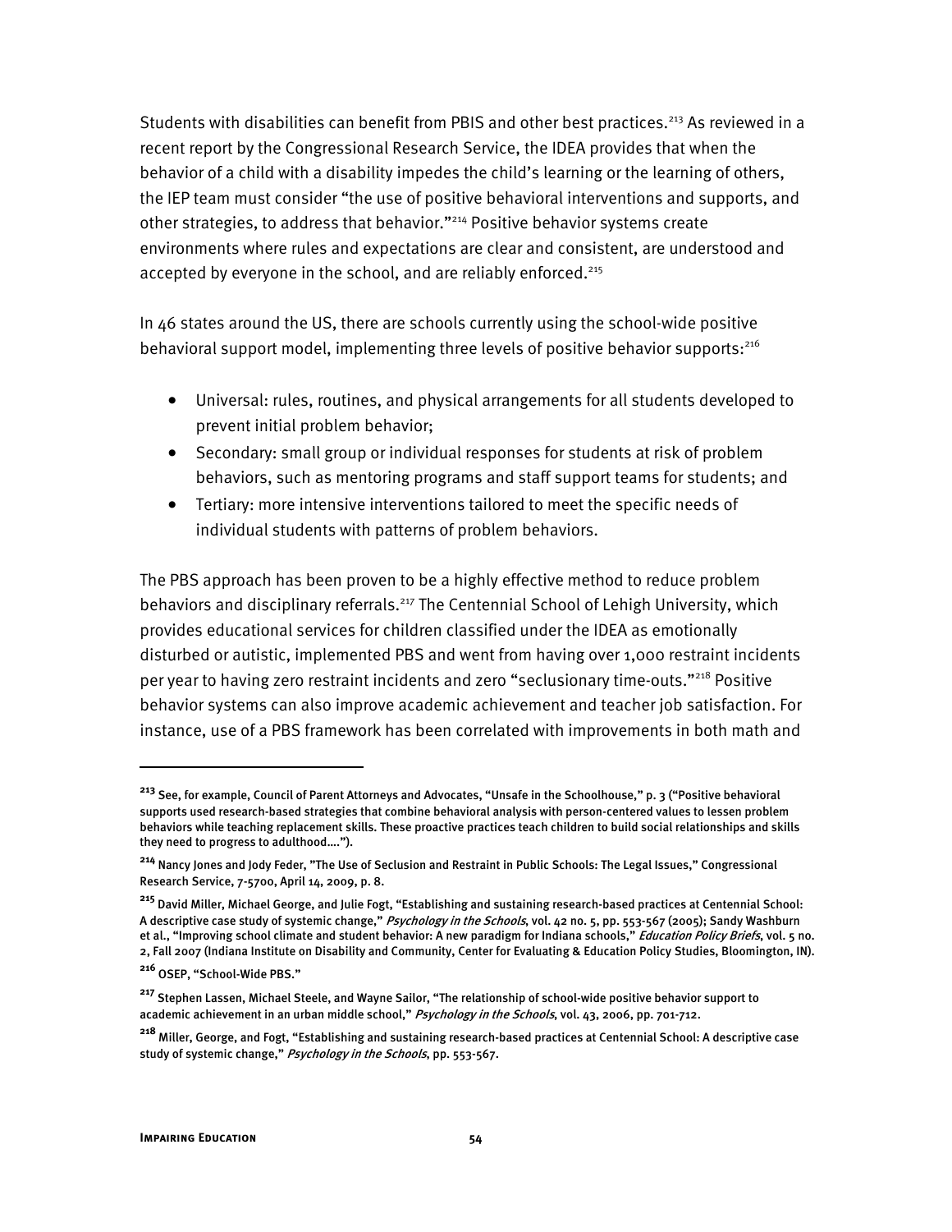Students with disabilities can benefit from PBIS and other best practices.[213] As reviewed in a recent report by the Congressional Research Service, the IDEA provides that when the behavior of a child with a disability impedes the child's learning or the learning of others, the IEP team must consider "the use of positive behavioral interventions and supports, and other strategies, to address that behavior."[214] Positive behavior systems create environments where rules and expectations are clear and consistent, are understood and accepted by everyone in the school, and are reliably enforced.[215]

In 46 states around the US, there are schools currently using the school-wide positive behavioral support model, implementing three levels of positive behavior supports:[216]

- Universal: rules, routines, and physical arrangements for all students developed to prevent initial problem behavior;
- Secondary: small group or individual responses for students at risk of problem behaviors, such as mentoring programs and staff support teams for students; and
- Tertiary: more intensive interventions tailored to meet the specific needs of individual students with patterns of problem behaviors.

The PBS approach has been proven to be a highly effective method to reduce problem behaviors and disciplinary referrals.[217] The Centennial School of Lehigh University, which provides educational services for children classified under the IDEA as emotionally disturbed or autistic, implemented PBS and went from having over 1,000 restraint incidents per year to having zero restraint incidents and zero "seclusionary time-outs."[218] Positive behavior systems can also improve academic achievement and teacher job satisfaction. For instance, use of a PBS framework has been correlated with improvements in both math and

---

[213] See, for example, Council of Parent Attorneys and Advocates, "Unsafe in the Schoolhouse," p. 3 ("Positive behavioral supports used research-based strategies that combine behavioral analysis with person-centered values to lessen problem behaviors while teaching replacement skills. These proactive practices teach children to build social relationships and skills they need to progress to adulthood….").

[214] Nancy Jones and Jody Feder, "The Use of Seclusion and Restraint in Public Schools: The Legal Issues," Congressional Research Service, 7-5700, April 14, 2009, p. 8.

[215] David Miller, Michael George, and Julie Fogt, "Establishing and sustaining research-based practices at Centennial School: A descriptive case study of systemic change," *Psychology in the Schools*, vol. 42 no. 5, pp. 553-567 (2005); Sandy Washburn et al., "Improving school climate and student behavior: A new paradigm for Indiana schools," *Education Policy Briefs*, vol. 5 no. 2, Fall 2007 (Indiana Institute on Disability and Community, Center for Evaluating & Education Policy Studies, Bloomington, IN).

[216] OSEP, "School-Wide PBS."

[217] Stephen Lassen, Michael Steele, and Wayne Sailor, "The relationship of school-wide positive behavior support to academic achievement in an urban middle school," *Psychology in the Schools*, vol. 43, 2006, pp. 701-712.

[218] Miller, George, and Fogt, "Establishing and sustaining research-based practices at Centennial School: A descriptive case study of systemic change," *Psychology in the Schools*, pp. 553-567.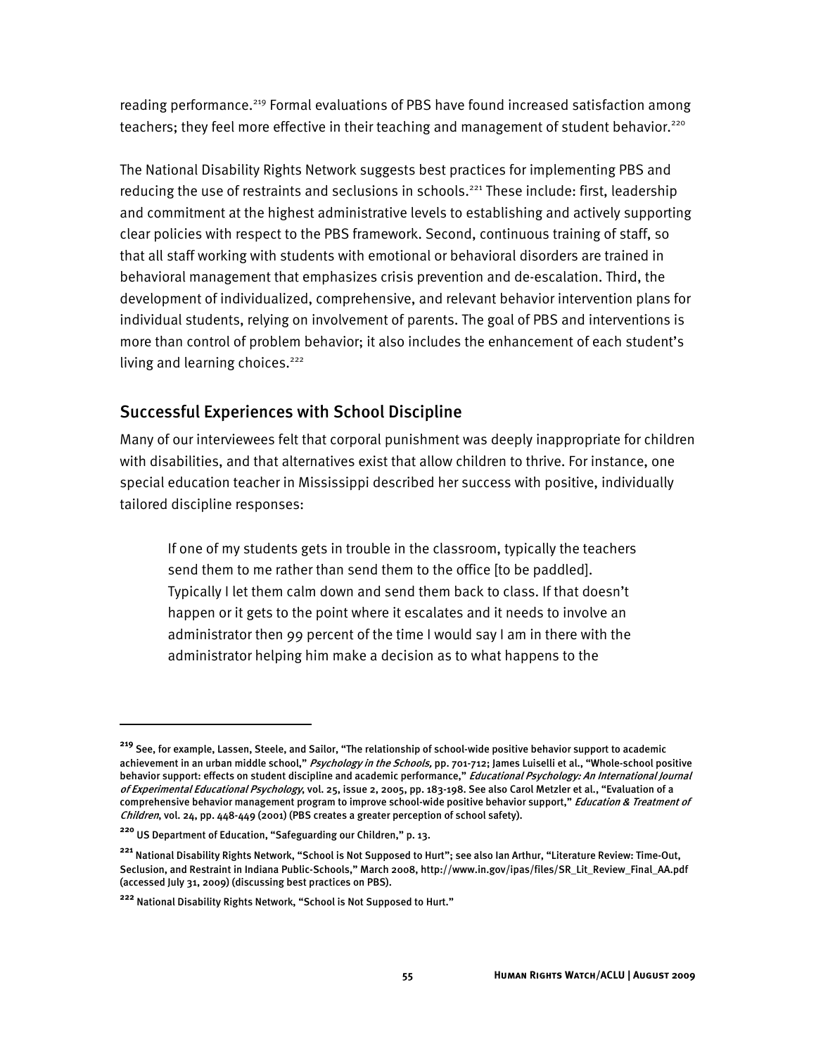reading performance.[219] Formal evaluations of PBS have found increased satisfaction among teachers; they feel more effective in their teaching and management of student behavior.[220]

The National Disability Rights Network suggests best practices for implementing PBS and reducing the use of restraints and seclusions in schools.[221] These include: first, leadership and commitment at the highest administrative levels to establishing and actively supporting clear policies with respect to the PBS framework. Second, continuous training of staff, so that all staff working with students with emotional or behavioral disorders are trained in behavioral management that emphasizes crisis prevention and de-escalation. Third, the development of individualized, comprehensive, and relevant behavior intervention plans for individual students, relying on involvement of parents. The goal of PBS and interventions is more than control of problem behavior; it also includes the enhancement of each student's living and learning choices.[222]

## Successful Experiences with School Discipline

Many of our interviewees felt that corporal punishment was deeply inappropriate for children with disabilities, and that alternatives exist that allow children to thrive. For instance, one special education teacher in Mississippi described her success with positive, individually tailored discipline responses:

> If one of my students gets in trouble in the classroom, typically the teachers send them to me rather than send them to the office [to be paddled]. Typically I let them calm down and send them back to class. If that doesn't happen or it gets to the point where it escalates and it needs to involve an administrator then 99 percent of the time I would say I am in there with the administrator helping him make a decision as to what happens to the

---

[219] See, for example, Lassen, Steele, and Sailor, "The relationship of school-wide positive behavior support to academic achievement in an urban middle school," *Psychology in the Schools,* pp. 701-712; James Luiselli et al., "Whole-school positive behavior support: effects on student discipline and academic performance," *Educational Psychology: An International Journal of Experimental Educational Psychology*, vol. 25, issue 2, 2005, pp. 183-198. See also Carol Metzler et al., "Evaluation of a comprehensive behavior management program to improve school-wide positive behavior support," *Education & Treatment of Children*, vol. 24, pp. 448-449 (2001) (PBS creates a greater perception of school safety).

[220] US Department of Education, "Safeguarding our Children," p. 13.

[221] National Disability Rights Network, "School is Not Supposed to Hurt"; see also Ian Arthur, "Literature Review: Time-Out, Seclusion, and Restraint in Indiana Public-Schools," March 2008, http://www.in.gov/ipas/files/SR_Lit_Review_Final_AA.pdf (accessed July 31, 2009) (discussing best practices on PBS).

[222] National Disability Rights Network, "School is Not Supposed to Hurt."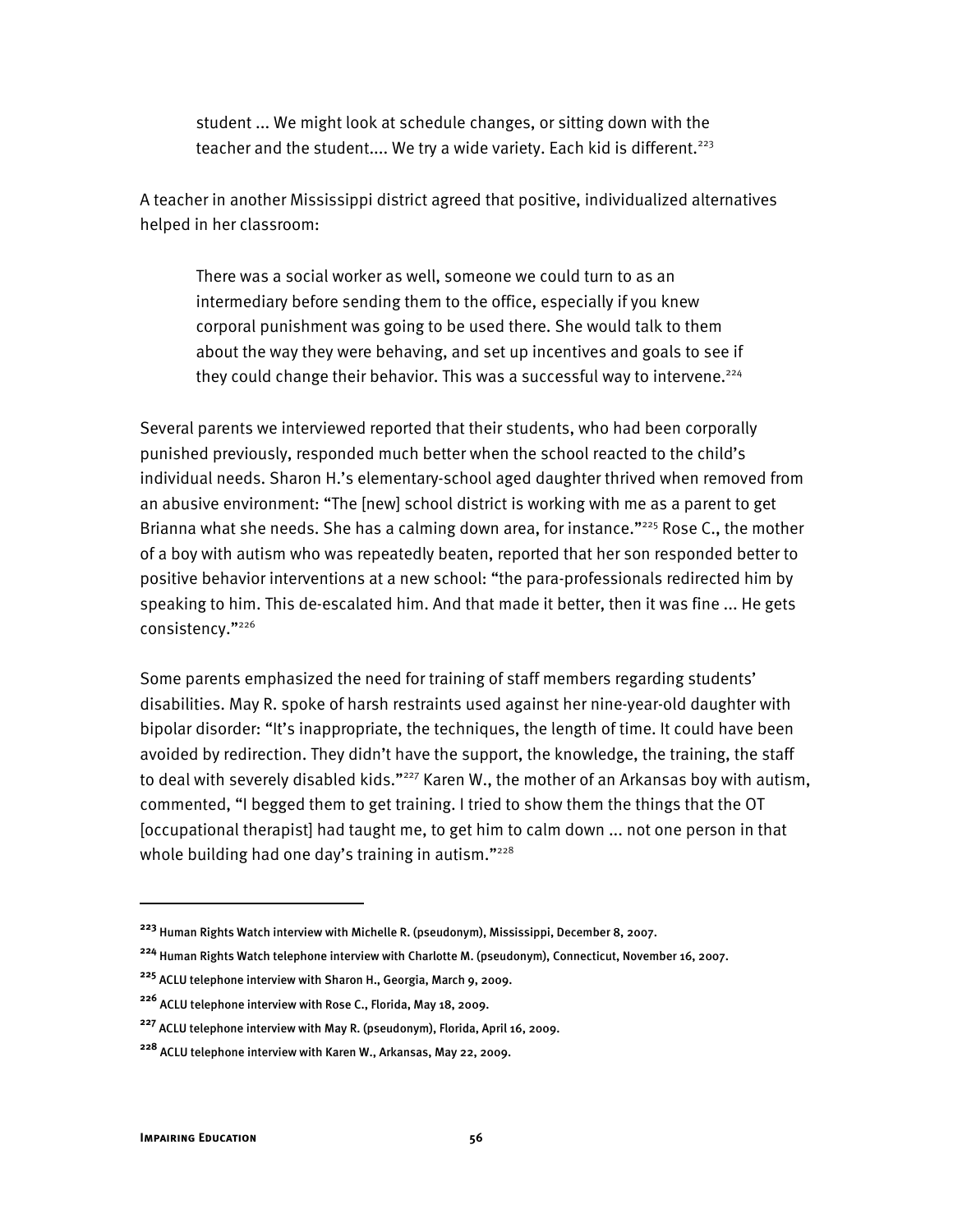> student ... We might look at schedule changes, or sitting down with the teacher and the student.... We try a wide variety. Each kid is different.[223]

A teacher in another Mississippi district agreed that positive, individualized alternatives helped in her classroom:

> There was a social worker as well, someone we could turn to as an intermediary before sending them to the office, especially if you knew corporal punishment was going to be used there. She would talk to them about the way they were behaving, and set up incentives and goals to see if they could change their behavior. This was a successful way to intervene.[224]

Several parents we interviewed reported that their students, who had been corporally punished previously, responded much better when the school reacted to the child's individual needs. Sharon H.'s elementary-school aged daughter thrived when removed from an abusive environment: "The [new] school district is working with me as a parent to get Brianna what she needs. She has a calming down area, for instance."[225] Rose C., the mother of a boy with autism who was repeatedly beaten, reported that her son responded better to positive behavior interventions at a new school: "the para-professionals redirected him by speaking to him. This de-escalated him. And that made it better, then it was fine ... He gets consistency."[226]

Some parents emphasized the need for training of staff members regarding students' disabilities. May R. spoke of harsh restraints used against her nine-year-old daughter with bipolar disorder: "It's inappropriate, the techniques, the length of time. It could have been avoided by redirection. They didn't have the support, the knowledge, the training, the staff to deal with severely disabled kids."[227] Karen W., the mother of an Arkansas boy with autism, commented, "I begged them to get training. I tried to show them the things that the OT [occupational therapist] had taught me, to get him to calm down ... not one person in that whole building had one day's training in autism."[228]

---

[223] Human Rights Watch interview with Michelle R. (pseudonym), Mississippi, December 8, 2007.

[224] Human Rights Watch telephone interview with Charlotte M. (pseudonym), Connecticut, November 16, 2007.

[225] ACLU telephone interview with Sharon H., Georgia, March 9, 2009.

[226] ACLU telephone interview with Rose C., Florida, May 18, 2009.

[227] ACLU telephone interview with May R. (pseudonym), Florida, April 16, 2009.

[228] ACLU telephone interview with Karen W., Arkansas, May 22, 2009.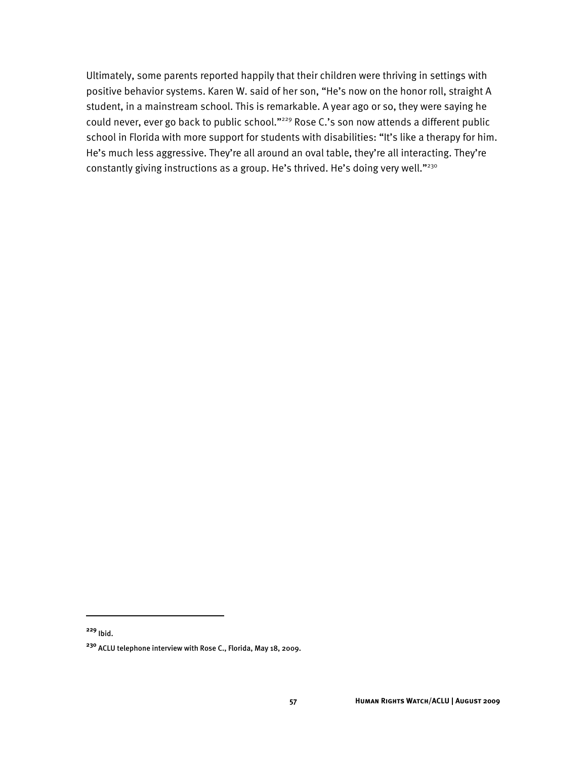Ultimately, some parents reported happily that their children were thriving in settings with positive behavior systems. Karen W. said of her son, "He's now on the honor roll, straight A student, in a mainstream school. This is remarkable. A year ago or so, they were saying he could never, ever go back to public school."[229] Rose C.'s son now attends a different public school in Florida with more support for students with disabilities: "It's like a therapy for him. He's much less aggressive. They're all around an oval table, they're all interacting. They're constantly giving instructions as a group. He's thrived. He's doing very well."[230]

---

[229] Ibid.

[230] ACLU telephone interview with Rose C., Florida, May 18, 2009.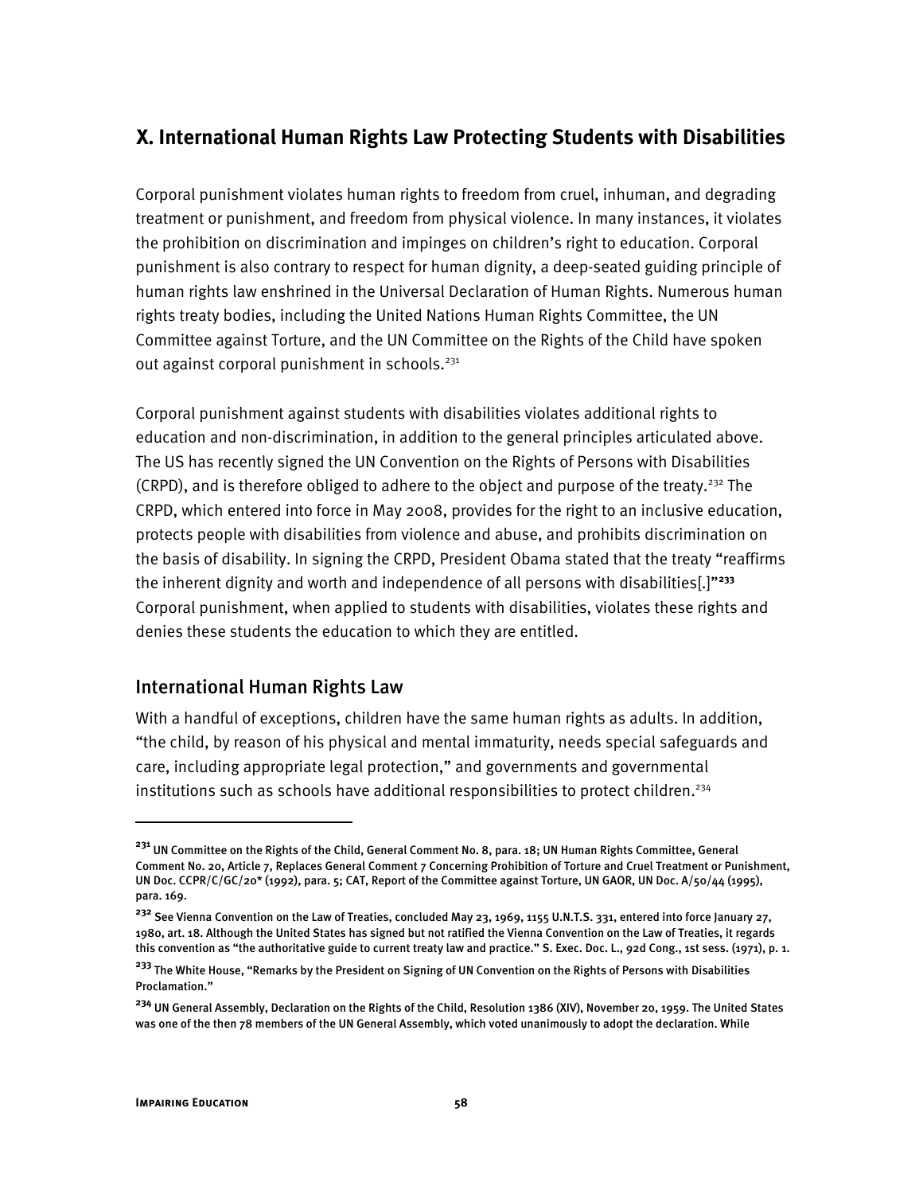## X. International Human Rights Law Protecting Students with Disabilities

Corporal punishment violates human rights to freedom from cruel, inhuman, and degrading treatment or punishment, and freedom from physical violence. In many instances, it violates the prohibition on discrimination and impinges on children's right to education. Corporal punishment is also contrary to respect for human dignity, a deep-seated guiding principle of human rights law enshrined in the Universal Declaration of Human Rights. Numerous human rights treaty bodies, including the United Nations Human Rights Committee, the UN Committee against Torture, and the UN Committee on the Rights of the Child have spoken out against corporal punishment in schools.[231]

Corporal punishment against students with disabilities violates additional rights to education and non-discrimination, in addition to the general principles articulated above. The US has recently signed the UN Convention on the Rights of Persons with Disabilities (CRPD), and is therefore obliged to adhere to the object and purpose of the treaty.[232] The CRPD, which entered into force in May 2008, provides for the right to an inclusive education, protects people with disabilities from violence and abuse, and prohibits discrimination on the basis of disability. In signing the CRPD, President Obama stated that the treaty "reaffirms the inherent dignity and worth and independence of all persons with disabilities[.]"[233] Corporal punishment, when applied to students with disabilities, violates these rights and denies these students the education to which they are entitled.

### International Human Rights Law

With a handful of exceptions, children have the same human rights as adults. In addition, "the child, by reason of his physical and mental immaturity, needs special safeguards and care, including appropriate legal protection," and governments and governmental institutions such as schools have additional responsibilities to protect children.[234]

---

[231] UN Committee on the Rights of the Child, General Comment No. 8, para. 18; UN Human Rights Committee, General Comment No. 20, Article 7, Replaces General Comment 7 Concerning Prohibition of Torture and Cruel Treatment or Punishment, UN Doc. CCPR/C/GC/20* (1992), para. 5; CAT, Report of the Committee against Torture, UN GAOR, UN Doc. A/50/44 (1995), para. 169.

[232] See Vienna Convention on the Law of Treaties, concluded May 23, 1969, 1155 U.N.T.S. 331, entered into force January 27, 1980, art. 18. Although the United States has signed but not ratified the Vienna Convention on the Law of Treaties, it regards this convention as "the authoritative guide to current treaty law and practice." S. Exec. Doc. L., 92d Cong., 1st sess. (1971), p. 1.

[233] The White House, "Remarks by the President on Signing of UN Convention on the Rights of Persons with Disabilities Proclamation."

[234] UN General Assembly, Declaration on the Rights of the Child, Resolution 1386 (XIV), November 20, 1959. The United States was one of the then 78 members of the UN General Assembly, which voted unanimously to adopt the declaration. While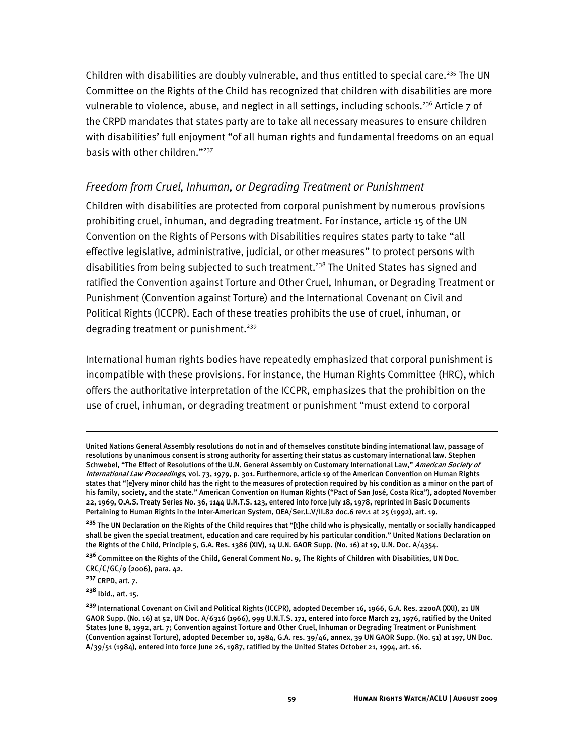Children with disabilities are doubly vulnerable, and thus entitled to special care.[235] The UN Committee on the Rights of the Child has recognized that children with disabilities are more vulnerable to violence, abuse, and neglect in all settings, including schools.[236] Article 7 of the CRPD mandates that states party are to take all necessary measures to ensure children with disabilities' full enjoyment "of all human rights and fundamental freedoms on an equal basis with other children."[237]

### *Freedom from Cruel, Inhuman, or Degrading Treatment or Punishment*

Children with disabilities are protected from corporal punishment by numerous provisions prohibiting cruel, inhuman, and degrading treatment. For instance, article 15 of the UN Convention on the Rights of Persons with Disabilities requires states party to take "all effective legislative, administrative, judicial, or other measures" to protect persons with disabilities from being subjected to such treatment.[238] The United States has signed and ratified the Convention against Torture and Other Cruel, Inhuman, or Degrading Treatment or Punishment (Convention against Torture) and the International Covenant on Civil and Political Rights (ICCPR). Each of these treaties prohibits the use of cruel, inhuman, or degrading treatment or punishment.[239]

International human rights bodies have repeatedly emphasized that corporal punishment is incompatible with these provisions. For instance, the Human Rights Committee (HRC), which offers the authoritative interpretation of the ICCPR, emphasizes that the prohibition on the use of cruel, inhuman, or degrading treatment or punishment "must extend to corporal

---

United Nations General Assembly resolutions do not in and of themselves constitute binding international law, passage of resolutions by unanimous consent is strong authority for asserting their status as customary international law. Stephen Schwebel, "The Effect of Resolutions of the U.N. General Assembly on Customary International Law," *American Society of International Law Proceedings*, vol. 73, 1979, p. 301. Furthermore, article 19 of the American Convention on Human Rights states that "[e]very minor child has the right to the measures of protection required by his condition as a minor on the part of his family, society, and the state." American Convention on Human Rights ("Pact of San José, Costa Rica"), adopted November 22, 1969, O.A.S. Treaty Series No. 36, 1144 U.N.T.S. 123, entered into force July 18, 1978, reprinted in Basic Documents Pertaining to Human Rights in the Inter-American System, OEA/Ser.L.V/II.82 doc.6 rev.1 at 25 (1992), art. 19.

[235] The UN Declaration on the Rights of the Child requires that "[t]he child who is physically, mentally or socially handicapped shall be given the special treatment, education and care required by his particular condition." United Nations Declaration on the Rights of the Child, Principle 5, G.A. Res. 1386 (XIV), 14 U.N. GAOR Supp. (No. 16) at 19, U.N. Doc. A/4354.

[236] Committee on the Rights of the Child, General Comment No. 9, The Rights of Children with Disabilities, UN Doc. CRC/C/GC/9 (2006), para. 42.

[237] CRPD, art. 7.

[238] Ibid., art. 15.

[239] International Covenant on Civil and Political Rights (ICCPR), adopted December 16, 1966, G.A. Res. 2200A (XXI), 21 UN GAOR Supp. (No. 16) at 52, UN Doc. A/6316 (1966), 999 U.N.T.S. 171, entered into force March 23, 1976, ratified by the United States June 8, 1992, art. 7; Convention against Torture and Other Cruel, Inhuman or Degrading Treatment or Punishment (Convention against Torture), adopted December 10, 1984, G.A. res. 39/46, annex, 39 UN GAOR Supp. (No. 51) at 197, UN Doc. A/39/51 (1984), entered into force June 26, 1987, ratified by the United States October 21, 1994, art. 16.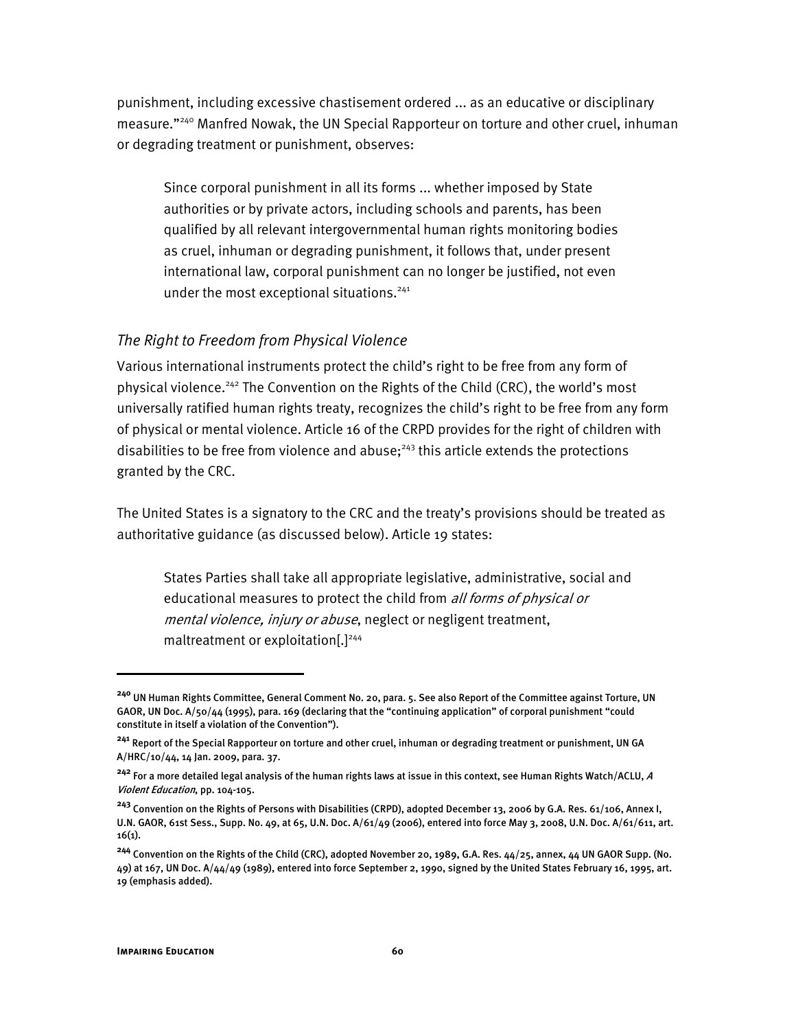punishment, including excessive chastisement ordered ... as an educative or disciplinary measure."[240] Manfred Nowak, the UN Special Rapporteur on torture and other cruel, inhuman or degrading treatment or punishment, observes:

> Since corporal punishment in all its forms ... whether imposed by State authorities or by private actors, including schools and parents, has been qualified by all relevant intergovernmental human rights monitoring bodies as cruel, inhuman or degrading punishment, it follows that, under present international law, corporal punishment can no longer be justified, not even under the most exceptional situations.[241]

### *The Right to Freedom from Physical Violence*

Various international instruments protect the child's right to be free from any form of physical violence.[242] The Convention on the Rights of the Child (CRC), the world's most universally ratified human rights treaty, recognizes the child's right to be free from any form of physical or mental violence. Article 16 of the CRPD provides for the right of children with disabilities to be free from violence and abuse;[243] this article extends the protections granted by the CRC.

The United States is a signatory to the CRC and the treaty's provisions should be treated as authoritative guidance (as discussed below). Article 19 states:

> States Parties shall take all appropriate legislative, administrative, social and educational measures to protect the child from *all forms of physical or mental violence, injury or abuse*, neglect or negligent treatment, maltreatment or exploitation[.][244]

---

**240** UN Human Rights Committee, General Comment No. 20, para. 5. See also Report of the Committee against Torture, UN GAOR, UN Doc. A/50/44 (1995), para. 169 (declaring that the "continuing application" of corporal punishment "could constitute in itself a violation of the Convention").

**241** Report of the Special Rapporteur on torture and other cruel, inhuman or degrading treatment or punishment, UN GA A/HRC/10/44, 14 Jan. 2009, para. 37.

**242** For a more detailed legal analysis of the human rights laws at issue in this context, see Human Rights Watch/ACLU, *A Violent Education*, pp. 104-105.

**243** Convention on the Rights of Persons with Disabilities (CRPD), adopted December 13, 2006 by G.A. Res. 61/106, Annex I, U.N. GAOR, 61st Sess., Supp. No. 49, at 65, U.N. Doc. A/61/49 (2006), entered into force May 3, 2008, U.N. Doc. A/61/611, art. 16(1).

**244** Convention on the Rights of the Child (CRC), adopted November 20, 1989, G.A. Res. 44/25, annex, 44 UN GAOR Supp. (No. 49) at 167, UN Doc. A/44/49 (1989), entered into force September 2, 1990, signed by the United States February 16, 1995, art. 19 (emphasis added).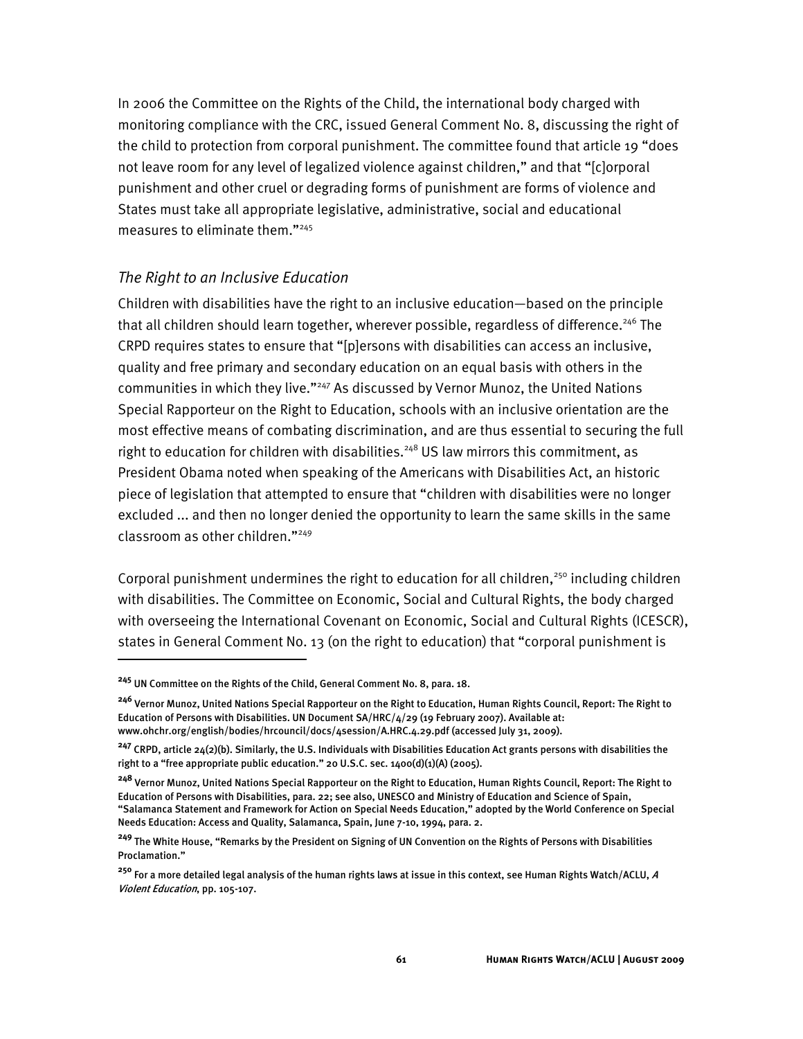In 2006 the Committee on the Rights of the Child, the international body charged with monitoring compliance with the CRC, issued General Comment No. 8, discussing the right of the child to protection from corporal punishment. The committee found that article 19 "does not leave room for any level of legalized violence against children," and that "[c]orporal punishment and other cruel or degrading forms of punishment are forms of violence and States must take all appropriate legislative, administrative, social and educational measures to eliminate them."[245]

### *The Right to an Inclusive Education*

Children with disabilities have the right to an inclusive education—based on the principle that all children should learn together, wherever possible, regardless of difference.[246] The CRPD requires states to ensure that "[p]ersons with disabilities can access an inclusive, quality and free primary and secondary education on an equal basis with others in the communities in which they live."[247] As discussed by Vernor Munoz, the United Nations Special Rapporteur on the Right to Education, schools with an inclusive orientation are the most effective means of combating discrimination, and are thus essential to securing the full right to education for children with disabilities.[248] US law mirrors this commitment, as President Obama noted when speaking of the Americans with Disabilities Act, an historic piece of legislation that attempted to ensure that "children with disabilities were no longer excluded ... and then no longer denied the opportunity to learn the same skills in the same classroom as other children."[249]

Corporal punishment undermines the right to education for all children,[250] including children with disabilities. The Committee on Economic, Social and Cultural Rights, the body charged with overseeing the International Covenant on Economic, Social and Cultural Rights (ICESCR), states in General Comment No. 13 (on the right to education) that "corporal punishment is

---

[245] UN Committee on the Rights of the Child, General Comment No. 8, para. 18.

[246] Vernor Munoz, United Nations Special Rapporteur on the Right to Education, Human Rights Council, Report: The Right to Education of Persons with Disabilities. UN Document SA/HRC/4/29 (19 February 2007). Available at: www.ohchr.org/english/bodies/hrcouncil/docs/4session/A.HRC.4.29.pdf (accessed July 31, 2009).

[247] CRPD, article 24(2)(b). Similarly, the U.S. Individuals with Disabilities Education Act grants persons with disabilities the right to a "free appropriate public education." 20 U.S.C. sec. 1400(d)(1)(A) (2005).

[248] Vernor Munoz, United Nations Special Rapporteur on the Right to Education, Human Rights Council, Report: The Right to Education of Persons with Disabilities, para. 22; see also, UNESCO and Ministry of Education and Science of Spain, "Salamanca Statement and Framework for Action on Special Needs Education," adopted by the World Conference on Special Needs Education: Access and Quality, Salamanca, Spain, June 7-10, 1994, para. 2.

[249] The White House, "Remarks by the President on Signing of UN Convention on the Rights of Persons with Disabilities Proclamation."

[250] For a more detailed legal analysis of the human rights laws at issue in this context, see Human Rights Watch/ACLU, *A Violent Education*, pp. 105-107.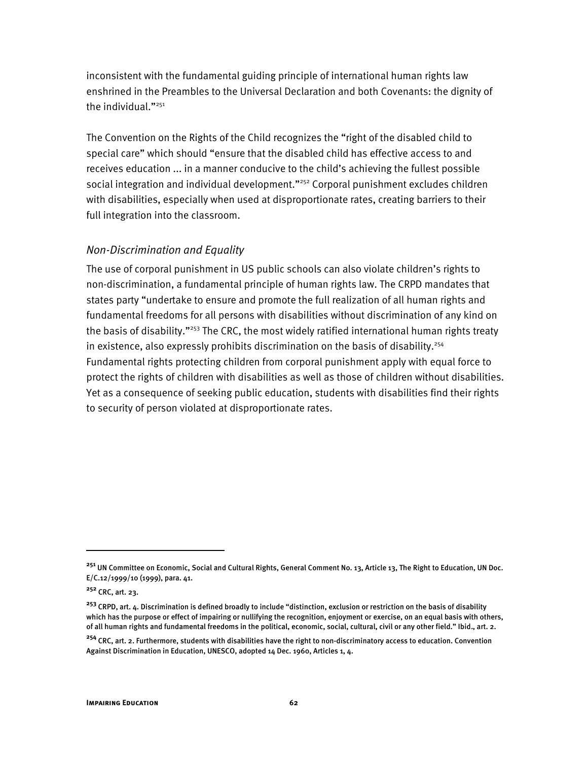inconsistent with the fundamental guiding principle of international human rights law enshrined in the Preambles to the Universal Declaration and both Covenants: the dignity of the individual."[251]

The Convention on the Rights of the Child recognizes the "right of the disabled child to special care" which should "ensure that the disabled child has effective access to and receives education ... in a manner conducive to the child's achieving the fullest possible social integration and individual development."[252] Corporal punishment excludes children with disabilities, especially when used at disproportionate rates, creating barriers to their full integration into the classroom.

### *Non-Discrimination and Equality*

The use of corporal punishment in US public schools can also violate children's rights to non-discrimination, a fundamental principle of human rights law. The CRPD mandates that states party "undertake to ensure and promote the full realization of all human rights and fundamental freedoms for all persons with disabilities without discrimination of any kind on the basis of disability."[253] The CRC, the most widely ratified international human rights treaty in existence, also expressly prohibits discrimination on the basis of disability.[254] Fundamental rights protecting children from corporal punishment apply with equal force to protect the rights of children with disabilities as well as those of children without disabilities. Yet as a consequence of seeking public education, students with disabilities find their rights to security of person violated at disproportionate rates.

---

[251] UN Committee on Economic, Social and Cultural Rights, General Comment No. 13, Article 13, The Right to Education, UN Doc. E/C.12/1999/10 (1999), para. 41.

[252] CRC, art. 23.

[253] CRPD, art. 4. Discrimination is defined broadly to include "distinction, exclusion or restriction on the basis of disability which has the purpose or effect of impairing or nullifying the recognition, enjoyment or exercise, on an equal basis with others, of all human rights and fundamental freedoms in the political, economic, social, cultural, civil or any other field." Ibid., art. 2.

[254] CRC, art. 2. Furthermore, students with disabilities have the right to non-discriminatory access to education. Convention Against Discrimination in Education, UNESCO, adopted 14 Dec. 1960, Articles 1, 4.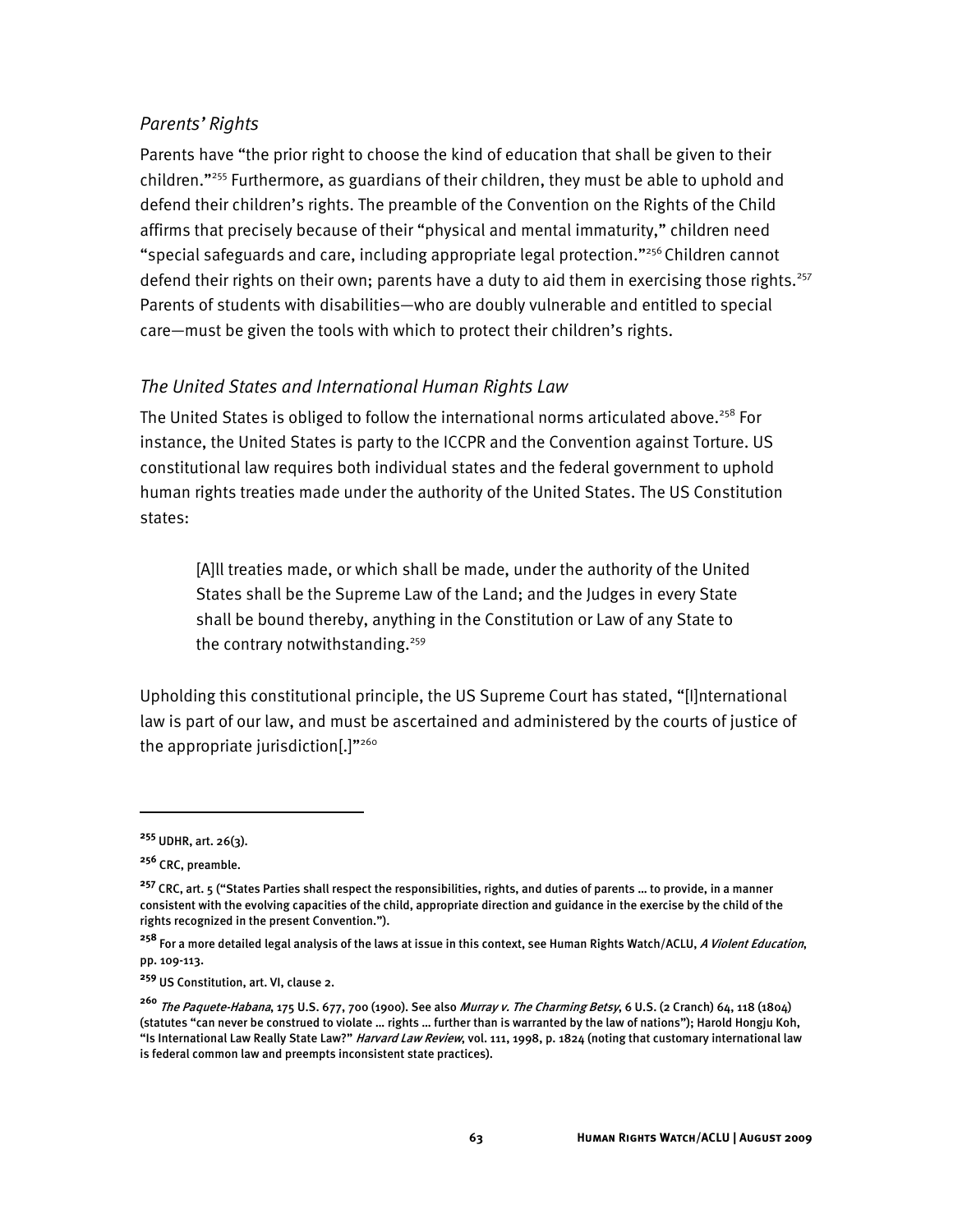### *Parents' Rights*

Parents have "the prior right to choose the kind of education that shall be given to their children."[255] Furthermore, as guardians of their children, they must be able to uphold and defend their children's rights. The preamble of the Convention on the Rights of the Child affirms that precisely because of their "physical and mental immaturity," children need "special safeguards and care, including appropriate legal protection."[256] Children cannot defend their rights on their own; parents have a duty to aid them in exercising those rights.[257] Parents of students with disabilities—who are doubly vulnerable and entitled to special care—must be given the tools with which to protect their children's rights.

### *The United States and International Human Rights Law*

The United States is obliged to follow the international norms articulated above.[258] For instance, the United States is party to the ICCPR and the Convention against Torture. US constitutional law requires both individual states and the federal government to uphold human rights treaties made under the authority of the United States. The US Constitution states:

> [A]ll treaties made, or which shall be made, under the authority of the United States shall be the Supreme Law of the Land; and the Judges in every State shall be bound thereby, anything in the Constitution or Law of any State to the contrary notwithstanding.[259]

Upholding this constitutional principle, the US Supreme Court has stated, "[I]nternational law is part of our law, and must be ascertained and administered by the courts of justice of the appropriate jurisdiction[.]"[260]

---

**255** UDHR, art. 26(3).

**256** CRC, preamble.

**257** CRC, art. 5 ("States Parties shall respect the responsibilities, rights, and duties of parents … to provide, in a manner consistent with the evolving capacities of the child, appropriate direction and guidance in the exercise by the child of the rights recognized in the present Convention.").

**258** For a more detailed legal analysis of the laws at issue in this context, see Human Rights Watch/ACLU, *A Violent Education*, pp. 109-113.

**259** US Constitution, art. VI, clause 2.

**260** *The Paquete-Habana*, 175 U.S. 677, 700 (1900). See also *Murray v. The Charming Betsy*, 6 U.S. (2 Cranch) 64, 118 (1804) (statutes "can never be construed to violate … rights … further than is warranted by the law of nations"); Harold Hongju Koh, "Is International Law Really State Law?" *Harvard Law Review*, vol. 111, 1998, p. 1824 (noting that customary international law is federal common law and preempts inconsistent state practices).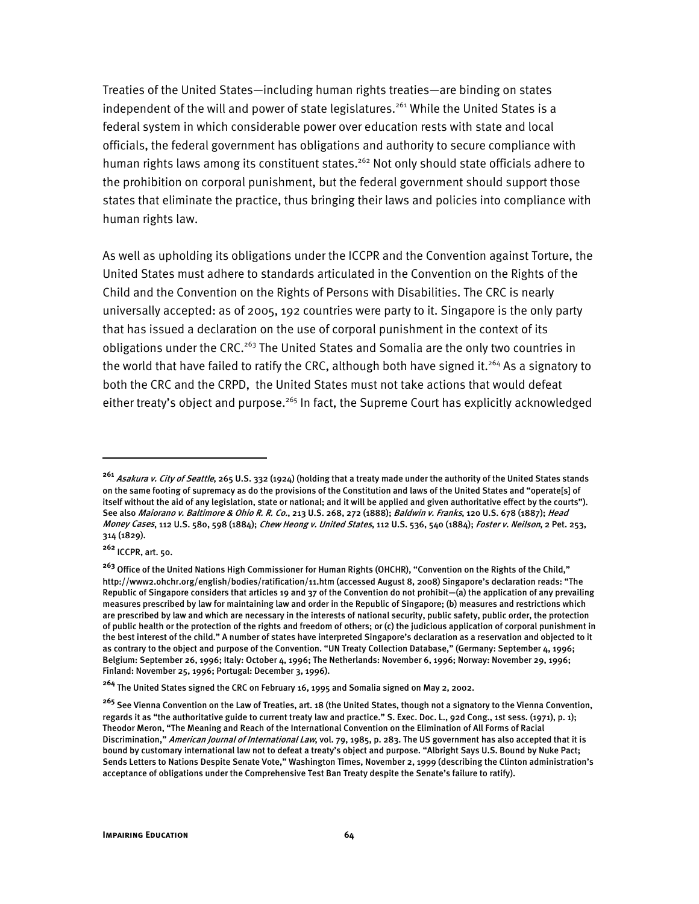Treaties of the United States—including human rights treaties—are binding on states independent of the will and power of state legislatures.[261] While the United States is a federal system in which considerable power over education rests with state and local officials, the federal government has obligations and authority to secure compliance with human rights laws among its constituent states.[262] Not only should state officials adhere to the prohibition on corporal punishment, but the federal government should support those states that eliminate the practice, thus bringing their laws and policies into compliance with human rights law.

As well as upholding its obligations under the ICCPR and the Convention against Torture, the United States must adhere to standards articulated in the Convention on the Rights of the Child and the Convention on the Rights of Persons with Disabilities. The CRC is nearly universally accepted: as of 2005, 192 countries were party to it. Singapore is the only party that has issued a declaration on the use of corporal punishment in the context of its obligations under the CRC.[263] The United States and Somalia are the only two countries in the world that have failed to ratify the CRC, although both have signed it.[264] As a signatory to both the CRC and the CRPD, the United States must not take actions that would defeat either treaty's object and purpose.[265] In fact, the Supreme Court has explicitly acknowledged

---

[261] *Asakura v. City of Seattle*, 265 U.S. 332 (1924) (holding that a treaty made under the authority of the United States stands on the same footing of supremacy as do the provisions of the Constitution and laws of the United States and "operate[s] of itself without the aid of any legislation, state or national; and it will be applied and given authoritative effect by the courts"). See also *Maiorano v. Baltimore & Ohio R. R. Co.*, 213 U.S. 268, 272 (1888); *Baldwin v. Franks*, 120 U.S. 678 (1887); *Head Money Cases*, 112 U.S. 580, 598 (1884); *Chew Heong v. United States*, 112 U.S. 536, 540 (1884); *Foster v. Neilson*, 2 Pet. 253, 314 (1829).

[262] ICCPR, art. 50.

[263] Office of the United Nations High Commissioner for Human Rights (OHCHR), "Convention on the Rights of the Child," http://www2.ohchr.org/english/bodies/ratification/11.htm (accessed August 8, 2008) Singapore's declaration reads: "The Republic of Singapore considers that articles 19 and 37 of the Convention do not prohibit—(a) the application of any prevailing measures prescribed by law for maintaining law and order in the Republic of Singapore; (b) measures and restrictions which are prescribed by law and which are necessary in the interests of national security, public safety, public order, the protection of public health or the protection of the rights and freedom of others; or (c) the judicious application of corporal punishment in the best interest of the child." A number of states have interpreted Singapore's declaration as a reservation and objected to it as contrary to the object and purpose of the Convention. "UN Treaty Collection Database," (Germany: September 4, 1996; Belgium: September 26, 1996; Italy: October 4, 1996; The Netherlands: November 6, 1996; Norway: November 29, 1996; Finland: November 25, 1996; Portugal: December 3, 1996).

[264] The United States signed the CRC on February 16, 1995 and Somalia signed on May 2, 2002.

[265] See Vienna Convention on the Law of Treaties, art. 18 (the United States, though not a signatory to the Vienna Convention, regards it as "the authoritative guide to current treaty law and practice." S. Exec. Doc. L., 92d Cong., 1st sess. (1971), p. 1); Theodor Meron, "The Meaning and Reach of the International Convention on the Elimination of All Forms of Racial Discrimination," *American Journal of International Law*, vol. 79, 1985, p. 283. The US government has also accepted that it is bound by customary international law not to defeat a treaty's object and purpose. "Albright Says U.S. Bound by Nuke Pact; Sends Letters to Nations Despite Senate Vote," Washington Times, November 2, 1999 (describing the Clinton administration's acceptance of obligations under the Comprehensive Test Ban Treaty despite the Senate's failure to ratify).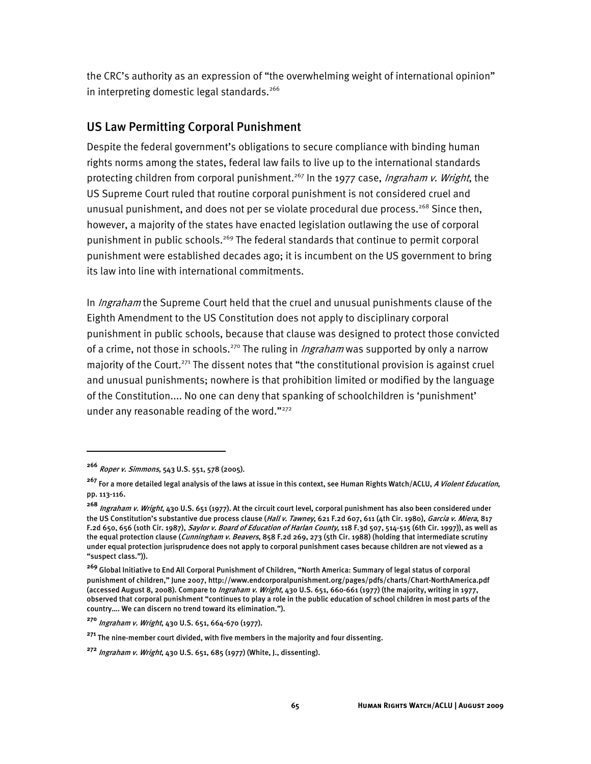the CRC's authority as an expression of "the overwhelming weight of international opinion" in interpreting domestic legal standards.[266]

## US Law Permitting Corporal Punishment

Despite the federal government's obligations to secure compliance with binding human rights norms among the states, federal law fails to live up to the international standards protecting children from corporal punishment.[267] In the 1977 case, *Ingraham v. Wright*, the US Supreme Court ruled that routine corporal punishment is not considered cruel and unusual punishment, and does not per se violate procedural due process.[268] Since then, however, a majority of the states have enacted legislation outlawing the use of corporal punishment in public schools.[269] The federal standards that continue to permit corporal punishment were established decades ago; it is incumbent on the US government to bring its law into line with international commitments.

In *Ingraham* the Supreme Court held that the cruel and unusual punishments clause of the Eighth Amendment to the US Constitution does not apply to disciplinary corporal punishment in public schools, because that clause was designed to protect those convicted of a crime, not those in schools.[270] The ruling in *Ingraham* was supported by only a narrow majority of the Court.[271] The dissent notes that "the constitutional provision is against cruel and unusual punishments; nowhere is that prohibition limited or modified by the language of the Constitution.... No one can deny that spanking of schoolchildren is 'punishment' under any reasonable reading of the word."[272]

---

[266] *Roper v. Simmons*, 543 U.S. 551, 578 (2005).

[267] For a more detailed legal analysis of the laws at issue in this context, see Human Rights Watch/ACLU, *A Violent Education*, pp. 113-116.

[268] *Ingraham v. Wright*, 430 U.S. 651 (1977). At the circuit court level, corporal punishment has also been considered under the US Constitution's substantive due process clause (*Hall v. Tawney*, 621 F.2d 607, 611 (4th Cir. 1980), *Garcia v. Miera*, 817 F.2d 650, 656 (10th Cir. 1987), *Saylor v. Board of Education of Harlan County*, 118 F.3d 507, 514-515 (6th Cir. 1997)), as well as the equal protection clause (*Cunningham v. Beavers*, 858 F.2d 269, 273 (5th Cir. 1988) (holding that intermediate scrutiny under equal protection jurisprudence does not apply to corporal punishment cases because children are not viewed as a "suspect class.")).

[269] Global Initiative to End All Corporal Punishment of Children, "North America: Summary of legal status of corporal punishment of children," June 2007, http://www.endcorporalpunishment.org/pages/pdfs/charts/Chart-NorthAmerica.pdf (accessed August 8, 2008). Compare to *Ingraham v. Wright*, 430 U.S. 651, 660-661 (1977) (the majority, writing in 1977, observed that corporal punishment "continues to play a role in the public education of school children in most parts of the country.... We can discern no trend toward its elimination.").

[270] *Ingraham v. Wright*, 430 U.S. 651, 664-670 (1977).

[271] The nine-member court divided, with five members in the majority and four dissenting.

[272] *Ingraham v. Wright*, 430 U.S. 651, 685 (1977) (White, J., dissenting).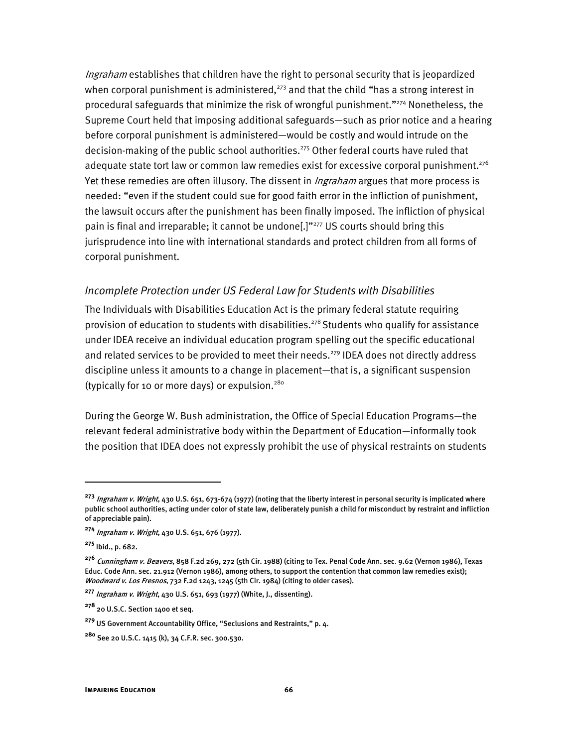*Ingraham* establishes that children have the right to personal security that is jeopardized when corporal punishment is administered,[273] and that the child "has a strong interest in procedural safeguards that minimize the risk of wrongful punishment."[274] Nonetheless, the Supreme Court held that imposing additional safeguards—such as prior notice and a hearing before corporal punishment is administered—would be costly and would intrude on the decision-making of the public school authorities.[275] Other federal courts have ruled that adequate state tort law or common law remedies exist for excessive corporal punishment.[276] Yet these remedies are often illusory. The dissent in *Ingraham* argues that more process is needed: "even if the student could sue for good faith error in the infliction of punishment, the lawsuit occurs after the punishment has been finally imposed. The infliction of physical pain is final and irreparable; it cannot be undone[.]"[277] US courts should bring this jurisprudence into line with international standards and protect children from all forms of corporal punishment.

### *Incomplete Protection under US Federal Law for Students with Disabilities*

The Individuals with Disabilities Education Act is the primary federal statute requiring provision of education to students with disabilities.[278] Students who qualify for assistance under IDEA receive an individual education program spelling out the specific educational and related services to be provided to meet their needs.[279] IDEA does not directly address discipline unless it amounts to a change in placement—that is, a significant suspension (typically for 10 or more days) or expulsion.[280]

During the George W. Bush administration, the Office of Special Education Programs—the relevant federal administrative body within the Department of Education—informally took the position that IDEA does not expressly prohibit the use of physical restraints on students

---

[273] *Ingraham v. Wright*, 430 U.S. 651, 673-674 (1977) (noting that the liberty interest in personal security is implicated where public school authorities, acting under color of state law, deliberately punish a child for misconduct by restraint and infliction of appreciable pain).

[274] *Ingraham v. Wright*, 430 U.S. 651, 676 (1977).

[275] Ibid., p. 682.

[276] *Cunningham v. Beavers*, 858 F.2d 269, 272 (5th Cir. 1988) (citing to Tex. Penal Code Ann. sec. 9.62 (Vernon 1986), Texas Educ. Code Ann. sec. 21.912 (Vernon 1986), among others, to support the contention that common law remedies exist); *Woodward v. Los Fresnos*, 732 F.2d 1243, 1245 (5th Cir. 1984) (citing to older cases).

[277] *Ingraham v. Wright*, 430 U.S. 651, 693 (1977) (White, J., dissenting).

[278] 20 U.S.C. Section 1400 et seq.

[279] US Government Accountability Office, "Seclusions and Restraints," p. 4.

[280] See 20 U.S.C. 1415 (k), 34 C.F.R. sec. 300.530.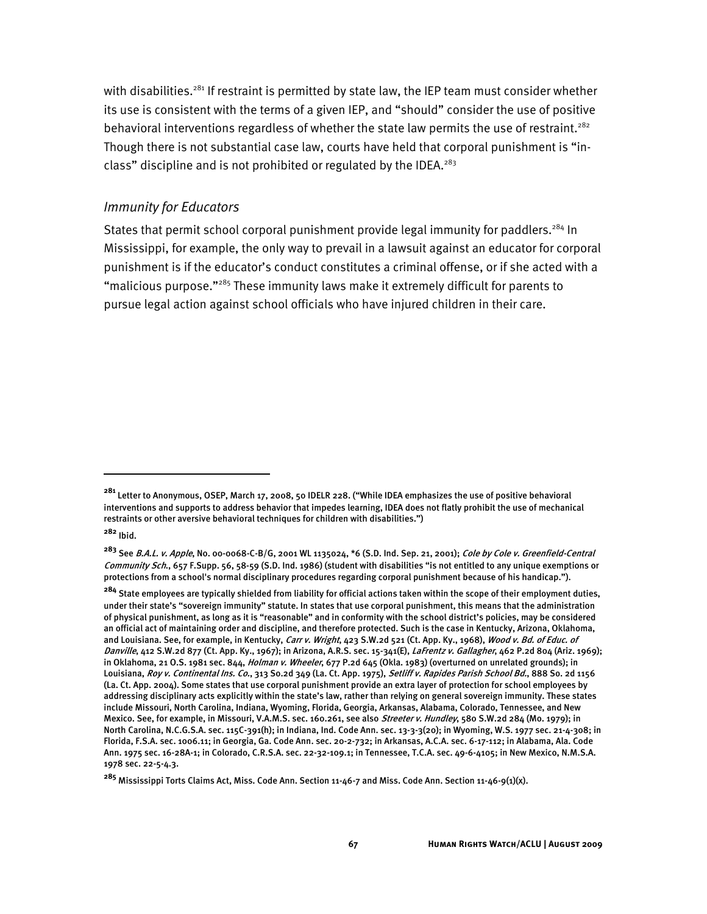with disabilities.[281] If restraint is permitted by state law, the IEP team must consider whether its use is consistent with the terms of a given IEP, and "should" consider the use of positive behavioral interventions regardless of whether the state law permits the use of restraint.[282] Though there is not substantial case law, courts have held that corporal punishment is "in-class" discipline and is not prohibited or regulated by the IDEA.[283]

### *Immunity for Educators*

States that permit school corporal punishment provide legal immunity for paddlers.[284] In Mississippi, for example, the only way to prevail in a lawsuit against an educator for corporal punishment is if the educator's conduct constitutes a criminal offense, or if she acted with a "malicious purpose."[285] These immunity laws make it extremely difficult for parents to pursue legal action against school officials who have injured children in their care.

---

[281] Letter to Anonymous, OSEP, March 17, 2008, 50 IDELR 228. ("While IDEA emphasizes the use of positive behavioral interventions and supports to address behavior that impedes learning, IDEA does not flatly prohibit the use of mechanical restraints or other aversive behavioral techniques for children with disabilities.")

[282] Ibid.

[283] See *B.A.L. v. Apple*, No. 00-0068-C-B/G, 2001 WL 1135024, *6 (S.D. Ind. Sep. 21, 2001); *Cole by Cole v. Greenfield-Central Community Sch.*, 657 F.Supp. 56, 58-59 (S.D. Ind. 1986) (student with disabilities "is not entitled to any unique exemptions or protections from a school's normal disciplinary procedures regarding corporal punishment because of his handicap.").

[284] State employees are typically shielded from liability for official actions taken within the scope of their employment duties, under their state's "sovereign immunity" statute. In states that use corporal punishment, this means that the administration of physical punishment, as long as it is "reasonable" and in conformity with the school district's policies, may be considered an official act of maintaining order and discipline, and therefore protected. Such is the case in Kentucky, Arizona, Oklahoma, and Louisiana. See, for example, in Kentucky, *Carr v. Wright*, 423 S.W.2d 521 (Ct. App. Ky., 1968), *Wood v. Bd. of Educ. of Danville*, 412 S.W.2d 877 (Ct. App. Ky., 1967); in Arizona, A.R.S. sec. 15-341(E), *LaFrentz v. Gallagher*, 462 P.2d 804 (Ariz. 1969); in Oklahoma, 21 O.S. 1981 sec. 844, *Holman v. Wheeler*, 677 P.2d 645 (Okla. 1983) (overturned on unrelated grounds); in Louisiana, *Roy v. Continental Ins. Co.*, 313 So.2d 349 (La. Ct. App. 1975), *Setliff v. Rapides Parish School Bd.*, 888 So. 2d 1156 (La. Ct. App. 2004). Some states that use corporal punishment provide an extra layer of protection for school employees by addressing disciplinary acts explicitly within the state's law, rather than relying on general sovereign immunity. These states include Missouri, North Carolina, Indiana, Wyoming, Florida, Georgia, Arkansas, Alabama, Colorado, Tennessee, and New Mexico. See, for example, in Missouri, V.A.M.S. sec. 160.261, see also *Streeter v. Hundley*, 580 S.W.2d 284 (Mo. 1979); in North Carolina, N.C.G.S.A. sec. 115C-391(h); in Indiana, Ind. Code Ann. sec. 13-3-3(20); in Wyoming, W.S. 1977 sec. 21-4-308; in Florida, F.S.A. sec. 1006.11; in Georgia, Ga. Code Ann. sec. 20-2-732; in Arkansas, A.C.A. sec. 6-17-112; in Alabama, Ala. Code Ann. 1975 sec. 16-28A-1; in Colorado, C.R.S.A. sec. 22-32-109.1; in Tennessee, T.C.A. sec. 49-6-4105; in New Mexico, N.M.S.A. 1978 sec. 22-5-4.3.

[285] Mississippi Torts Claims Act, Miss. Code Ann. Section 11-46-7 and Miss. Code Ann. Section 11-46-9(1)(x).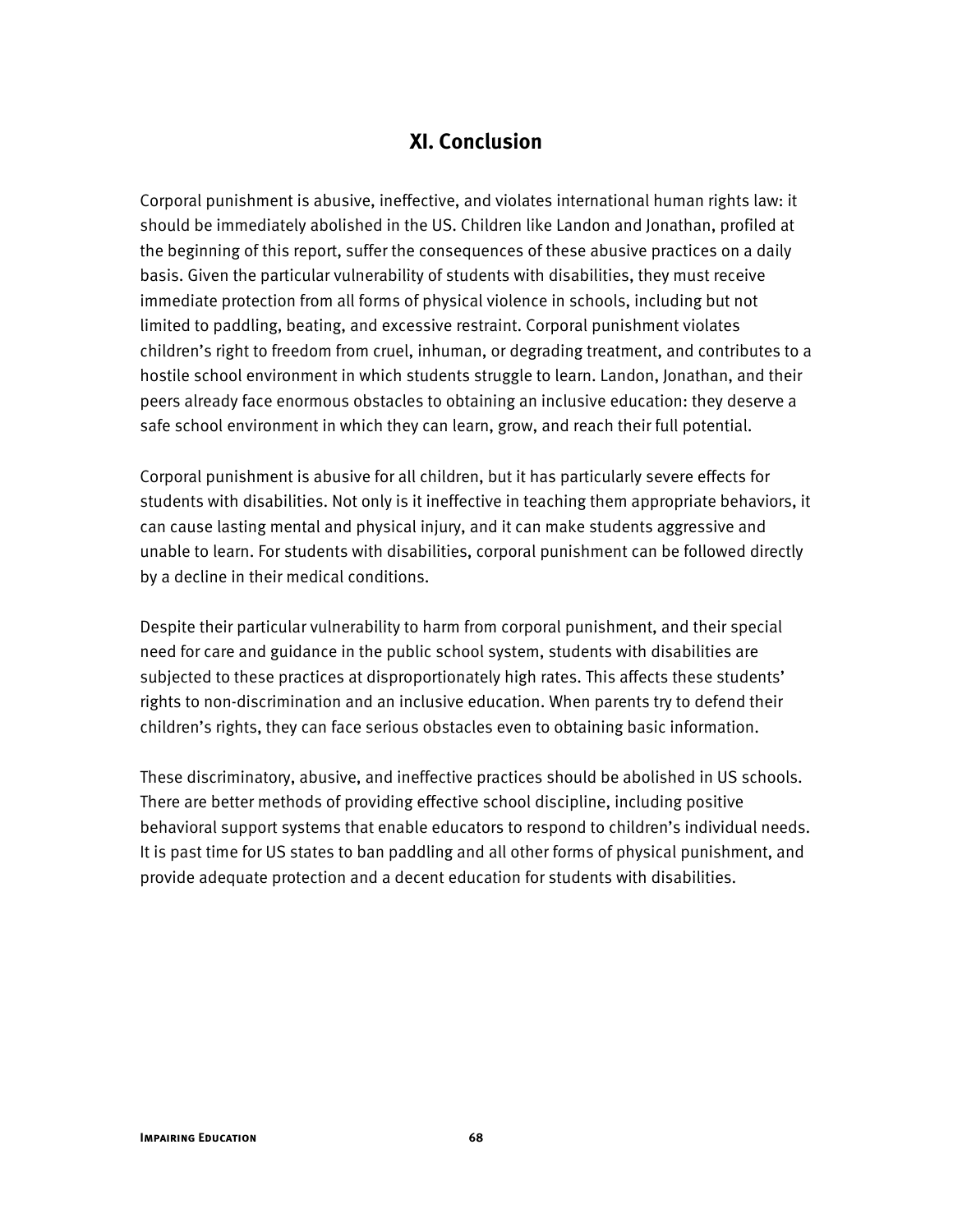## XI. Conclusion

Corporal punishment is abusive, ineffective, and violates international human rights law: it should be immediately abolished in the US. Children like Landon and Jonathan, profiled at the beginning of this report, suffer the consequences of these abusive practices on a daily basis. Given the particular vulnerability of students with disabilities, they must receive immediate protection from all forms of physical violence in schools, including but not limited to paddling, beating, and excessive restraint. Corporal punishment violates children's right to freedom from cruel, inhuman, or degrading treatment, and contributes to a hostile school environment in which students struggle to learn. Landon, Jonathan, and their peers already face enormous obstacles to obtaining an inclusive education: they deserve a safe school environment in which they can learn, grow, and reach their full potential.

Corporal punishment is abusive for all children, but it has particularly severe effects for students with disabilities. Not only is it ineffective in teaching them appropriate behaviors, it can cause lasting mental and physical injury, and it can make students aggressive and unable to learn. For students with disabilities, corporal punishment can be followed directly by a decline in their medical conditions.

Despite their particular vulnerability to harm from corporal punishment, and their special need for care and guidance in the public school system, students with disabilities are subjected to these practices at disproportionately high rates. This affects these students' rights to non-discrimination and an inclusive education. When parents try to defend their children's rights, they can face serious obstacles even to obtaining basic information.

These discriminatory, abusive, and ineffective practices should be abolished in US schools. There are better methods of providing effective school discipline, including positive behavioral support systems that enable educators to respond to children's individual needs. It is past time for US states to ban paddling and all other forms of physical punishment, and provide adequate protection and a decent education for students with disabilities.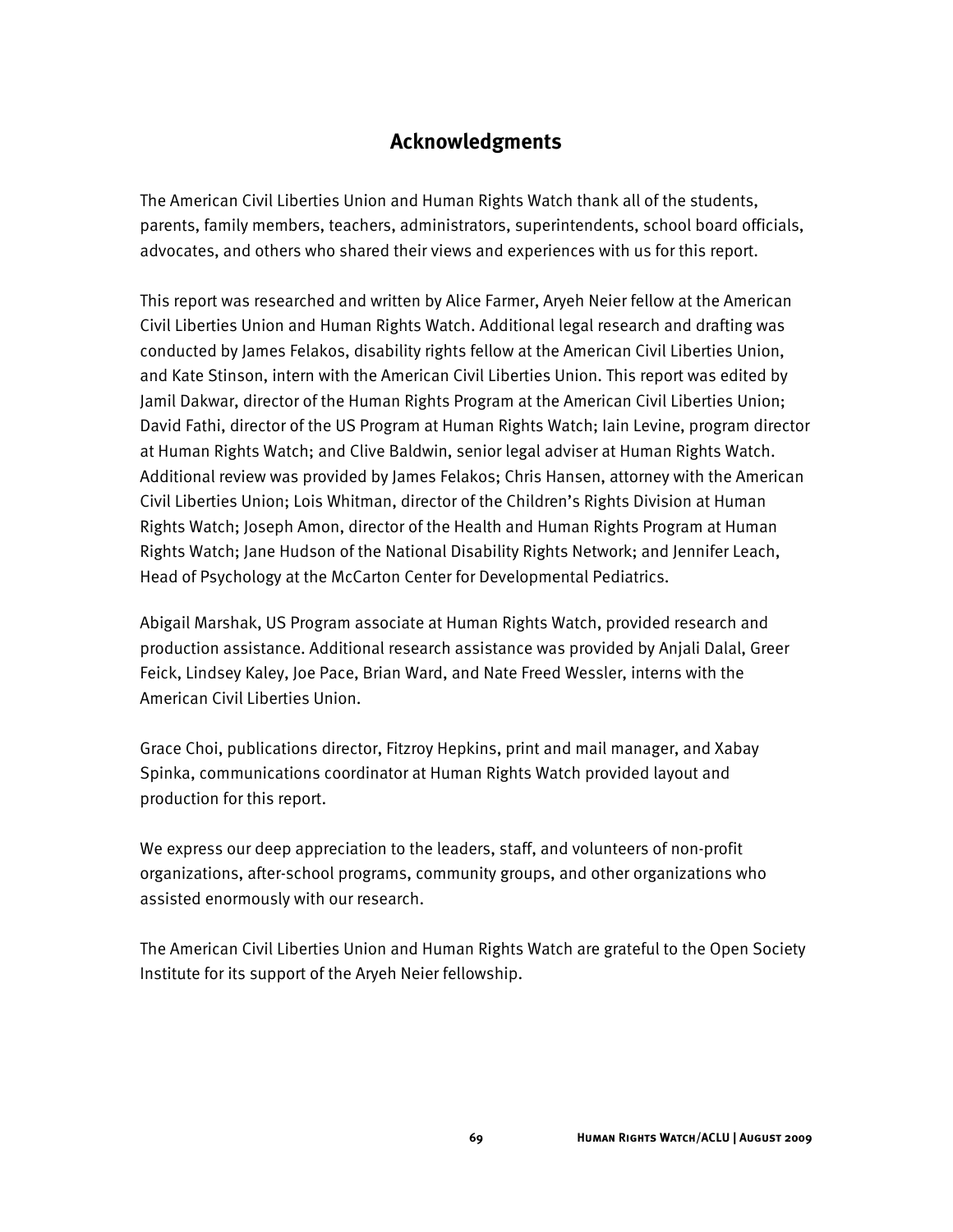## Acknowledgments

The American Civil Liberties Union and Human Rights Watch thank all of the students, parents, family members, teachers, administrators, superintendents, school board officials, advocates, and others who shared their views and experiences with us for this report.

This report was researched and written by Alice Farmer, Aryeh Neier fellow at the American Civil Liberties Union and Human Rights Watch. Additional legal research and drafting was conducted by James Felakos, disability rights fellow at the American Civil Liberties Union, and Kate Stinson, intern with the American Civil Liberties Union. This report was edited by Jamil Dakwar, director of the Human Rights Program at the American Civil Liberties Union; David Fathi, director of the US Program at Human Rights Watch; Iain Levine, program director at Human Rights Watch; and Clive Baldwin, senior legal adviser at Human Rights Watch. Additional review was provided by James Felakos; Chris Hansen, attorney with the American Civil Liberties Union; Lois Whitman, director of the Children's Rights Division at Human Rights Watch; Joseph Amon, director of the Health and Human Rights Program at Human Rights Watch; Jane Hudson of the National Disability Rights Network; and Jennifer Leach, Head of Psychology at the McCarton Center for Developmental Pediatrics.

Abigail Marshak, US Program associate at Human Rights Watch, provided research and production assistance. Additional research assistance was provided by Anjali Dalal, Greer Feick, Lindsey Kaley, Joe Pace, Brian Ward, and Nate Freed Wessler, interns with the American Civil Liberties Union.

Grace Choi, publications director, Fitzroy Hepkins, print and mail manager, and Xabay Spinka, communications coordinator at Human Rights Watch provided layout and production for this report.

We express our deep appreciation to the leaders, staff, and volunteers of non-profit organizations, after-school programs, community groups, and other organizations who assisted enormously with our research.

The American Civil Liberties Union and Human Rights Watch are grateful to the Open Society Institute for its support of the Aryeh Neier fellowship.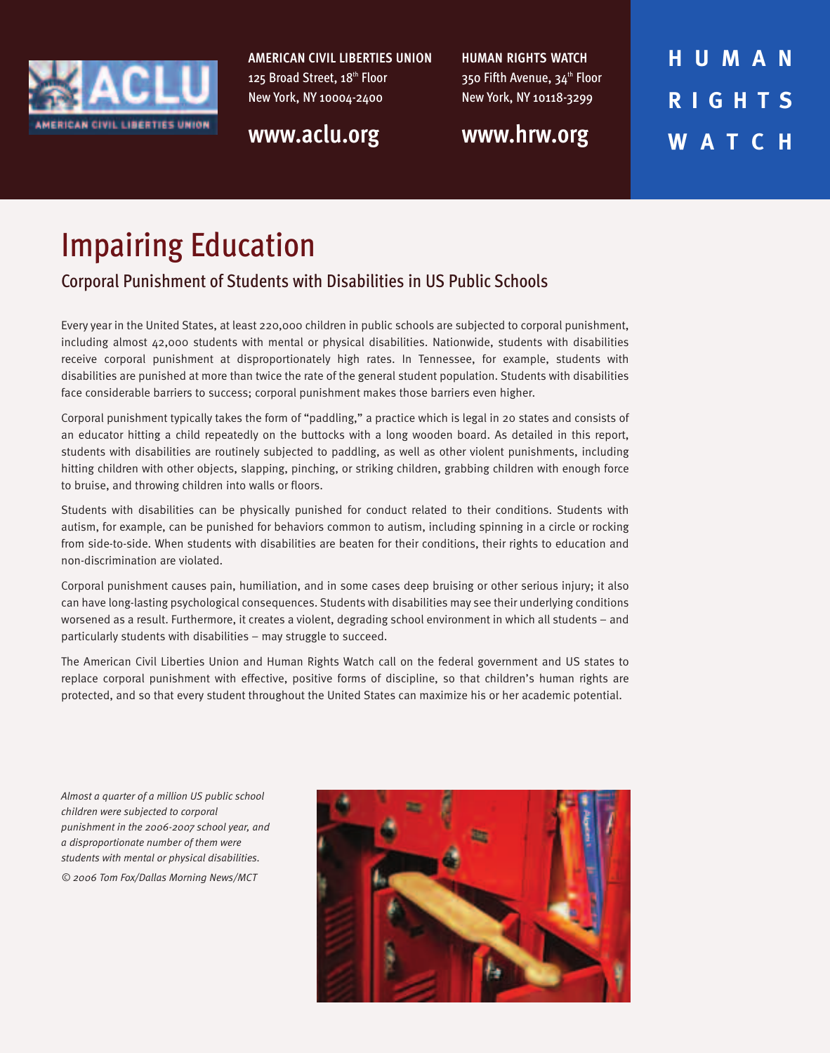AMERICAN CIVIL LIBERTIES UNION
125 Broad Street, 18th Floor
New York, NY 10004-2400

**www.aclu.org**

HUMAN RIGHTS WATCH
350 Fifth Avenue, 34th Floor
New York, NY 10118-3299

**www.hrw.org**

**HUMAN RIGHTS WATCH**

# Impairing Education

## Corporal Punishment of Students with Disabilities in US Public Schools

Every year in the United States, at least 220,000 children in public schools are subjected to corporal punishment, including almost 42,000 students with mental or physical disabilities. Nationwide, students with disabilities receive corporal punishment at disproportionately high rates. In Tennessee, for example, students with disabilities are punished at more than twice the rate of the general student population. Students with disabilities face considerable barriers to success; corporal punishment makes those barriers even higher.

Corporal punishment typically takes the form of "paddling," a practice which is legal in 20 states and consists of an educator hitting a child repeatedly on the buttocks with a long wooden board. As detailed in this report, students with disabilities are routinely subjected to paddling, as well as other violent punishments, including hitting children with other objects, slapping, pinching, or striking children, grabbing children with enough force to bruise, and throwing children into walls or floors.

Students with disabilities can be physically punished for conduct related to their conditions. Students with autism, for example, can be punished for behaviors common to autism, including spinning in a circle or rocking from side-to-side. When students with disabilities are beaten for their conditions, their rights to education and non-discrimination are violated.

Corporal punishment causes pain, humiliation, and in some cases deep bruising or other serious injury; it also can have long-lasting psychological consequences. Students with disabilities may see their underlying conditions worsened as a result. Furthermore, it creates a violent, degrading school environment in which all students – and particularly students with disabilities – may struggle to succeed.

The American Civil Liberties Union and Human Rights Watch call on the federal government and US states to replace corporal punishment with effective, positive forms of discipline, so that children's human rights are protected, and so that every student throughout the United States can maximize his or her academic potential.

*Almost a quarter of a million US public school children were subjected to corporal punishment in the 2006-2007 school year, and a disproportionate number of them were students with mental or physical disabilities.*

*© 2006 Tom Fox/Dallas Morning News/MCT*